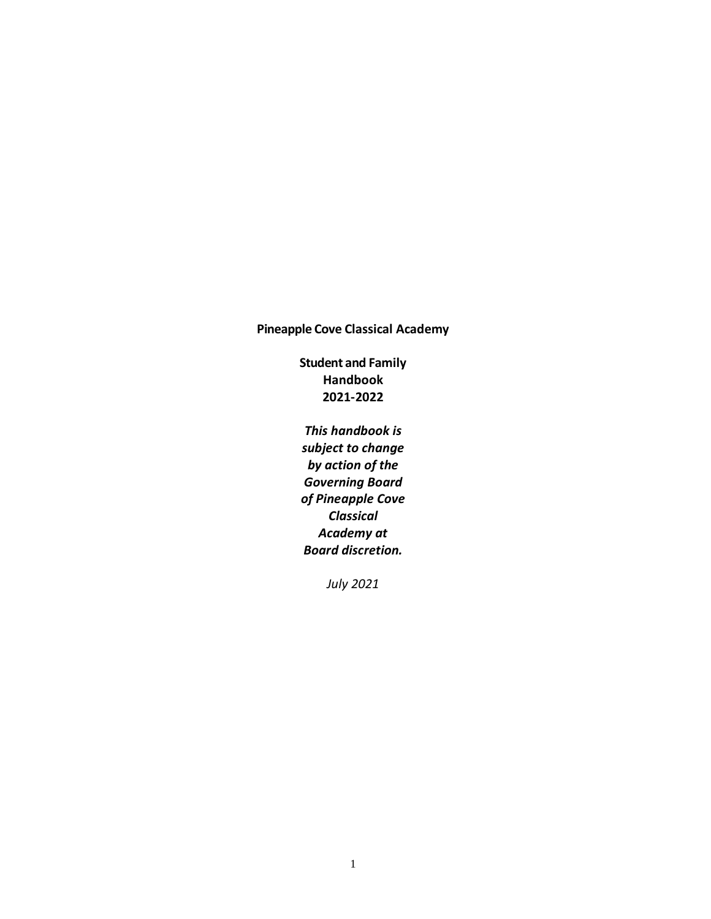**Pineapple Cove Classical Academy**

**Student and Family Handbook 2021-2022**

***This handbook is subject to change by action of the Governing Board of Pineapple Cove Classical Academy at Board discretion.***

*July 2021*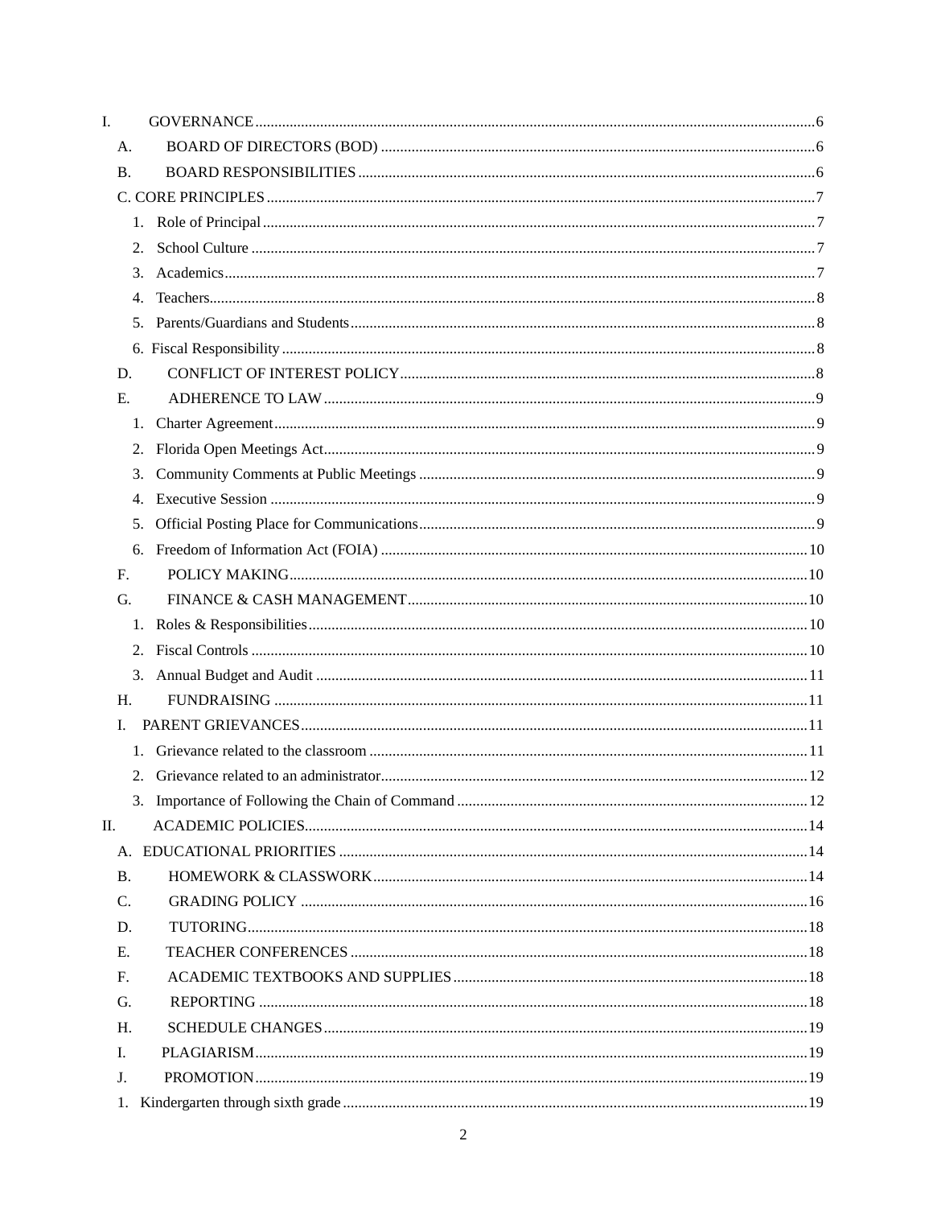- I. GOVERNANCE ..... 6
  - A. BOARD OF DIRECTORS (BOD) ..... 6
  - B. BOARD RESPONSIBILITIES ..... 6
  - C. CORE PRINCIPLES ..... 7
    - 1. Role of Principal ..... 7
    - 2. School Culture ..... 7
    - 3. Academics ..... 7
    - 4. Teachers ..... 8
    - 5. Parents/Guardians and Students ..... 8
    - 6. Fiscal Responsibility ..... 8
  - D. CONFLICT OF INTEREST POLICY ..... 8
  - E. ADHERENCE TO LAW ..... 9
    - 1. Charter Agreement ..... 9
    - 2. Florida Open Meetings Act ..... 9
    - 3. Community Comments at Public Meetings ..... 9
    - 4. Executive Session ..... 9
    - 5. Official Posting Place for Communications ..... 9
    - 6. Freedom of Information Act (FOIA) ..... 10
  - F. POLICY MAKING ..... 10
  - G. FINANCE & CASH MANAGEMENT ..... 10
    - 1. Roles & Responsibilities ..... 10
    - 2. Fiscal Controls ..... 10
    - 3. Annual Budget and Audit ..... 11
  - H. FUNDRAISING ..... 11
  - I. PARENT GRIEVANCES ..... 11
    - 1. Grievance related to the classroom ..... 11
    - 2. Grievance related to an administrator ..... 12
    - 3. Importance of Following the Chain of Command ..... 12
- II. ACADEMIC POLICIES ..... 14
  - A. EDUCATIONAL PRIORITIES ..... 14
  - B. HOMEWORK & CLASSWORK ..... 14
  - C. GRADING POLICY ..... 16
  - D. TUTORING ..... 18
  - E. TEACHER CONFERENCES ..... 18
  - F. ACADEMIC TEXTBOOKS AND SUPPLIES ..... 18
  - G. REPORTING ..... 18
  - H. SCHEDULE CHANGES ..... 19
  - I. PLAGIARISM ..... 19
  - J. PROMOTION ..... 19
  - 1. Kindergarten through sixth grade ..... 19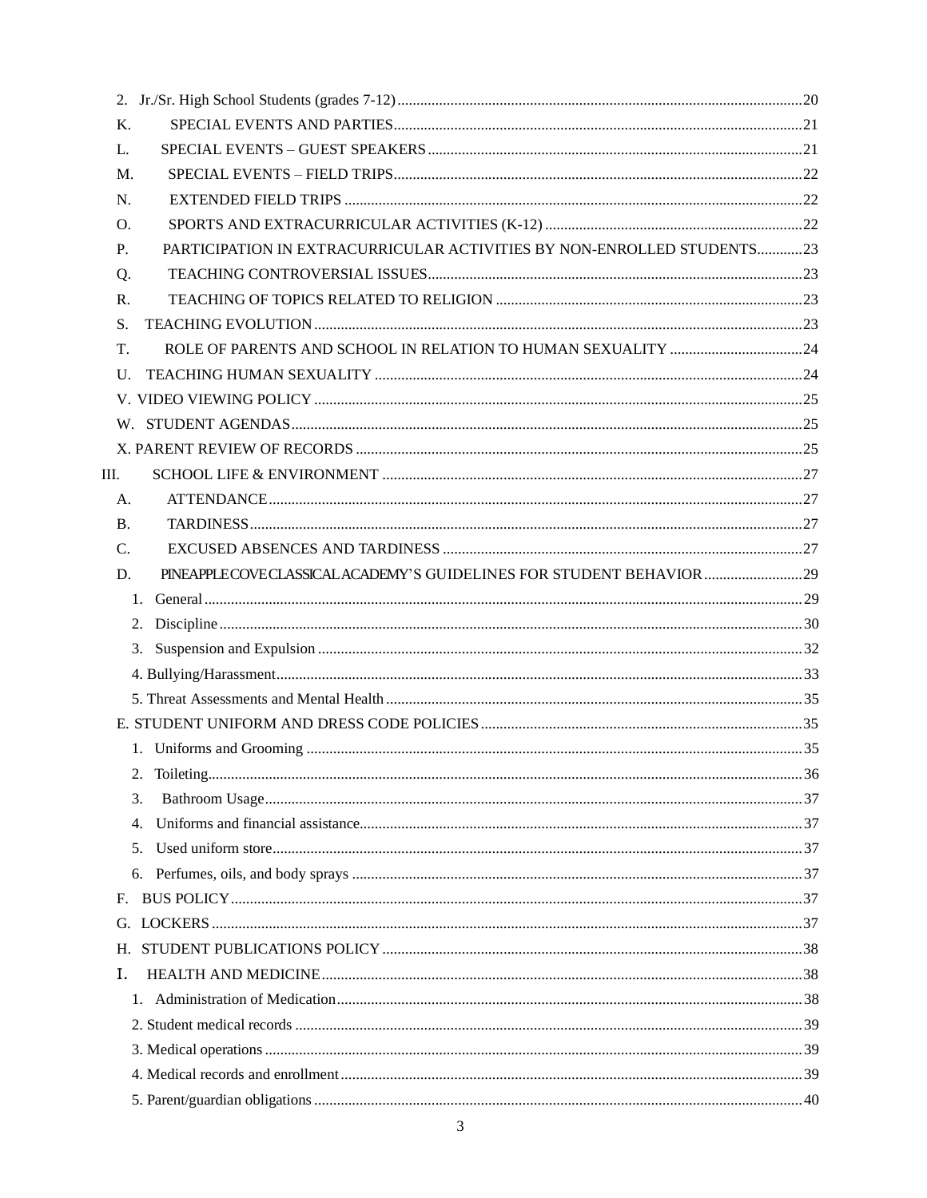2. Jr./Sr. High School Students (grades 7-12) ........................................................................................................20

K. SPECIAL EVENTS AND PARTIES ..........................................................................................................21

L. SPECIAL EVENTS – GUEST SPEAKERS .................................................................................................21

M. SPECIAL EVENTS – FIELD TRIPS ..........................................................................................................22

N. EXTENDED FIELD TRIPS .......................................................................................................................22

O. SPORTS AND EXTRACURRICULAR ACTIVITIES (K-12) ..................................................................22

P. PARTICIPATION IN EXTRACURRICULAR ACTIVITIES BY NON-ENROLLED STUDENTS ............23

Q. TEACHING CONTROVERSIAL ISSUES .................................................................................................23

R. TEACHING OF TOPICS RELATED TO RELIGION ................................................................................23

S. TEACHING EVOLUTION ..........................................................................................................................23

T. ROLE OF PARENTS AND SCHOOL IN RELATION TO HUMAN SEXUALITY ...................................24

U. TEACHING HUMAN SEXUALITY ..........................................................................................................24

V. VIDEO VIEWING POLICY .......................................................................................................................25

W. STUDENT AGENDAS ...............................................................................................................................25

X. PARENT REVIEW OF RECORDS .............................................................................................................25

III. SCHOOL LIFE & ENVIRONMENT .........................................................................................................27

A. ATTENDANCE .........................................................................................................................................27

B. TARDINESS ..............................................................................................................................................27

C. EXCUSED ABSENCES AND TARDINESS .............................................................................................27

D. PINEAPPLE COVE CLASSICAL ACADEMY'S GUIDELINES FOR STUDENT BEHAVIOR ..........................29

1. General ..........................................................................................................................................29

2. Discipline ......................................................................................................................................30

3. Suspension and Expulsion ............................................................................................................32

4. Bullying/Harassment .....................................................................................................................33

5. Threat Assessments and Mental Health ........................................................................................35

E. STUDENT UNIFORM AND DRESS CODE POLICIES ...........................................................................35

1. Uniforms and Grooming ...............................................................................................................35

2. Toileting .........................................................................................................................................36

3. Bathroom Usage ...........................................................................................................................37

4. Uniforms and financial assistance .................................................................................................37

5. Used uniform store ........................................................................................................................37

6. Perfumes, oils, and body sprays ...................................................................................................37

F. BUS POLICY ..............................................................................................................................................37

G. LOCKERS ..................................................................................................................................................37

H. STUDENT PUBLICATIONS POLICY ......................................................................................................38

I. HEALTH AND MEDICINE ..........................................................................................................................38

1. Administration of Medication .......................................................................................................38

2. Student medical records ................................................................................................................39

3. Medical operations ........................................................................................................................39

4. Medical records and enrollment ....................................................................................................39

5. Parent/guardian obligations ..........................................................................................................40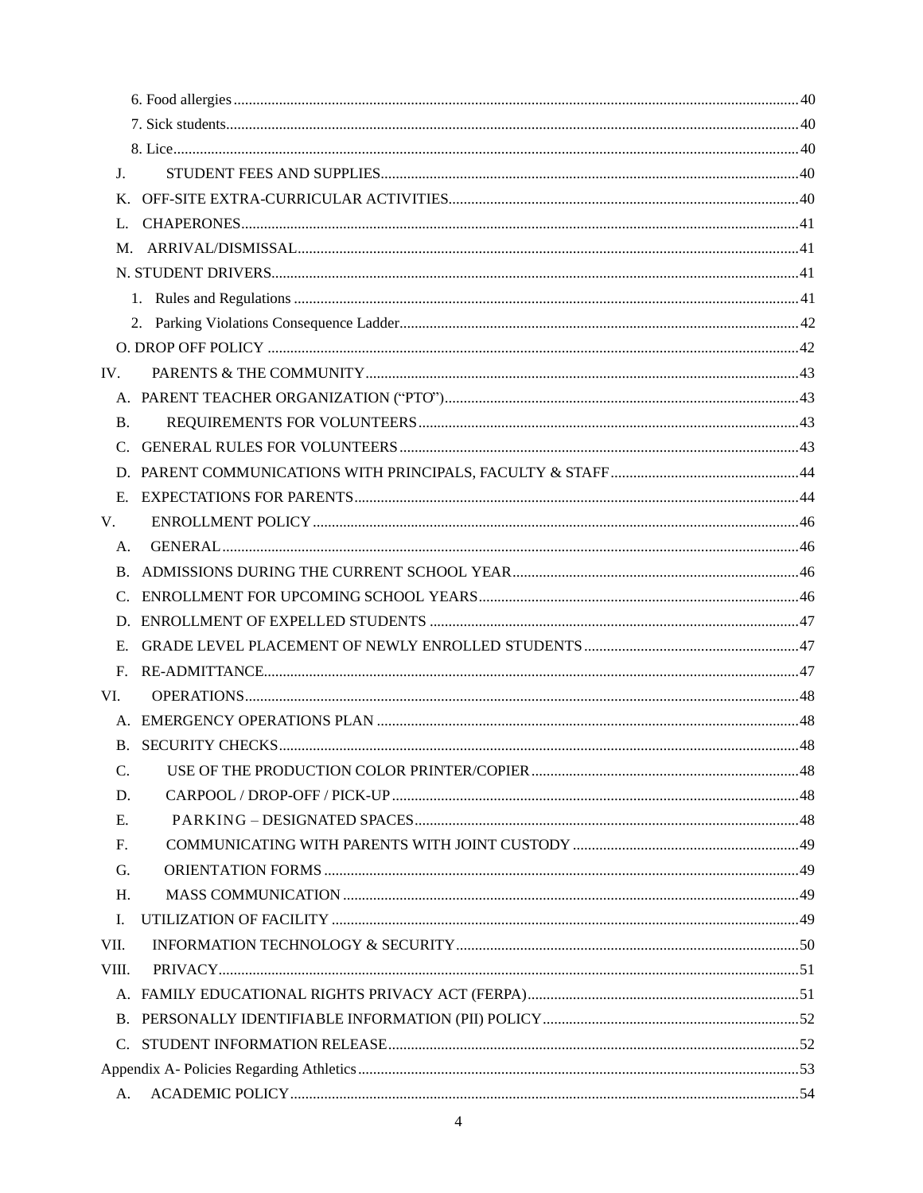6. Food allergies ........................................................................................................................................ 40

7. Sick students........................................................................................................................................ 40

8. Lice........................................................................................................................................................ 40

J. STUDENT FEES AND SUPPLIES.............................................................................................. 40

K. OFF-SITE EXTRA-CURRICULAR ACTIVITIES....................................................................... 40

L. CHAPERONES................................................................................................................................ 41

M. ARRIVAL/DISMISSAL................................................................................................................ 41

N. STUDENT DRIVERS.......................................................................................................................... 41

1. Rules and Regulations .................................................................................................................... 41

2. Parking Violations Consequence Ladder......................................................................................... 42

O. DROP OFF POLICY .......................................................................................................................... 42

IV. PARENTS & THE COMMUNITY.................................................................................................. 43

A. PARENT TEACHER ORGANIZATION (“PTO”).......................................................................... 43

B. REQUIREMENTS FOR VOLUNTEERS...................................................................................... 43

C. GENERAL RULES FOR VOLUNTEERS..................................................................................... 43

D. PARENT COMMUNICATIONS WITH PRINCIPALS, FACULTY & STAFF.............................. 44

E. EXPECTATIONS FOR PARENTS................................................................................................. 44

V. ENROLLMENT POLICY................................................................................................................... 46

A. GENERAL....................................................................................................................................... 46

B. ADMISSIONS DURING THE CURRENT SCHOOL YEAR........................................................ 46

C. ENROLLMENT FOR UPCOMING SCHOOL YEARS................................................................. 46

D. ENROLLMENT OF EXPELLED STUDENTS .............................................................................. 47

E. GRADE LEVEL PLACEMENT OF NEWLY ENROLLED STUDENTS...................................... 47

F. RE-ADMITTANCE........................................................................................................................ 47

VI. OPERATIONS................................................................................................................................. 48

A. EMERGENCY OPERATIONS PLAN ........................................................................................... 48

B. SECURITY CHECKS..................................................................................................................... 48

C. USE OF THE PRODUCTION COLOR PRINTER/COPIER.......................................................... 48

D. CARPOOL / DROP-OFF / PICK-UP.............................................................................................. 48

E. PARKING – DESIGNATED SPACES........................................................................................... 48

F. COMMUNICATING WITH PARENTS WITH JOINT CUSTODY ............................................... 49

G. ORIENTATION FORMS ............................................................................................................... 49

H. MASS COMMUNICATION .......................................................................................................... 49

I. UTILIZATION OF FACILITY ........................................................................................................ 49

VII. INFORMATION TECHNOLOGY & SECURITY........................................................................ 50

VIII. PRIVACY....................................................................................................................................... 51

A. FAMILY EDUCATIONAL RIGHTS PRIVACY ACT (FERPA)..................................................... 51

B. PERSONALLY IDENTIFIABLE INFORMATION (PII) POLICY................................................. 52

C. STUDENT INFORMATION RELEASE......................................................................................... 52

Appendix A- Policies Regarding Athletics.............................................................................................. 53

A. ACADEMIC POLICY..................................................................................................................... 54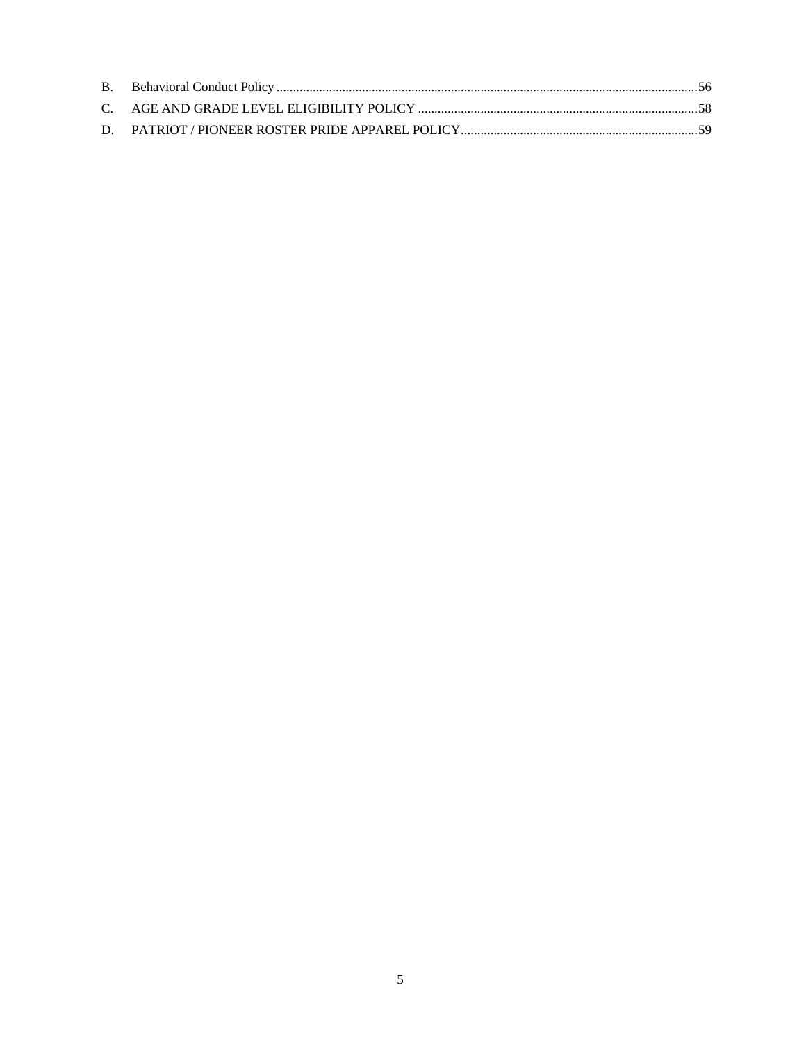B. Behavioral Conduct Policy ........................................................................................................................ 56

C. AGE AND GRADE LEVEL ELIGIBILITY POLICY ..................................................................................... 58

D. PATRIOT / PIONEER ROSTER PRIDE APPAREL POLICY ......................................................................... 59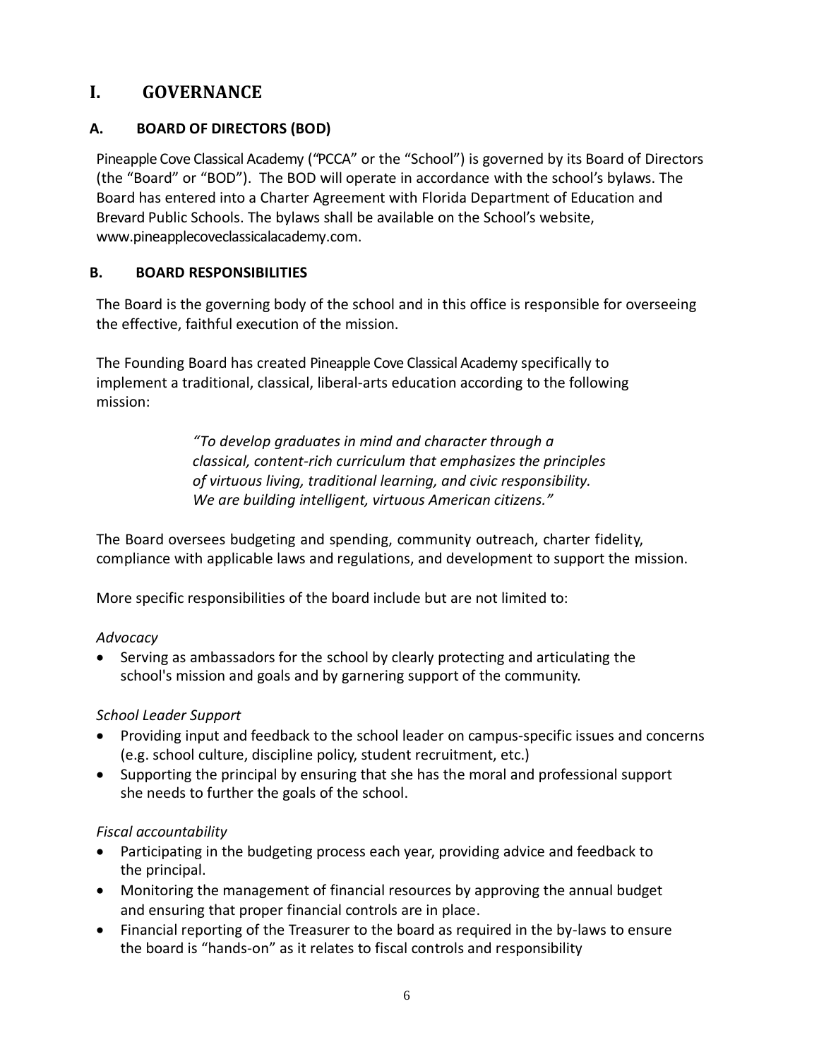# I. GOVERNANCE

## A. BOARD OF DIRECTORS (BOD)

Pineapple Cove Classical Academy (“PCCA” or the “School”) is governed by its Board of Directors (the “Board” or “BOD”). The BOD will operate in accordance with the school’s bylaws. The Board has entered into a Charter Agreement with Florida Department of Education and Brevard Public Schools. The bylaws shall be available on the School’s website, www.pineapplecoveclassicalacademy.com.

## B. BOARD RESPONSIBILITIES

The Board is the governing body of the school and in this office is responsible for overseeing the effective, faithful execution of the mission.

The Founding Board has created Pineapple Cove Classical Academy specifically to implement a traditional, classical, liberal-arts education according to the following mission:

> *“To develop graduates in mind and character through a classical, content-rich curriculum that emphasizes the principles of virtuous living, traditional learning, and civic responsibility. We are building intelligent, virtuous American citizens.”*

The Board oversees budgeting and spending, community outreach, charter fidelity, compliance with applicable laws and regulations, and development to support the mission.

More specific responsibilities of the board include but are not limited to:

*Advocacy*

- Serving as ambassadors for the school by clearly protecting and articulating the school's mission and goals and by garnering support of the community.

*School Leader Support*

- Providing input and feedback to the school leader on campus-specific issues and concerns (e.g. school culture, discipline policy, student recruitment, etc.)
- Supporting the principal by ensuring that she has the moral and professional support she needs to further the goals of the school.

*Fiscal accountability*

- Participating in the budgeting process each year, providing advice and feedback to the principal.
- Monitoring the management of financial resources by approving the annual budget and ensuring that proper financial controls are in place.
- Financial reporting of the Treasurer to the board as required in the by-laws to ensure the board is “hands-on” as it relates to fiscal controls and responsibility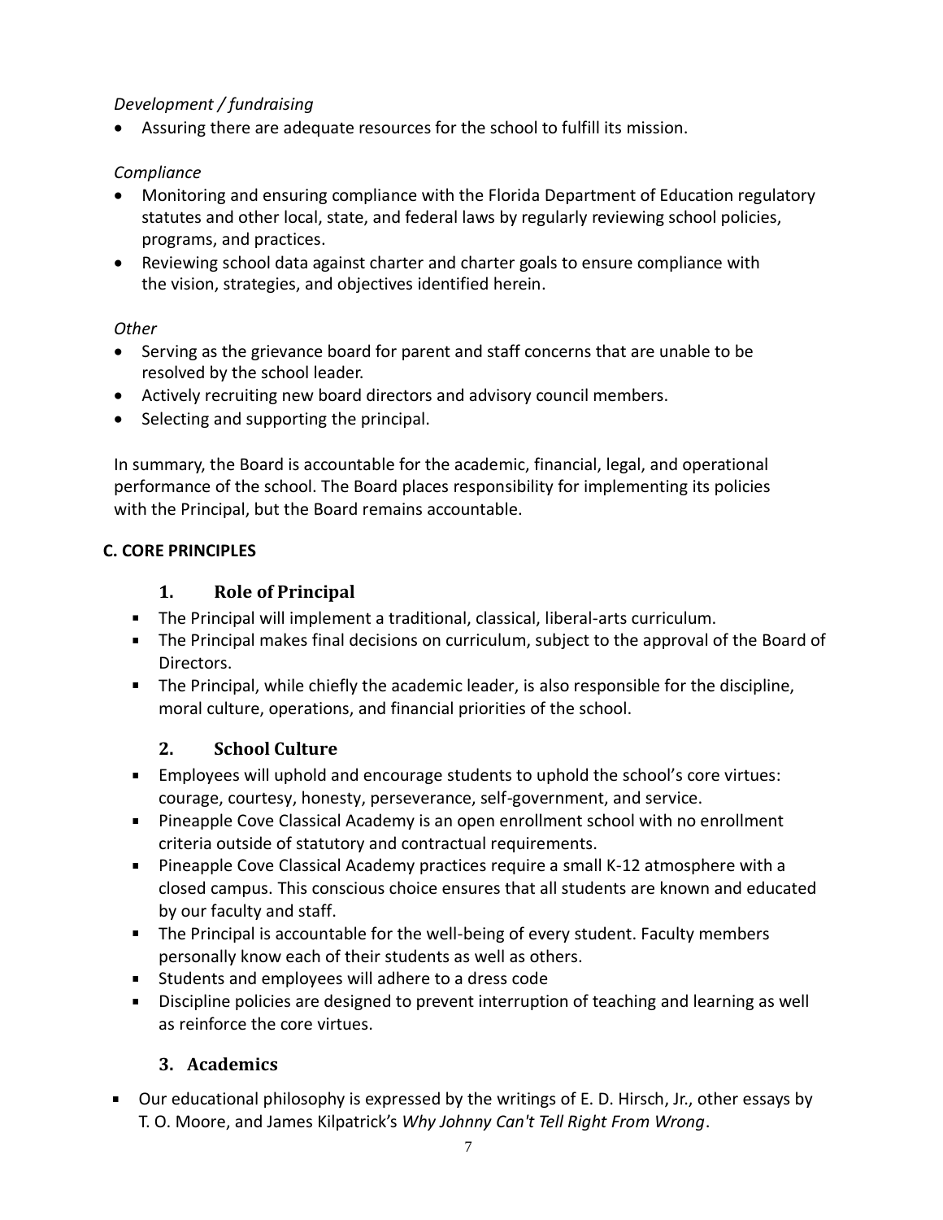*Development / fundraising*

- Assuring there are adequate resources for the school to fulfill its mission.

*Compliance*

- Monitoring and ensuring compliance with the Florida Department of Education regulatory statutes and other local, state, and federal laws by regularly reviewing school policies, programs, and practices.
- Reviewing school data against charter and charter goals to ensure compliance with the vision, strategies, and objectives identified herein.

*Other*

- Serving as the grievance board for parent and staff concerns that are unable to be resolved by the school leader.
- Actively recruiting new board directors and advisory council members.
- Selecting and supporting the principal.

In summary, the Board is accountable for the academic, financial, legal, and operational performance of the school. The Board places responsibility for implementing its policies with the Principal, but the Board remains accountable.

## C. CORE PRINCIPLES

### 1. Role of Principal

- The Principal will implement a traditional, classical, liberal-arts curriculum.
- The Principal makes final decisions on curriculum, subject to the approval of the Board of Directors.
- The Principal, while chiefly the academic leader, is also responsible for the discipline, moral culture, operations, and financial priorities of the school.

### 2. School Culture

- Employees will uphold and encourage students to uphold the school's core virtues: courage, courtesy, honesty, perseverance, self-government, and service.
- Pineapple Cove Classical Academy is an open enrollment school with no enrollment criteria outside of statutory and contractual requirements.
- Pineapple Cove Classical Academy practices require a small K-12 atmosphere with a closed campus. This conscious choice ensures that all students are known and educated by our faculty and staff.
- The Principal is accountable for the well-being of every student. Faculty members personally know each of their students as well as others.
- Students and employees will adhere to a dress code
- Discipline policies are designed to prevent interruption of teaching and learning as well as reinforce the core virtues.

### 3. Academics

- Our educational philosophy is expressed by the writings of E. D. Hirsch, Jr., other essays by T. O. Moore, and James Kilpatrick's *Why Johnny Can't Tell Right From Wrong*.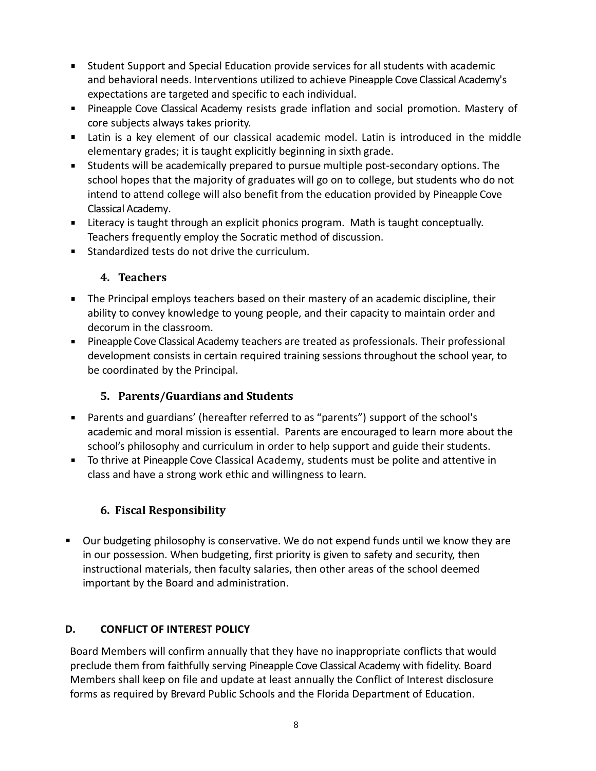- Student Support and Special Education provide services for all students with academic and behavioral needs. Interventions utilized to achieve Pineapple Cove Classical Academy's expectations are targeted and specific to each individual.
- Pineapple Cove Classical Academy resists grade inflation and social promotion. Mastery of core subjects always takes priority.
- Latin is a key element of our classical academic model. Latin is introduced in the middle elementary grades; it is taught explicitly beginning in sixth grade.
- Students will be academically prepared to pursue multiple post-secondary options. The school hopes that the majority of graduates will go on to college, but students who do not intend to attend college will also benefit from the education provided by Pineapple Cove Classical Academy.
- Literacy is taught through an explicit phonics program. Math is taught conceptually. Teachers frequently employ the Socratic method of discussion.
- Standardized tests do not drive the curriculum.

### 4. Teachers

- The Principal employs teachers based on their mastery of an academic discipline, their ability to convey knowledge to young people, and their capacity to maintain order and decorum in the classroom.
- Pineapple Cove Classical Academy teachers are treated as professionals. Their professional development consists in certain required training sessions throughout the school year, to be coordinated by the Principal.

### 5. Parents/Guardians and Students

- Parents and guardians' (hereafter referred to as "parents") support of the school's academic and moral mission is essential. Parents are encouraged to learn more about the school's philosophy and curriculum in order to help support and guide their students.
- To thrive at Pineapple Cove Classical Academy, students must be polite and attentive in class and have a strong work ethic and willingness to learn.

### 6. Fiscal Responsibility

- Our budgeting philosophy is conservative. We do not expend funds until we know they are in our possession. When budgeting, first priority is given to safety and security, then instructional materials, then faculty salaries, then other areas of the school deemed important by the Board and administration.

## D. CONFLICT OF INTEREST POLICY

Board Members will confirm annually that they have no inappropriate conflicts that would preclude them from faithfully serving Pineapple Cove Classical Academy with fidelity. Board Members shall keep on file and update at least annually the Conflict of Interest disclosure forms as required by Brevard Public Schools and the Florida Department of Education.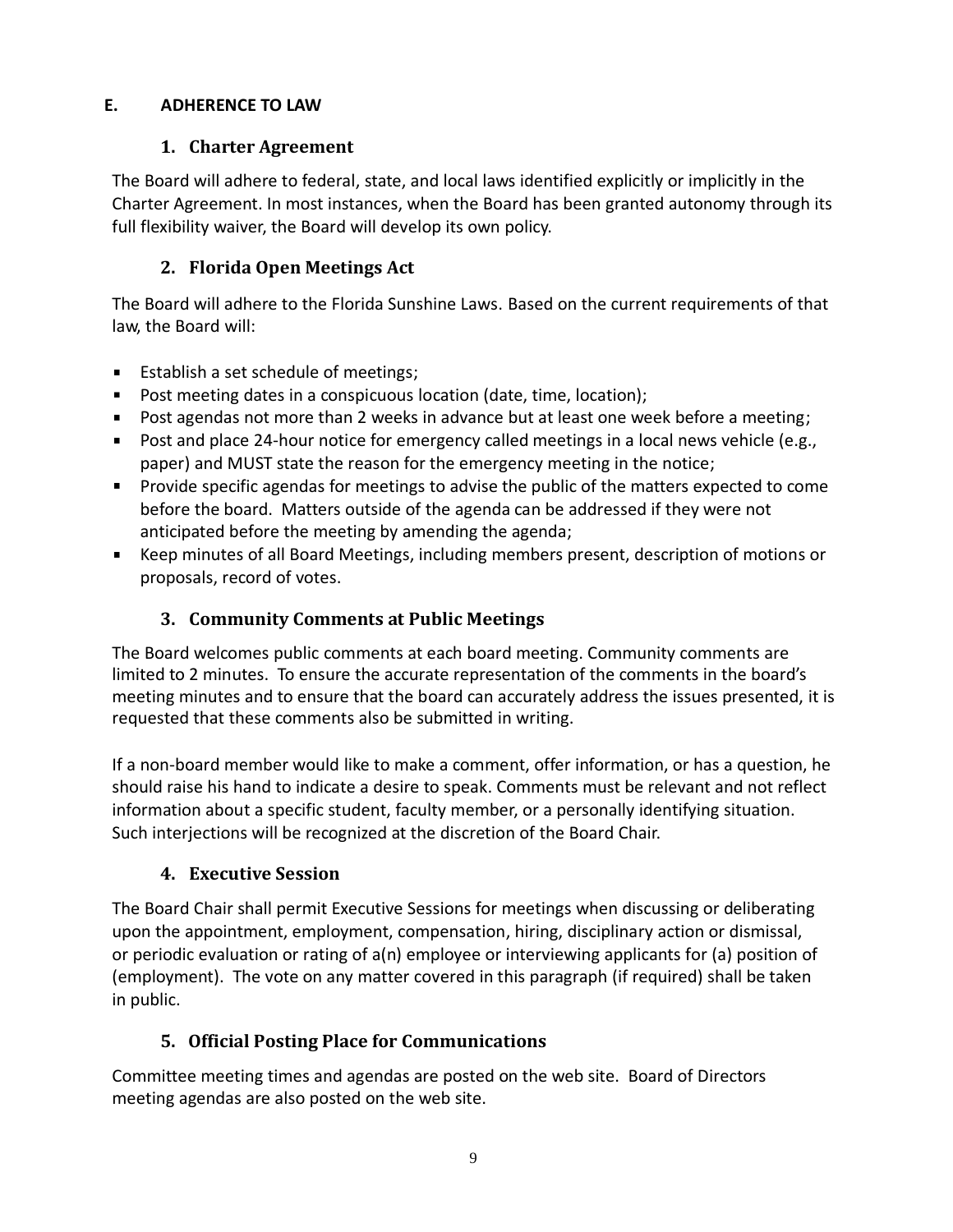## E. ADHERENCE TO LAW

### 1. Charter Agreement

The Board will adhere to federal, state, and local laws identified explicitly or implicitly in the Charter Agreement. In most instances, when the Board has been granted autonomy through its full flexibility waiver, the Board will develop its own policy.

### 2. Florida Open Meetings Act

The Board will adhere to the Florida Sunshine Laws. Based on the current requirements of that law, the Board will:

- Establish a set schedule of meetings;
- Post meeting dates in a conspicuous location (date, time, location);
- Post agendas not more than 2 weeks in advance but at least one week before a meeting;
- Post and place 24-hour notice for emergency called meetings in a local news vehicle (e.g., paper) and MUST state the reason for the emergency meeting in the notice;
- Provide specific agendas for meetings to advise the public of the matters expected to come before the board. Matters outside of the agenda can be addressed if they were not anticipated before the meeting by amending the agenda;
- Keep minutes of all Board Meetings, including members present, description of motions or proposals, record of votes.

### 3. Community Comments at Public Meetings

The Board welcomes public comments at each board meeting. Community comments are limited to 2 minutes. To ensure the accurate representation of the comments in the board's meeting minutes and to ensure that the board can accurately address the issues presented, it is requested that these comments also be submitted in writing.

If a non-board member would like to make a comment, offer information, or has a question, he should raise his hand to indicate a desire to speak. Comments must be relevant and not reflect information about a specific student, faculty member, or a personally identifying situation. Such interjections will be recognized at the discretion of the Board Chair.

### 4. Executive Session

The Board Chair shall permit Executive Sessions for meetings when discussing or deliberating upon the appointment, employment, compensation, hiring, disciplinary action or dismissal, or periodic evaluation or rating of a(n) employee or interviewing applicants for (a) position of (employment). The vote on any matter covered in this paragraph (if required) shall be taken in public.

### 5. Official Posting Place for Communications

Committee meeting times and agendas are posted on the web site. Board of Directors meeting agendas are also posted on the web site.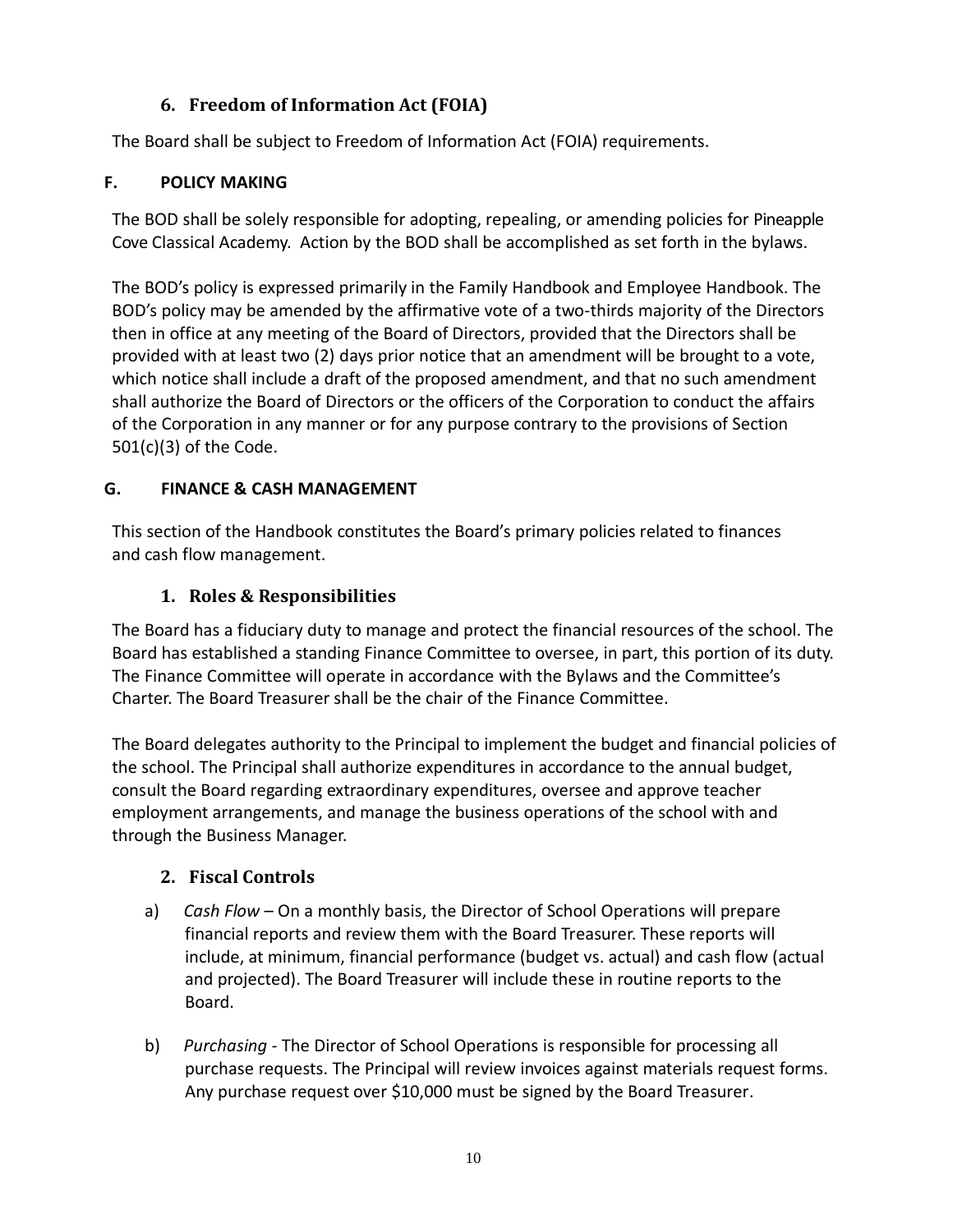### 6. Freedom of Information Act (FOIA)

The Board shall be subject to Freedom of Information Act (FOIA) requirements.

## F. POLICY MAKING

The BOD shall be solely responsible for adopting, repealing, or amending policies for Pineapple Cove Classical Academy. Action by the BOD shall be accomplished as set forth in the bylaws.

The BOD's policy is expressed primarily in the Family Handbook and Employee Handbook. The BOD's policy may be amended by the affirmative vote of a two-thirds majority of the Directors then in office at any meeting of the Board of Directors, provided that the Directors shall be provided with at least two (2) days prior notice that an amendment will be brought to a vote, which notice shall include a draft of the proposed amendment, and that no such amendment shall authorize the Board of Directors or the officers of the Corporation to conduct the affairs of the Corporation in any manner or for any purpose contrary to the provisions of Section 501(c)(3) of the Code.

## G. FINANCE & CASH MANAGEMENT

This section of the Handbook constitutes the Board's primary policies related to finances and cash flow management.

### 1. Roles & Responsibilities

The Board has a fiduciary duty to manage and protect the financial resources of the school. The Board has established a standing Finance Committee to oversee, in part, this portion of its duty. The Finance Committee will operate in accordance with the Bylaws and the Committee's Charter. The Board Treasurer shall be the chair of the Finance Committee.

The Board delegates authority to the Principal to implement the budget and financial policies of the school. The Principal shall authorize expenditures in accordance to the annual budget, consult the Board regarding extraordinary expenditures, oversee and approve teacher employment arrangements, and manage the business operations of the school with and through the Business Manager.

### 2. Fiscal Controls

a) *Cash Flow* – On a monthly basis, the Director of School Operations will prepare financial reports and review them with the Board Treasurer. These reports will include, at minimum, financial performance (budget vs. actual) and cash flow (actual and projected). The Board Treasurer will include these in routine reports to the Board.

b) *Purchasing* - The Director of School Operations is responsible for processing all purchase requests. The Principal will review invoices against materials request forms. Any purchase request over $10,000 must be signed by the Board Treasurer.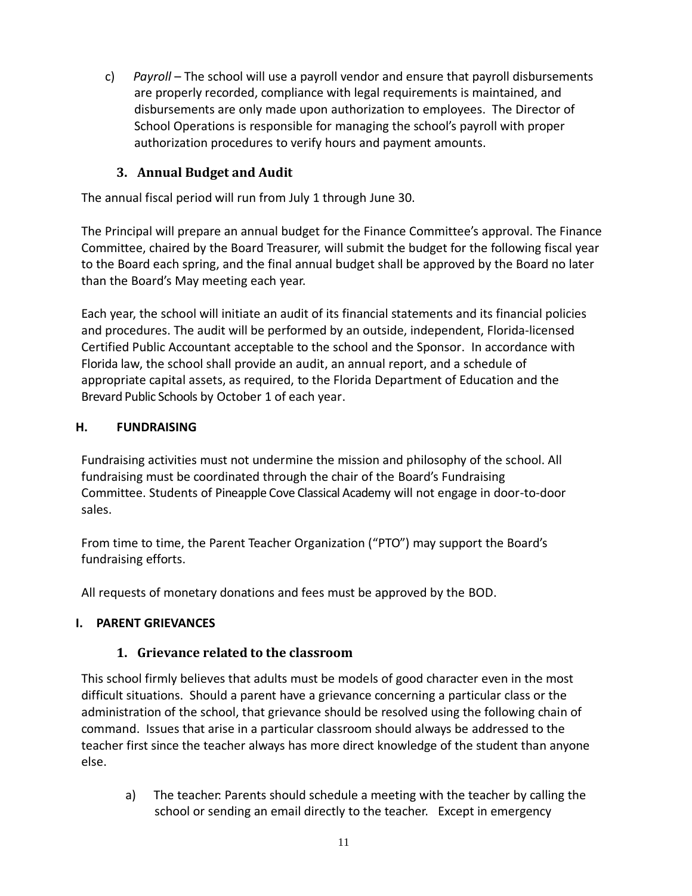c) *Payroll* – The school will use a payroll vendor and ensure that payroll disbursements are properly recorded, compliance with legal requirements is maintained, and disbursements are only made upon authorization to employees. The Director of School Operations is responsible for managing the school's payroll with proper authorization procedures to verify hours and payment amounts.

### 3. Annual Budget and Audit

The annual fiscal period will run from July 1 through June 30.

The Principal will prepare an annual budget for the Finance Committee's approval. The Finance Committee, chaired by the Board Treasurer, will submit the budget for the following fiscal year to the Board each spring, and the final annual budget shall be approved by the Board no later than the Board's May meeting each year.

Each year, the school will initiate an audit of its financial statements and its financial policies and procedures. The audit will be performed by an outside, independent, Florida-licensed Certified Public Accountant acceptable to the school and the Sponsor. In accordance with Florida law, the school shall provide an audit, an annual report, and a schedule of appropriate capital assets, as required, to the Florida Department of Education and the Brevard Public Schools by October 1 of each year.

## H. FUNDRAISING

Fundraising activities must not undermine the mission and philosophy of the school. All fundraising must be coordinated through the chair of the Board's Fundraising Committee. Students of Pineapple Cove Classical Academy will not engage in door-to-door sales.

From time to time, the Parent Teacher Organization ("PTO") may support the Board's fundraising efforts.

All requests of monetary donations and fees must be approved by the BOD.

## I. PARENT GRIEVANCES

### 1. Grievance related to the classroom

This school firmly believes that adults must be models of good character even in the most difficult situations. Should a parent have a grievance concerning a particular class or the administration of the school, that grievance should be resolved using the following chain of command. Issues that arise in a particular classroom should always be addressed to the teacher first since the teacher always has more direct knowledge of the student than anyone else.

a) The teacher: Parents should schedule a meeting with the teacher by calling the school or sending an email directly to the teacher. Except in emergency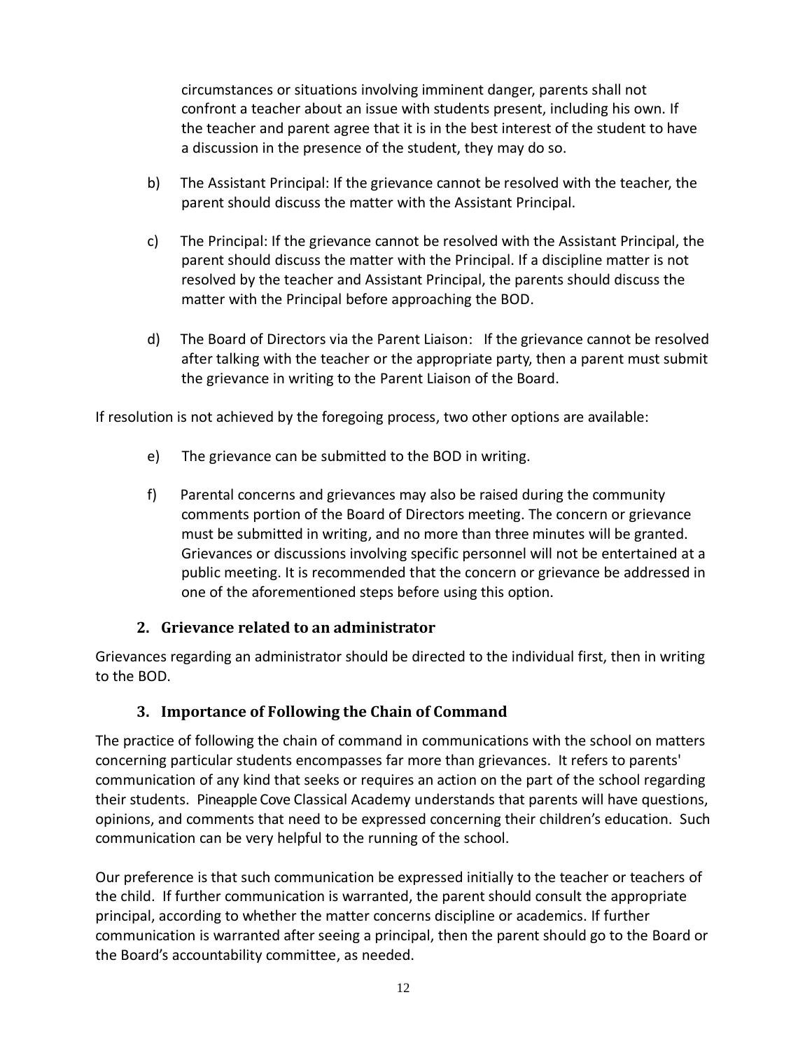circumstances or situations involving imminent danger, parents shall not confront a teacher about an issue with students present, including his own. If the teacher and parent agree that it is in the best interest of the student to have a discussion in the presence of the student, they may do so.

b) The Assistant Principal: If the grievance cannot be resolved with the teacher, the parent should discuss the matter with the Assistant Principal.

c) The Principal: If the grievance cannot be resolved with the Assistant Principal, the parent should discuss the matter with the Principal. If a discipline matter is not resolved by the teacher and Assistant Principal, the parents should discuss the matter with the Principal before approaching the BOD.

d) The Board of Directors via the Parent Liaison: If the grievance cannot be resolved after talking with the teacher or the appropriate party, then a parent must submit the grievance in writing to the Parent Liaison of the Board.

If resolution is not achieved by the foregoing process, two other options are available:

e) The grievance can be submitted to the BOD in writing.

f) Parental concerns and grievances may also be raised during the community comments portion of the Board of Directors meeting. The concern or grievance must be submitted in writing, and no more than three minutes will be granted. Grievances or discussions involving specific personnel will not be entertained at a public meeting. It is recommended that the concern or grievance be addressed in one of the aforementioned steps before using this option.

### 2. Grievance related to an administrator

Grievances regarding an administrator should be directed to the individual first, then in writing to the BOD.

### 3. Importance of Following the Chain of Command

The practice of following the chain of command in communications with the school on matters concerning particular students encompasses far more than grievances. It refers to parents' communication of any kind that seeks or requires an action on the part of the school regarding their students. Pineapple Cove Classical Academy understands that parents will have questions, opinions, and comments that need to be expressed concerning their children's education. Such communication can be very helpful to the running of the school.

Our preference is that such communication be expressed initially to the teacher or teachers of the child. If further communication is warranted, the parent should consult the appropriate principal, according to whether the matter concerns discipline or academics. If further communication is warranted after seeing a principal, then the parent should go to the Board or the Board's accountability committee, as needed.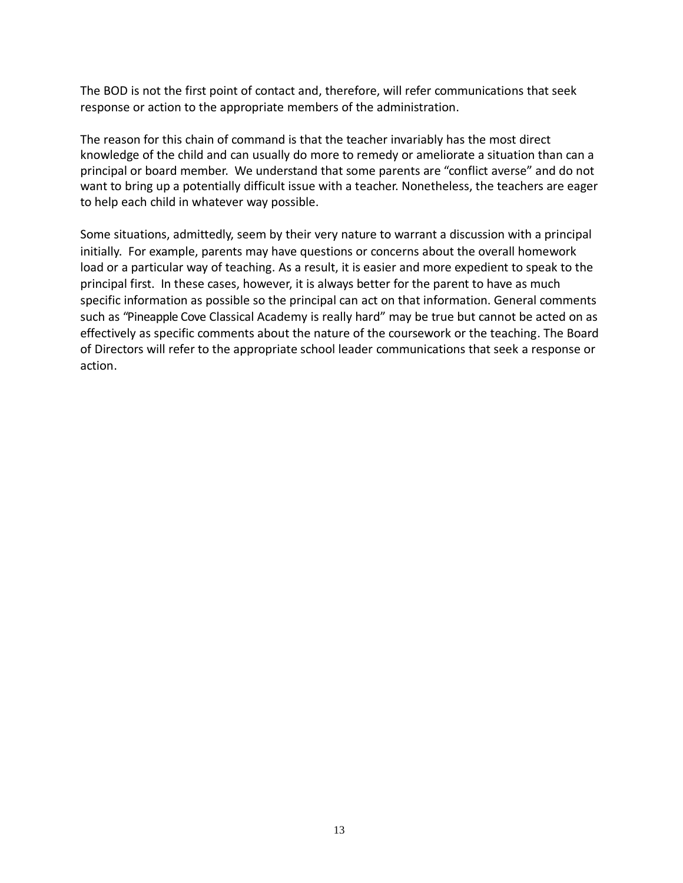The BOD is not the first point of contact and, therefore, will refer communications that seek response or action to the appropriate members of the administration.

The reason for this chain of command is that the teacher invariably has the most direct knowledge of the child and can usually do more to remedy or ameliorate a situation than can a principal or board member. We understand that some parents are "conflict averse" and do not want to bring up a potentially difficult issue with a teacher. Nonetheless, the teachers are eager to help each child in whatever way possible.

Some situations, admittedly, seem by their very nature to warrant a discussion with a principal initially. For example, parents may have questions or concerns about the overall homework load or a particular way of teaching. As a result, it is easier and more expedient to speak to the principal first. In these cases, however, it is always better for the parent to have as much specific information as possible so the principal can act on that information. General comments such as "Pineapple Cove Classical Academy is really hard" may be true but cannot be acted on as effectively as specific comments about the nature of the coursework or the teaching. The Board of Directors will refer to the appropriate school leader communications that seek a response or action.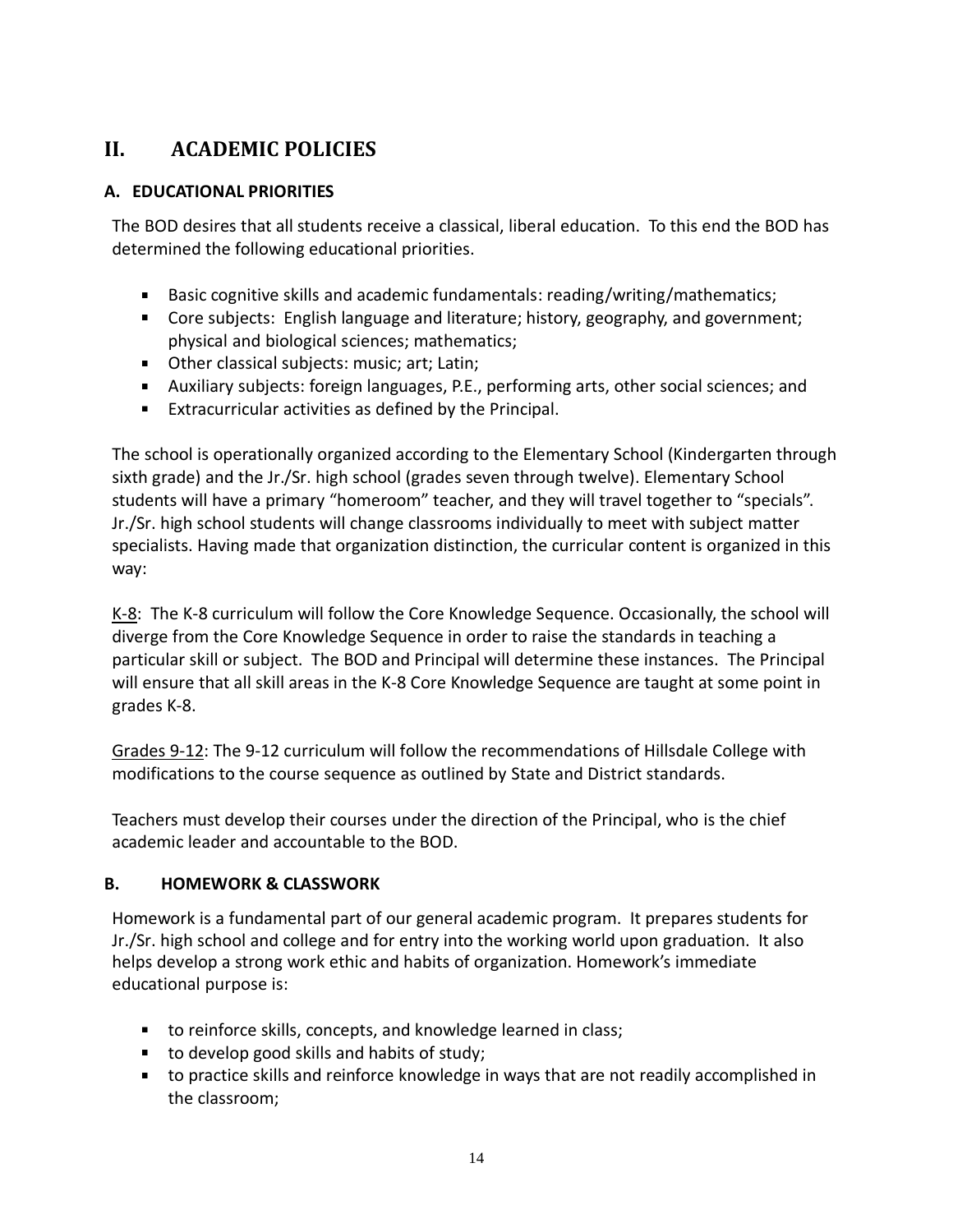## II. ACADEMIC POLICIES

### A. EDUCATIONAL PRIORITIES

The BOD desires that all students receive a classical, liberal education. To this end the BOD has determined the following educational priorities.

- Basic cognitive skills and academic fundamentals: reading/writing/mathematics;
- Core subjects: English language and literature; history, geography, and government; physical and biological sciences; mathematics;
- Other classical subjects: music; art; Latin;
- Auxiliary subjects: foreign languages, P.E., performing arts, other social sciences; and
- Extracurricular activities as defined by the Principal.

The school is operationally organized according to the Elementary School (Kindergarten through sixth grade) and the Jr./Sr. high school (grades seven through twelve). Elementary School students will have a primary "homeroom" teacher, and they will travel together to "specials". Jr./Sr. high school students will change classrooms individually to meet with subject matter specialists. Having made that organization distinction, the curricular content is organized in this way:

<u>K-8</u>: The K-8 curriculum will follow the Core Knowledge Sequence. Occasionally, the school will diverge from the Core Knowledge Sequence in order to raise the standards in teaching a particular skill or subject. The BOD and Principal will determine these instances. The Principal will ensure that all skill areas in the K-8 Core Knowledge Sequence are taught at some point in grades K-8.

<u>Grades 9-12</u>: The 9-12 curriculum will follow the recommendations of Hillsdale College with modifications to the course sequence as outlined by State and District standards.

Teachers must develop their courses under the direction of the Principal, who is the chief academic leader and accountable to the BOD.

### B. HOMEWORK & CLASSWORK

Homework is a fundamental part of our general academic program. It prepares students for Jr./Sr. high school and college and for entry into the working world upon graduation. It also helps develop a strong work ethic and habits of organization. Homework's immediate educational purpose is:

- to reinforce skills, concepts, and knowledge learned in class;
- to develop good skills and habits of study;
- to practice skills and reinforce knowledge in ways that are not readily accomplished in the classroom;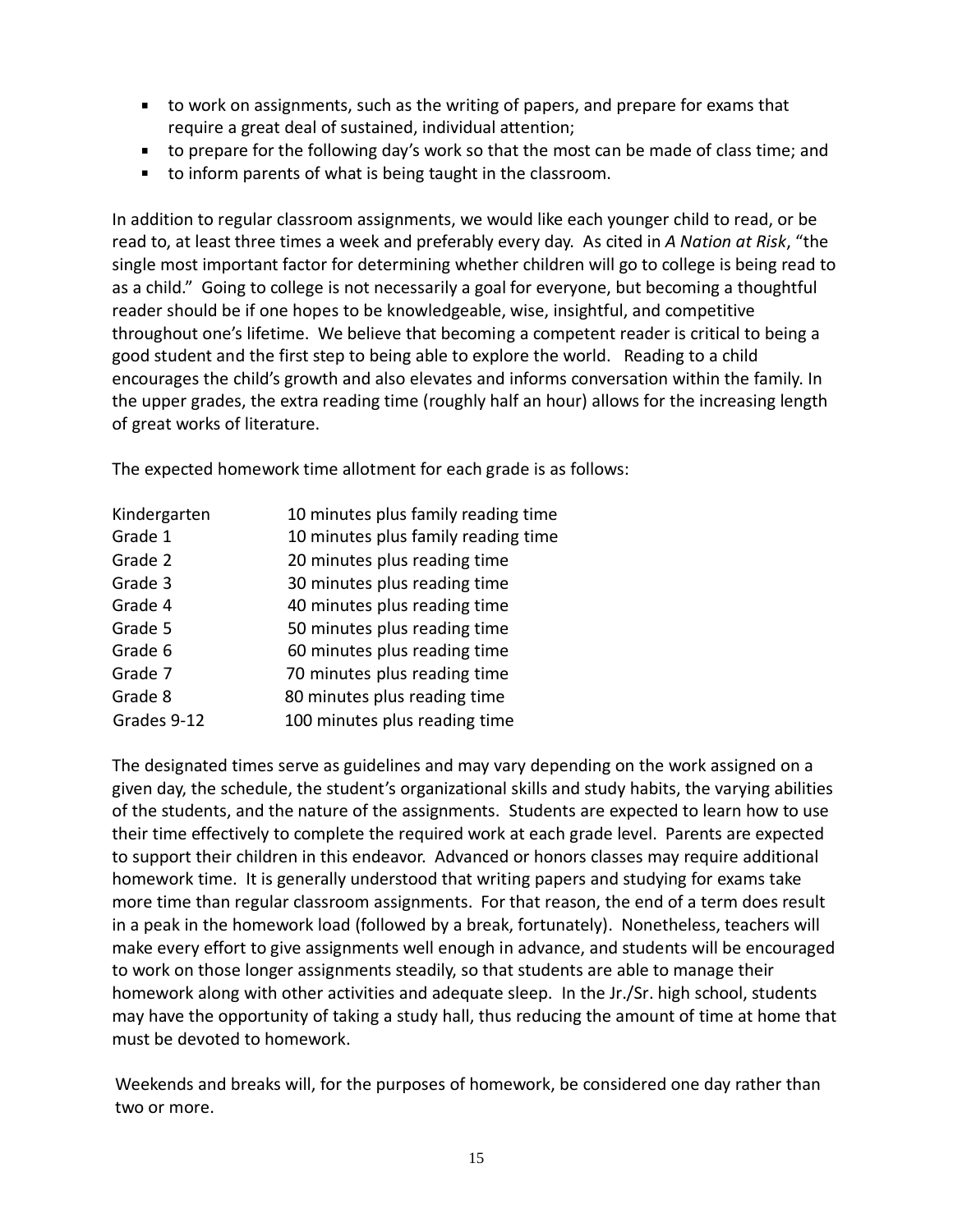- to work on assignments, such as the writing of papers, and prepare for exams that require a great deal of sustained, individual attention;
- to prepare for the following day's work so that the most can be made of class time; and
- to inform parents of what is being taught in the classroom.

In addition to regular classroom assignments, we would like each younger child to read, or be read to, at least three times a week and preferably every day. As cited in *A Nation at Risk*, "the single most important factor for determining whether children will go to college is being read to as a child." Going to college is not necessarily a goal for everyone, but becoming a thoughtful reader should be if one hopes to be knowledgeable, wise, insightful, and competitive throughout one's lifetime. We believe that becoming a competent reader is critical to being a good student and the first step to being able to explore the world. Reading to a child encourages the child's growth and also elevates and informs conversation within the family. In the upper grades, the extra reading time (roughly half an hour) allows for the increasing length of great works of literature.

The expected homework time allotment for each grade is as follows:

| | |
|---|---|
| Kindergarten | 10 minutes plus family reading time |
| Grade 1 | 10 minutes plus family reading time |
| Grade 2 | 20 minutes plus reading time |
| Grade 3 | 30 minutes plus reading time |
| Grade 4 | 40 minutes plus reading time |
| Grade 5 | 50 minutes plus reading time |
| Grade 6 | 60 minutes plus reading time |
| Grade 7 | 70 minutes plus reading time |
| Grade 8 | 80 minutes plus reading time |
| Grades 9-12 | 100 minutes plus reading time |

The designated times serve as guidelines and may vary depending on the work assigned on a given day, the schedule, the student's organizational skills and study habits, the varying abilities of the students, and the nature of the assignments. Students are expected to learn how to use their time effectively to complete the required work at each grade level. Parents are expected to support their children in this endeavor. Advanced or honors classes may require additional homework time. It is generally understood that writing papers and studying for exams take more time than regular classroom assignments. For that reason, the end of a term does result in a peak in the homework load (followed by a break, fortunately). Nonetheless, teachers will make every effort to give assignments well enough in advance, and students will be encouraged to work on those longer assignments steadily, so that students are able to manage their homework along with other activities and adequate sleep. In the Jr./Sr. high school, students may have the opportunity of taking a study hall, thus reducing the amount of time at home that must be devoted to homework.

Weekends and breaks will, for the purposes of homework, be considered one day rather than two or more.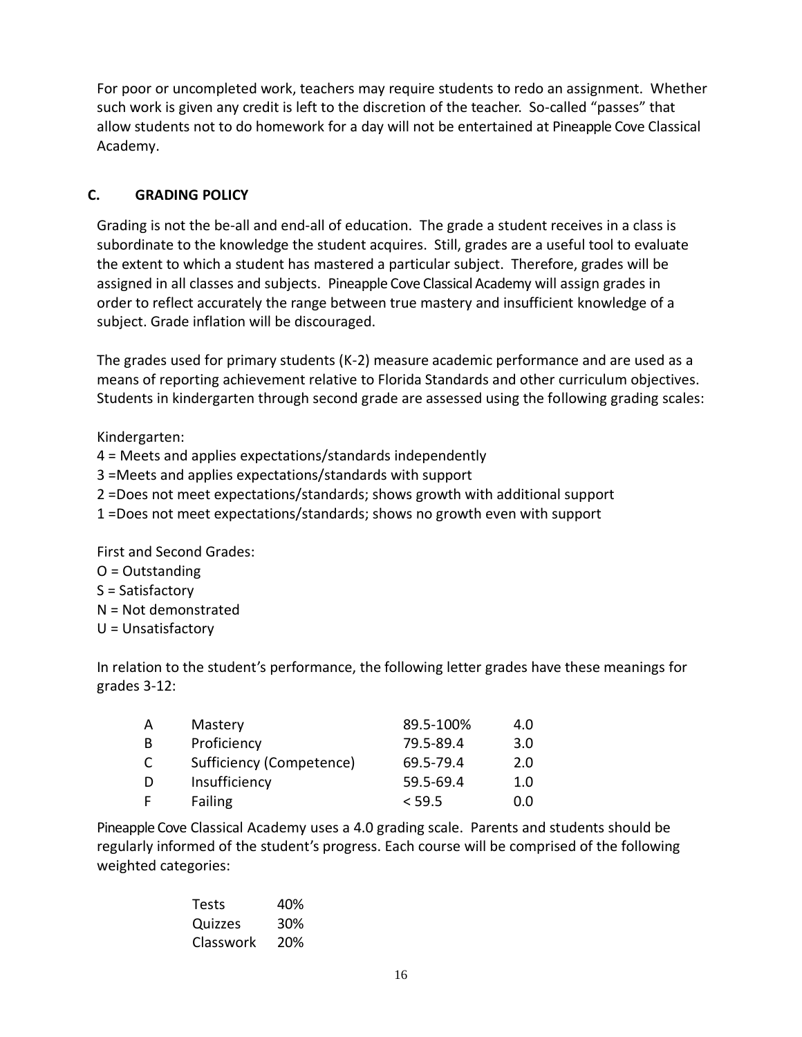For poor or uncompleted work, teachers may require students to redo an assignment. Whether such work is given any credit is left to the discretion of the teacher. So-called "passes" that allow students not to do homework for a day will not be entertained at Pineapple Cove Classical Academy.

## C. GRADING POLICY

Grading is not the be-all and end-all of education. The grade a student receives in a class is subordinate to the knowledge the student acquires. Still, grades are a useful tool to evaluate the extent to which a student has mastered a particular subject. Therefore, grades will be assigned in all classes and subjects. Pineapple Cove Classical Academy will assign grades in order to reflect accurately the range between true mastery and insufficient knowledge of a subject. Grade inflation will be discouraged.

The grades used for primary students (K-2) measure academic performance and are used as a means of reporting achievement relative to Florida Standards and other curriculum objectives. Students in kindergarten through second grade are assessed using the following grading scales:

Kindergarten:
4 = Meets and applies expectations/standards independently
3 =Meets and applies expectations/standards with support
2 =Does not meet expectations/standards; shows growth with additional support
1 =Does not meet expectations/standards; shows no growth even with support

First and Second Grades:
O = Outstanding
S = Satisfactory
N = Not demonstrated
U = Unsatisfactory

In relation to the student's performance, the following letter grades have these meanings for grades 3-12:

| | | | |
|---|---|---|---|
| A | Mastery | 89.5-100% | 4.0 |
| B | Proficiency | 79.5-89.4 | 3.0 |
| C | Sufficiency (Competence) | 69.5-79.4 | 2.0 |
| D | Insufficiency | 59.5-69.4 | 1.0 |
| F | Failing | < 59.5 | 0.0 |

Pineapple Cove Classical Academy uses a 4.0 grading scale. Parents and students should be regularly informed of the student's progress. Each course will be comprised of the following weighted categories:

| | |
|---|---|
| Tests | 40% |
| Quizzes | 30% |
| Classwork | 20% |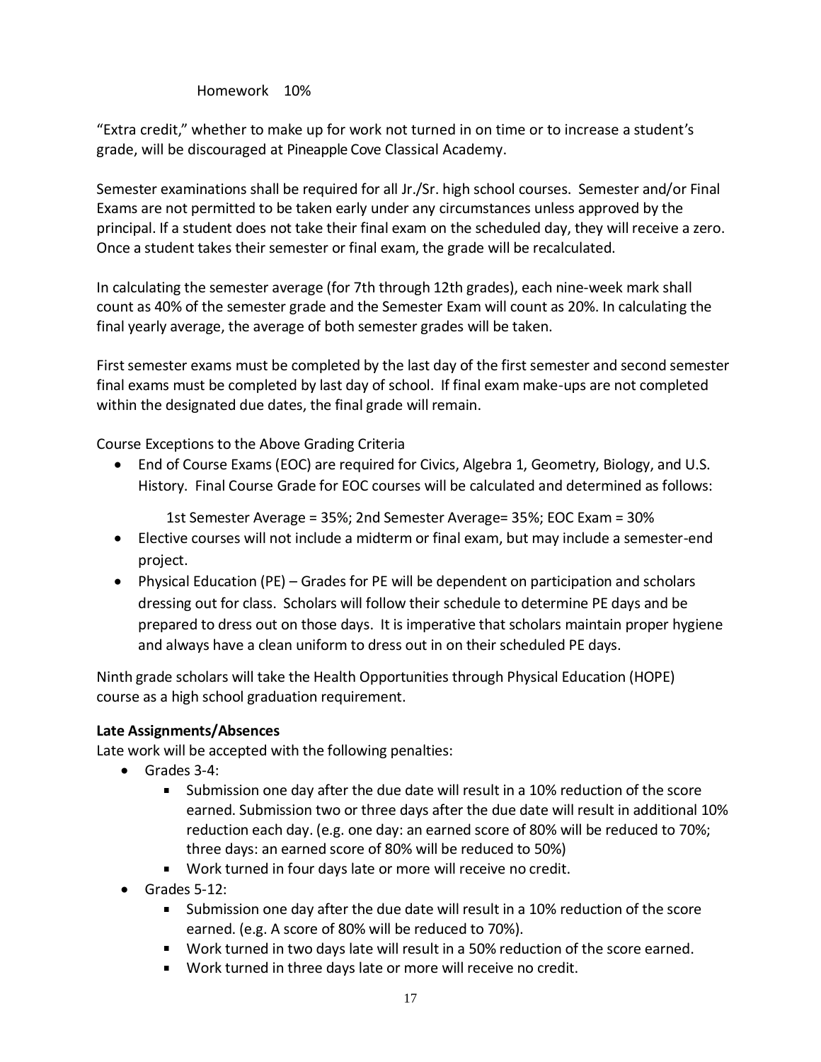Homework 10%

"Extra credit," whether to make up for work not turned in on time or to increase a student's grade, will be discouraged at Pineapple Cove Classical Academy.

Semester examinations shall be required for all Jr./Sr. high school courses. Semester and/or Final Exams are not permitted to be taken early under any circumstances unless approved by the principal. If a student does not take their final exam on the scheduled day, they will receive a zero. Once a student takes their semester or final exam, the grade will be recalculated.

In calculating the semester average (for 7th through 12th grades), each nine-week mark shall count as 40% of the semester grade and the Semester Exam will count as 20%. In calculating the final yearly average, the average of both semester grades will be taken.

First semester exams must be completed by the last day of the first semester and second semester final exams must be completed by last day of school. If final exam make-ups are not completed within the designated due dates, the final grade will remain.

Course Exceptions to the Above Grading Criteria

- End of Course Exams (EOC) are required for Civics, Algebra 1, Geometry, Biology, and U.S. History. Final Course Grade for EOC courses will be calculated and determined as follows:

  1st Semester Average = 35%; 2nd Semester Average= 35%; EOC Exam = 30%
- Elective courses will not include a midterm or final exam, but may include a semester-end project.
- Physical Education (PE) – Grades for PE will be dependent on participation and scholars dressing out for class. Scholars will follow their schedule to determine PE days and be prepared to dress out on those days. It is imperative that scholars maintain proper hygiene and always have a clean uniform to dress out in on their scheduled PE days.

Ninth grade scholars will take the Health Opportunities through Physical Education (HOPE) course as a high school graduation requirement.

**Late Assignments/Absences**

Late work will be accepted with the following penalties:

- Grades 3-4:
  - Submission one day after the due date will result in a 10% reduction of the score earned. Submission two or three days after the due date will result in additional 10% reduction each day. (e.g. one day: an earned score of 80% will be reduced to 70%; three days: an earned score of 80% will be reduced to 50%)
  - Work turned in four days late or more will receive no credit.
- Grades 5-12:
  - Submission one day after the due date will result in a 10% reduction of the score earned. (e.g. A score of 80% will be reduced to 70%).
  - Work turned in two days late will result in a 50% reduction of the score earned.
  - Work turned in three days late or more will receive no credit.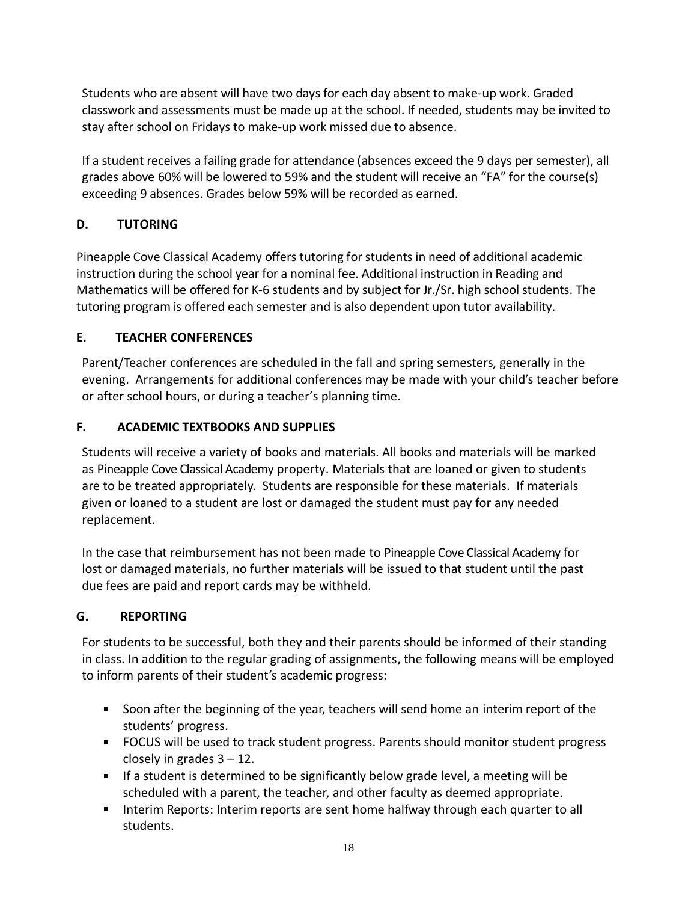Students who are absent will have two days for each day absent to make-up work. Graded classwork and assessments must be made up at the school. If needed, students may be invited to stay after school on Fridays to make-up work missed due to absence.

If a student receives a failing grade for attendance (absences exceed the 9 days per semester), all grades above 60% will be lowered to 59% and the student will receive an "FA" for the course(s) exceeding 9 absences. Grades below 59% will be recorded as earned.

### D. TUTORING

Pineapple Cove Classical Academy offers tutoring for students in need of additional academic instruction during the school year for a nominal fee. Additional instruction in Reading and Mathematics will be offered for K-6 students and by subject for Jr./Sr. high school students. The tutoring program is offered each semester and is also dependent upon tutor availability.

### E. TEACHER CONFERENCES

Parent/Teacher conferences are scheduled in the fall and spring semesters, generally in the evening. Arrangements for additional conferences may be made with your child's teacher before or after school hours, or during a teacher's planning time.

### F. ACADEMIC TEXTBOOKS AND SUPPLIES

Students will receive a variety of books and materials. All books and materials will be marked as Pineapple Cove Classical Academy property. Materials that are loaned or given to students are to be treated appropriately. Students are responsible for these materials. If materials given or loaned to a student are lost or damaged the student must pay for any needed replacement.

In the case that reimbursement has not been made to Pineapple Cove Classical Academy for lost or damaged materials, no further materials will be issued to that student until the past due fees are paid and report cards may be withheld.

### G. REPORTING

For students to be successful, both they and their parents should be informed of their standing in class. In addition to the regular grading of assignments, the following means will be employed to inform parents of their student's academic progress:

- Soon after the beginning of the year, teachers will send home an interim report of the students' progress.
- FOCUS will be used to track student progress. Parents should monitor student progress closely in grades 3 – 12.
- If a student is determined to be significantly below grade level, a meeting will be scheduled with a parent, the teacher, and other faculty as deemed appropriate.
- Interim Reports: Interim reports are sent home halfway through each quarter to all students.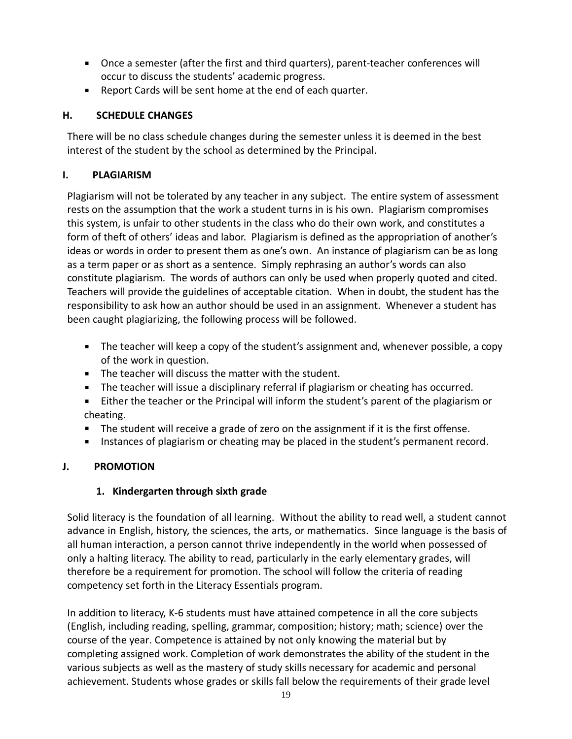- Once a semester (after the first and third quarters), parent-teacher conferences will occur to discuss the students' academic progress.
- Report Cards will be sent home at the end of each quarter.

## H. SCHEDULE CHANGES

There will be no class schedule changes during the semester unless it is deemed in the best interest of the student by the school as determined by the Principal.

## I. PLAGIARISM

Plagiarism will not be tolerated by any teacher in any subject. The entire system of assessment rests on the assumption that the work a student turns in is his own. Plagiarism compromises this system, is unfair to other students in the class who do their own work, and constitutes a form of theft of others' ideas and labor. Plagiarism is defined as the appropriation of another's ideas or words in order to present them as one's own. An instance of plagiarism can be as long as a term paper or as short as a sentence. Simply rephrasing an author's words can also constitute plagiarism. The words of authors can only be used when properly quoted and cited. Teachers will provide the guidelines of acceptable citation. When in doubt, the student has the responsibility to ask how an author should be used in an assignment. Whenever a student has been caught plagiarizing, the following process will be followed.

- The teacher will keep a copy of the student's assignment and, whenever possible, a copy of the work in question.
- The teacher will discuss the matter with the student.
- The teacher will issue a disciplinary referral if plagiarism or cheating has occurred.
- Either the teacher or the Principal will inform the student's parent of the plagiarism or cheating.
- The student will receive a grade of zero on the assignment if it is the first offense.
- Instances of plagiarism or cheating may be placed in the student's permanent record.

## J. PROMOTION

### 1. Kindergarten through sixth grade

Solid literacy is the foundation of all learning. Without the ability to read well, a student cannot advance in English, history, the sciences, the arts, or mathematics. Since language is the basis of all human interaction, a person cannot thrive independently in the world when possessed of only a halting literacy. The ability to read, particularly in the early elementary grades, will therefore be a requirement for promotion. The school will follow the criteria of reading competency set forth in the Literacy Essentials program.

In addition to literacy, K-6 students must have attained competence in all the core subjects (English, including reading, spelling, grammar, composition; history; math; science) over the course of the year. Competence is attained by not only knowing the material but by completing assigned work. Completion of work demonstrates the ability of the student in the various subjects as well as the mastery of study skills necessary for academic and personal achievement. Students whose grades or skills fall below the requirements of their grade level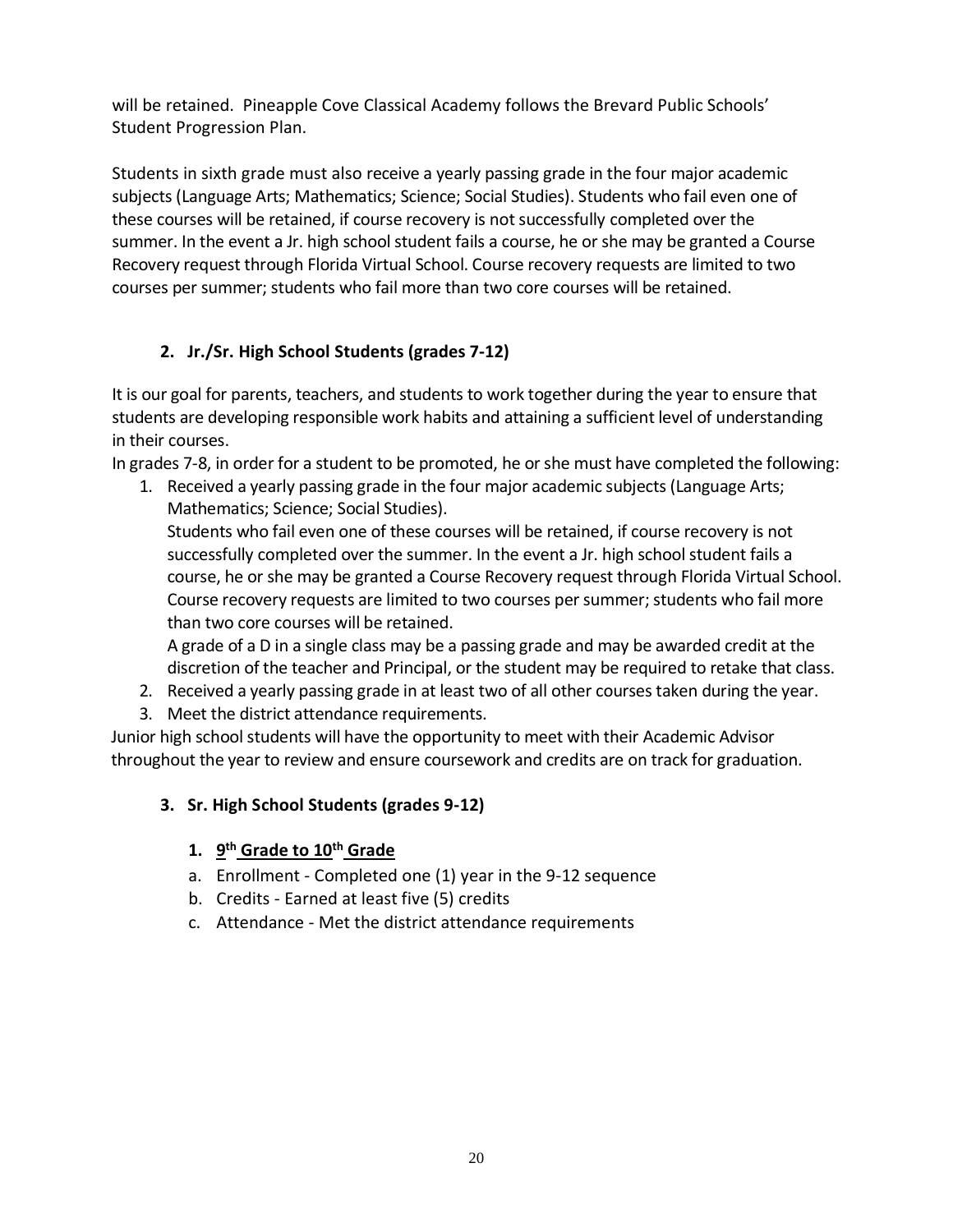will be retained. Pineapple Cove Classical Academy follows the Brevard Public Schools' Student Progression Plan.

Students in sixth grade must also receive a yearly passing grade in the four major academic subjects (Language Arts; Mathematics; Science; Social Studies). Students who fail even one of these courses will be retained, if course recovery is not successfully completed over the summer. In the event a Jr. high school student fails a course, he or she may be granted a Course Recovery request through Florida Virtual School. Course recovery requests are limited to two courses per summer; students who fail more than two core courses will be retained.

### 2. Jr./Sr. High School Students (grades 7-12)

It is our goal for parents, teachers, and students to work together during the year to ensure that students are developing responsible work habits and attaining a sufficient level of understanding in their courses.

In grades 7-8, in order for a student to be promoted, he or she must have completed the following:

1. Received a yearly passing grade in the four major academic subjects (Language Arts; Mathematics; Science; Social Studies).
   Students who fail even one of these courses will be retained, if course recovery is not successfully completed over the summer. In the event a Jr. high school student fails a course, he or she may be granted a Course Recovery request through Florida Virtual School. Course recovery requests are limited to two courses per summer; students who fail more than two core courses will be retained.
   A grade of a D in a single class may be a passing grade and may be awarded credit at the discretion of the teacher and Principal, or the student may be required to retake that class.
2. Received a yearly passing grade in at least two of all other courses taken during the year.
3. Meet the district attendance requirements.

Junior high school students will have the opportunity to meet with their Academic Advisor throughout the year to review and ensure coursework and credits are on track for graduation.

### 3. Sr. High School Students (grades 9-12)

#### 1. 9th Grade to 10th Grade

a. Enrollment - Completed one (1) year in the 9-12 sequence
b. Credits - Earned at least five (5) credits
c. Attendance - Met the district attendance requirements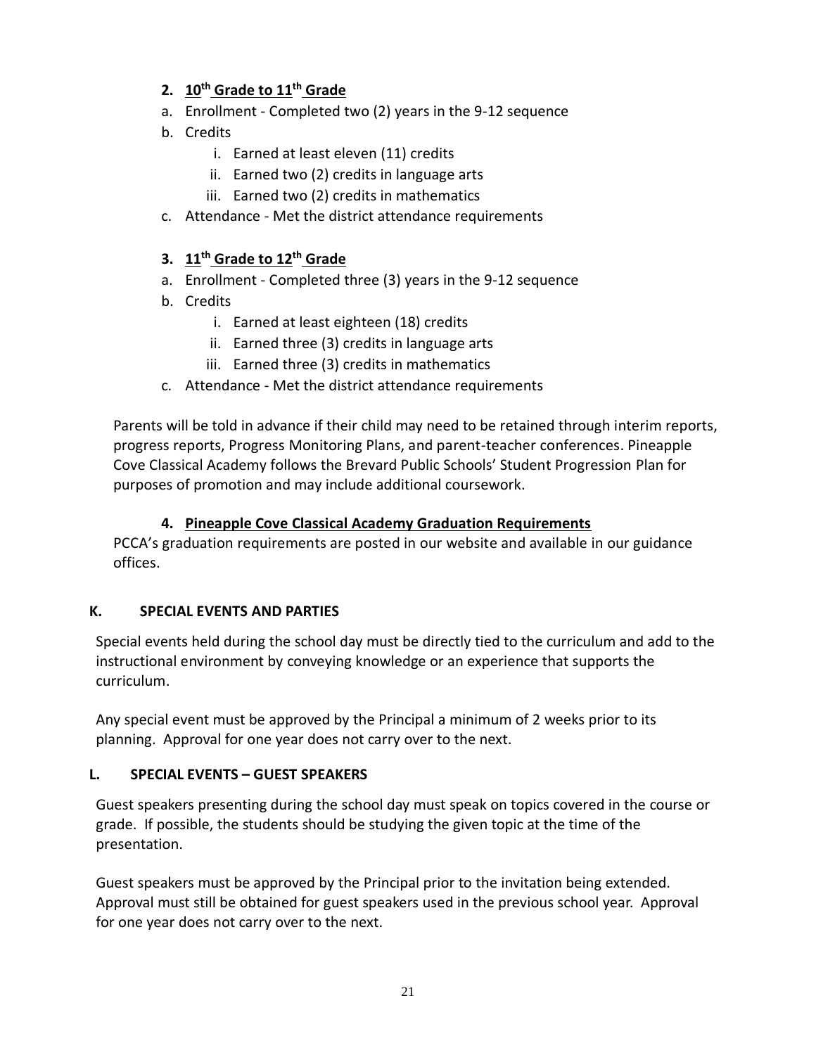### 2. 10th Grade to 11th Grade

a. Enrollment - Completed two (2) years in the 9-12 sequence

b. Credits

   i. Earned at least eleven (11) credits

   ii. Earned two (2) credits in language arts

   iii. Earned two (2) credits in mathematics

c. Attendance - Met the district attendance requirements

### 3. 11th Grade to 12th Grade

a. Enrollment - Completed three (3) years in the 9-12 sequence

b. Credits

   i. Earned at least eighteen (18) credits

   ii. Earned three (3) credits in language arts

   iii. Earned three (3) credits in mathematics

c. Attendance - Met the district attendance requirements

Parents will be told in advance if their child may need to be retained through interim reports, progress reports, Progress Monitoring Plans, and parent-teacher conferences. Pineapple Cove Classical Academy follows the Brevard Public Schools' Student Progression Plan for purposes of promotion and may include additional coursework.

### 4. Pineapple Cove Classical Academy Graduation Requirements

PCCA's graduation requirements are posted in our website and available in our guidance offices.

## K. SPECIAL EVENTS AND PARTIES

Special events held during the school day must be directly tied to the curriculum and add to the instructional environment by conveying knowledge or an experience that supports the curriculum.

Any special event must be approved by the Principal a minimum of 2 weeks prior to its planning. Approval for one year does not carry over to the next.

## L. SPECIAL EVENTS – GUEST SPEAKERS

Guest speakers presenting during the school day must speak on topics covered in the course or grade. If possible, the students should be studying the given topic at the time of the presentation.

Guest speakers must be approved by the Principal prior to the invitation being extended. Approval must still be obtained for guest speakers used in the previous school year. Approval for one year does not carry over to the next.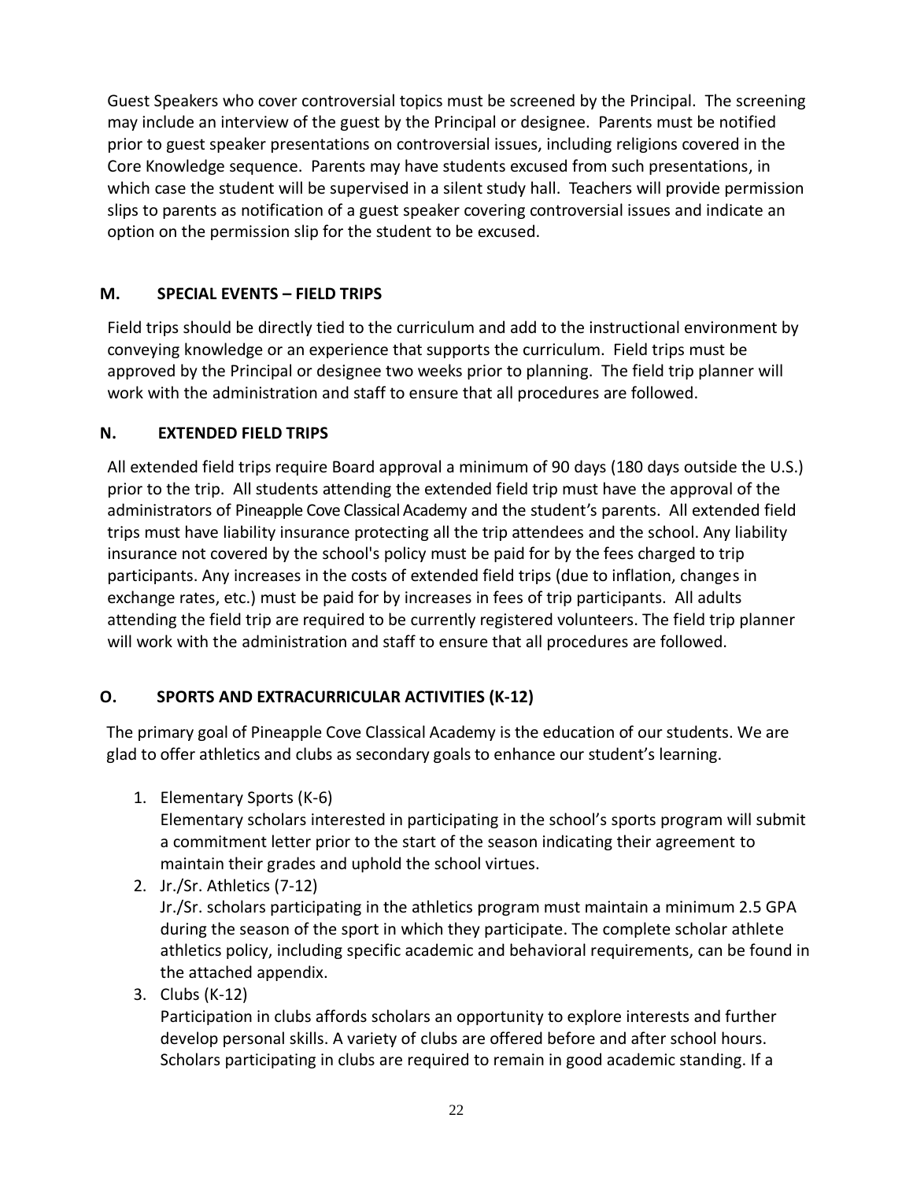Guest Speakers who cover controversial topics must be screened by the Principal. The screening may include an interview of the guest by the Principal or designee. Parents must be notified prior to guest speaker presentations on controversial issues, including religions covered in the Core Knowledge sequence. Parents may have students excused from such presentations, in which case the student will be supervised in a silent study hall. Teachers will provide permission slips to parents as notification of a guest speaker covering controversial issues and indicate an option on the permission slip for the student to be excused.

## M. SPECIAL EVENTS – FIELD TRIPS

Field trips should be directly tied to the curriculum and add to the instructional environment by conveying knowledge or an experience that supports the curriculum. Field trips must be approved by the Principal or designee two weeks prior to planning. The field trip planner will work with the administration and staff to ensure that all procedures are followed.

## N. EXTENDED FIELD TRIPS

All extended field trips require Board approval a minimum of 90 days (180 days outside the U.S.) prior to the trip. All students attending the extended field trip must have the approval of the administrators of Pineapple Cove Classical Academy and the student's parents. All extended field trips must have liability insurance protecting all the trip attendees and the school. Any liability insurance not covered by the school's policy must be paid for by the fees charged to trip participants. Any increases in the costs of extended field trips (due to inflation, changes in exchange rates, etc.) must be paid for by increases in fees of trip participants. All adults attending the field trip are required to be currently registered volunteers. The field trip planner will work with the administration and staff to ensure that all procedures are followed.

## O. SPORTS AND EXTRACURRICULAR ACTIVITIES (K-12)

The primary goal of Pineapple Cove Classical Academy is the education of our students. We are glad to offer athletics and clubs as secondary goals to enhance our student's learning.

1. Elementary Sports (K-6)
   Elementary scholars interested in participating in the school's sports program will submit a commitment letter prior to the start of the season indicating their agreement to maintain their grades and uphold the school virtues.
2. Jr./Sr. Athletics (7-12)
   Jr./Sr. scholars participating in the athletics program must maintain a minimum 2.5 GPA during the season of the sport in which they participate. The complete scholar athlete athletics policy, including specific academic and behavioral requirements, can be found in the attached appendix.
3. Clubs (K-12)
   Participation in clubs affords scholars an opportunity to explore interests and further develop personal skills. A variety of clubs are offered before and after school hours. Scholars participating in clubs are required to remain in good academic standing. If a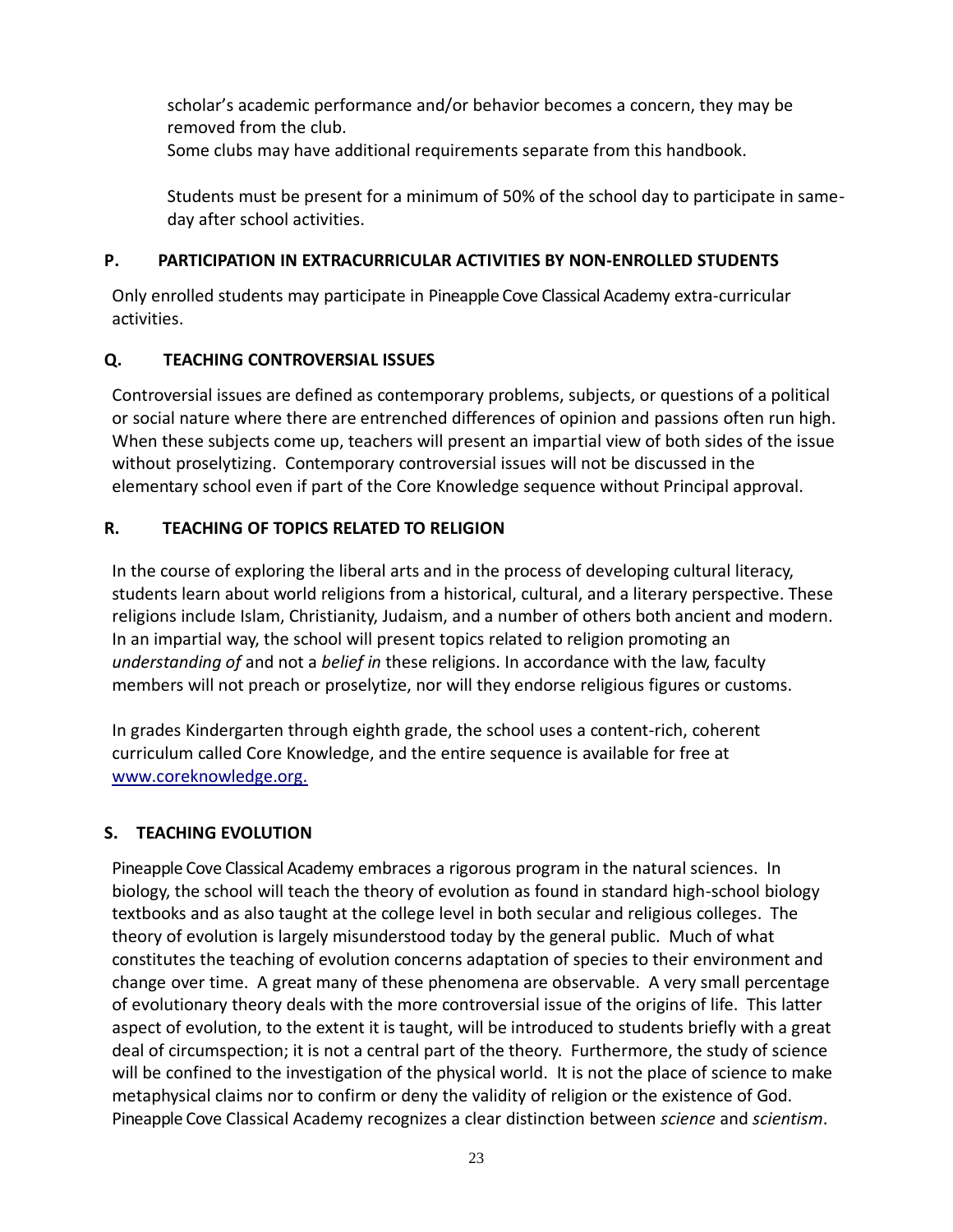scholar's academic performance and/or behavior becomes a concern, they may be removed from the club.
Some clubs may have additional requirements separate from this handbook.

Students must be present for a minimum of 50% of the school day to participate in same-day after school activities.

### P. PARTICIPATION IN EXTRACURRICULAR ACTIVITIES BY NON-ENROLLED STUDENTS

Only enrolled students may participate in Pineapple Cove Classical Academy extra-curricular activities.

### Q. TEACHING CONTROVERSIAL ISSUES

Controversial issues are defined as contemporary problems, subjects, or questions of a political or social nature where there are entrenched differences of opinion and passions often run high. When these subjects come up, teachers will present an impartial view of both sides of the issue without proselytizing. Contemporary controversial issues will not be discussed in the elementary school even if part of the Core Knowledge sequence without Principal approval.

### R. TEACHING OF TOPICS RELATED TO RELIGION

In the course of exploring the liberal arts and in the process of developing cultural literacy, students learn about world religions from a historical, cultural, and a literary perspective. These religions include Islam, Christianity, Judaism, and a number of others both ancient and modern. In an impartial way, the school will present topics related to religion promoting an *understanding of* and not a *belief in* these religions. In accordance with the law, faculty members will not preach or proselytize, nor will they endorse religious figures or customs.

In grades Kindergarten through eighth grade, the school uses a content-rich, coherent curriculum called Core Knowledge, and the entire sequence is available for free at www.coreknowledge.org.

### S. TEACHING EVOLUTION

Pineapple Cove Classical Academy embraces a rigorous program in the natural sciences. In biology, the school will teach the theory of evolution as found in standard high-school biology textbooks and as also taught at the college level in both secular and religious colleges. The theory of evolution is largely misunderstood today by the general public. Much of what constitutes the teaching of evolution concerns adaptation of species to their environment and change over time. A great many of these phenomena are observable. A very small percentage of evolutionary theory deals with the more controversial issue of the origins of life. This latter aspect of evolution, to the extent it is taught, will be introduced to students briefly with a great deal of circumspection; it is not a central part of the theory. Furthermore, the study of science will be confined to the investigation of the physical world. It is not the place of science to make metaphysical claims nor to confirm or deny the validity of religion or the existence of God. Pineapple Cove Classical Academy recognizes a clear distinction between *science* and *scientism*.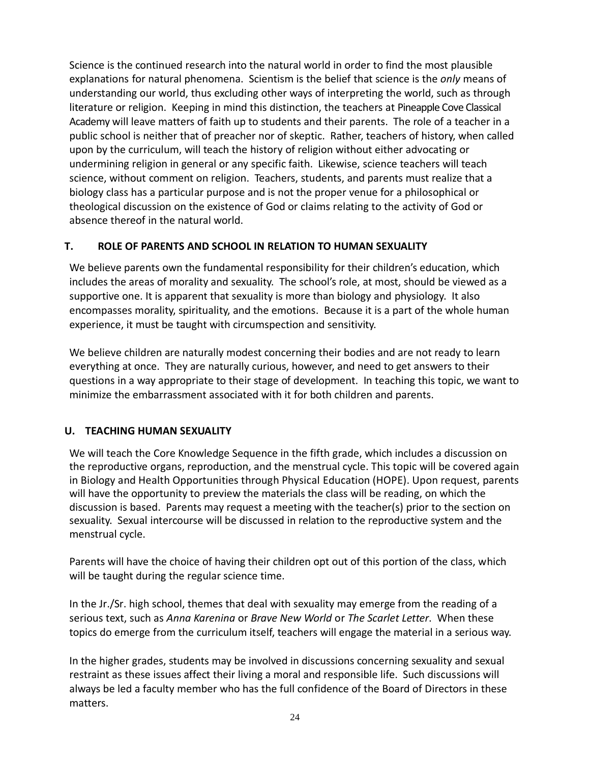Science is the continued research into the natural world in order to find the most plausible explanations for natural phenomena. Scientism is the belief that science is the *only* means of understanding our world, thus excluding other ways of interpreting the world, such as through literature or religion. Keeping in mind this distinction, the teachers at Pineapple Cove Classical Academy will leave matters of faith up to students and their parents. The role of a teacher in a public school is neither that of preacher nor of skeptic. Rather, teachers of history, when called upon by the curriculum, will teach the history of religion without either advocating or undermining religion in general or any specific faith. Likewise, science teachers will teach science, without comment on religion. Teachers, students, and parents must realize that a biology class has a particular purpose and is not the proper venue for a philosophical or theological discussion on the existence of God or claims relating to the activity of God or absence thereof in the natural world.

## T. ROLE OF PARENTS AND SCHOOL IN RELATION TO HUMAN SEXUALITY

We believe parents own the fundamental responsibility for their children's education, which includes the areas of morality and sexuality. The school's role, at most, should be viewed as a supportive one. It is apparent that sexuality is more than biology and physiology. It also encompasses morality, spirituality, and the emotions. Because it is a part of the whole human experience, it must be taught with circumspection and sensitivity.

We believe children are naturally modest concerning their bodies and are not ready to learn everything at once. They are naturally curious, however, and need to get answers to their questions in a way appropriate to their stage of development. In teaching this topic, we want to minimize the embarrassment associated with it for both children and parents.

## U. TEACHING HUMAN SEXUALITY

We will teach the Core Knowledge Sequence in the fifth grade, which includes a discussion on the reproductive organs, reproduction, and the menstrual cycle. This topic will be covered again in Biology and Health Opportunities through Physical Education (HOPE). Upon request, parents will have the opportunity to preview the materials the class will be reading, on which the discussion is based. Parents may request a meeting with the teacher(s) prior to the section on sexuality. Sexual intercourse will be discussed in relation to the reproductive system and the menstrual cycle.

Parents will have the choice of having their children opt out of this portion of the class, which will be taught during the regular science time.

In the Jr./Sr. high school, themes that deal with sexuality may emerge from the reading of a serious text, such as *Anna Karenina* or *Brave New World* or *The Scarlet Letter*. When these topics do emerge from the curriculum itself, teachers will engage the material in a serious way.

In the higher grades, students may be involved in discussions concerning sexuality and sexual restraint as these issues affect their living a moral and responsible life. Such discussions will always be led a faculty member who has the full confidence of the Board of Directors in these matters.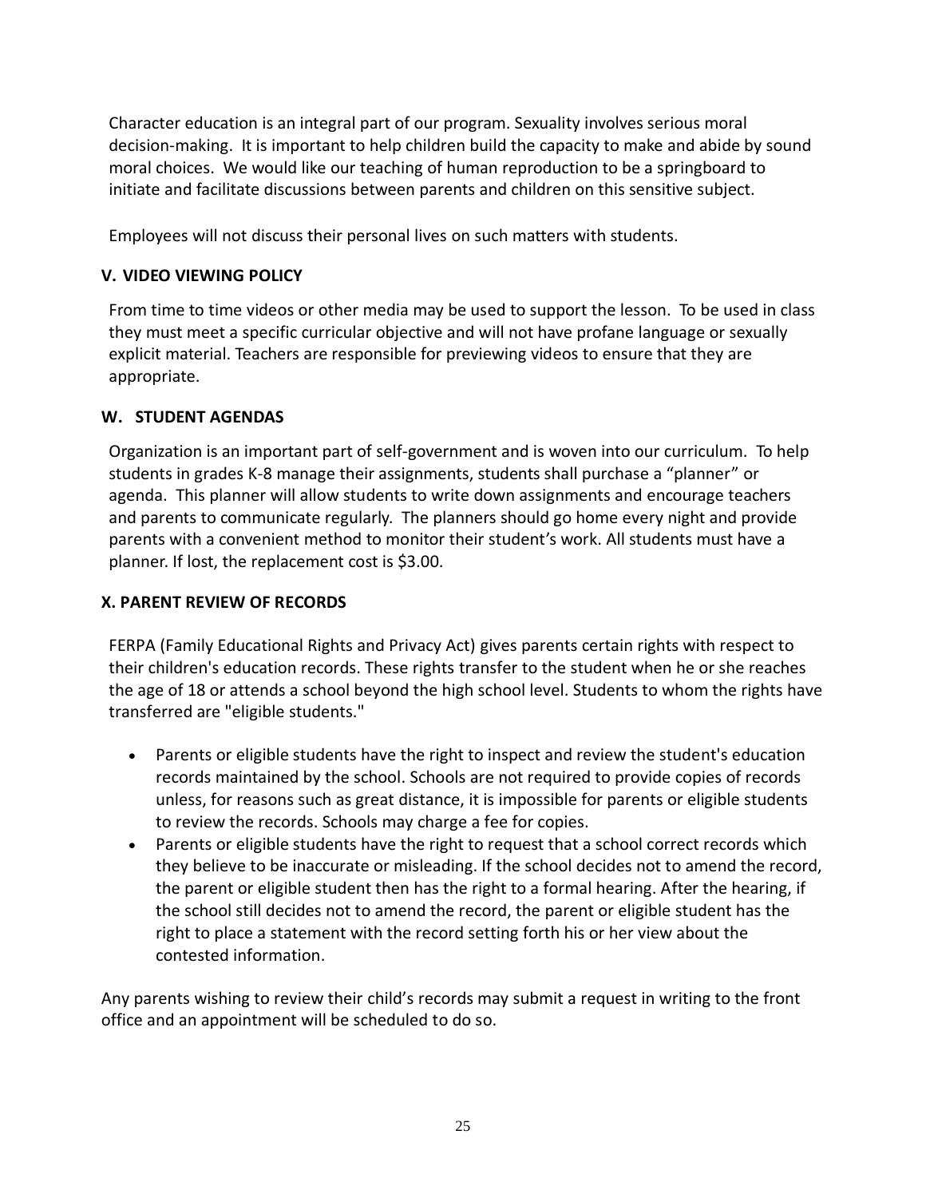Character education is an integral part of our program. Sexuality involves serious moral decision-making. It is important to help children build the capacity to make and abide by sound moral choices. We would like our teaching of human reproduction to be a springboard to initiate and facilitate discussions between parents and children on this sensitive subject.

Employees will not discuss their personal lives on such matters with students.

### V. VIDEO VIEWING POLICY

From time to time videos or other media may be used to support the lesson. To be used in class they must meet a specific curricular objective and will not have profane language or sexually explicit material. Teachers are responsible for previewing videos to ensure that they are appropriate.

### W. STUDENT AGENDAS

Organization is an important part of self-government and is woven into our curriculum. To help students in grades K-8 manage their assignments, students shall purchase a "planner" or agenda. This planner will allow students to write down assignments and encourage teachers and parents to communicate regularly. The planners should go home every night and provide parents with a convenient method to monitor their student's work. All students must have a planner. If lost, the replacement cost is $3.00.

### X. PARENT REVIEW OF RECORDS

FERPA (Family Educational Rights and Privacy Act) gives parents certain rights with respect to their children's education records. These rights transfer to the student when he or she reaches the age of 18 or attends a school beyond the high school level. Students to whom the rights have transferred are "eligible students."

- Parents or eligible students have the right to inspect and review the student's education records maintained by the school. Schools are not required to provide copies of records unless, for reasons such as great distance, it is impossible for parents or eligible students to review the records. Schools may charge a fee for copies.
- Parents or eligible students have the right to request that a school correct records which they believe to be inaccurate or misleading. If the school decides not to amend the record, the parent or eligible student then has the right to a formal hearing. After the hearing, if the school still decides not to amend the record, the parent or eligible student has the right to place a statement with the record setting forth his or her view about the contested information.

Any parents wishing to review their child's records may submit a request in writing to the front office and an appointment will be scheduled to do so.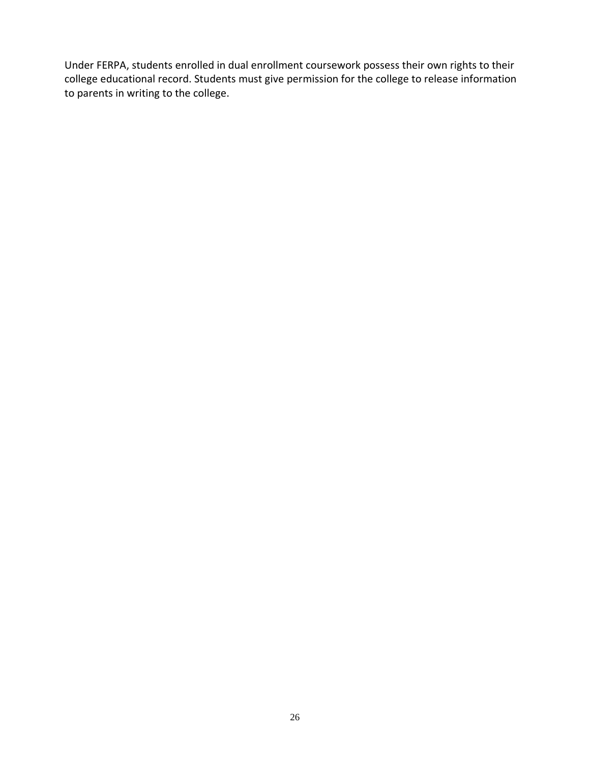Under FERPA, students enrolled in dual enrollment coursework possess their own rights to their college educational record. Students must give permission for the college to release information to parents in writing to the college.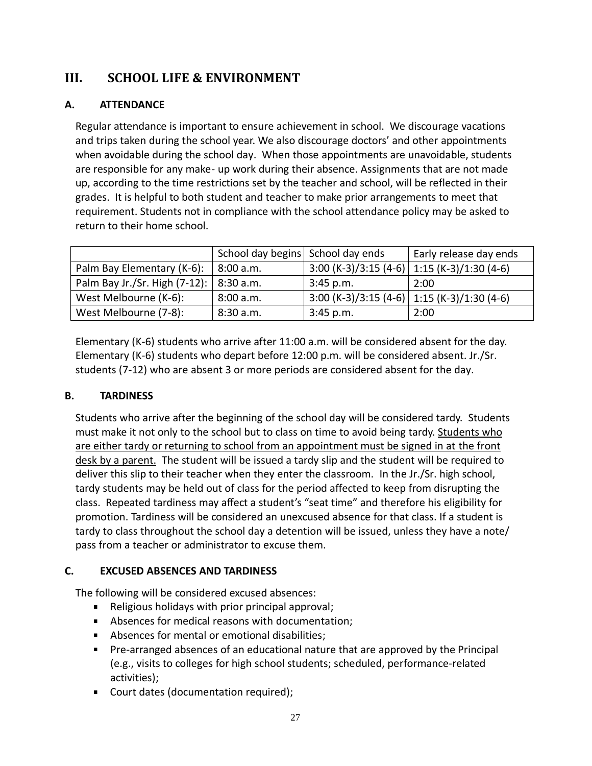# III. SCHOOL LIFE & ENVIRONMENT

## A. ATTENDANCE

Regular attendance is important to ensure achievement in school. We discourage vacations and trips taken during the school year. We also discourage doctors' and other appointments when avoidable during the school day. When those appointments are unavoidable, students are responsible for any make- up work during their absence. Assignments that are not made up, according to the time restrictions set by the teacher and school, will be reflected in their grades. It is helpful to both student and teacher to make prior arrangements to meet that requirement. Students not in compliance with the school attendance policy may be asked to return to their home school.

| | School day begins | School day ends | Early release day ends |
|---|---|---|---|
| Palm Bay Elementary (K-6): | 8:00 a.m. | 3:00 (K-3)/3:15 (4-6) | 1:15 (K-3)/1:30 (4-6) |
| Palm Bay Jr./Sr. High (7-12): | 8:30 a.m. | 3:45 p.m. | 2:00 |
| West Melbourne (K-6): | 8:00 a.m. | 3:00 (K-3)/3:15 (4-6) | 1:15 (K-3)/1:30 (4-6) |
| West Melbourne (7-8): | 8:30 a.m. | 3:45 p.m. | 2:00 |

Elementary (K-6) students who arrive after 11:00 a.m. will be considered absent for the day. Elementary (K-6) students who depart before 12:00 p.m. will be considered absent. Jr./Sr. students (7-12) who are absent 3 or more periods are considered absent for the day.

## B. TARDINESS

Students who arrive after the beginning of the school day will be considered tardy. Students must make it not only to the school but to class on time to avoid being tardy. Students who are either tardy or returning to school from an appointment must be signed in at the front desk by a parent. The student will be issued a tardy slip and the student will be required to deliver this slip to their teacher when they enter the classroom. In the Jr./Sr. high school, tardy students may be held out of class for the period affected to keep from disrupting the class. Repeated tardiness may affect a student's "seat time" and therefore his eligibility for promotion. Tardiness will be considered an unexcused absence for that class. If a student is tardy to class throughout the school day a detention will be issued, unless they have a note/ pass from a teacher or administrator to excuse them.

## C. EXCUSED ABSENCES AND TARDINESS

The following will be considered excused absences:

- Religious holidays with prior principal approval;
- Absences for medical reasons with documentation;
- Absences for mental or emotional disabilities;
- Pre-arranged absences of an educational nature that are approved by the Principal (e.g., visits to colleges for high school students; scheduled, performance-related activities);
- Court dates (documentation required);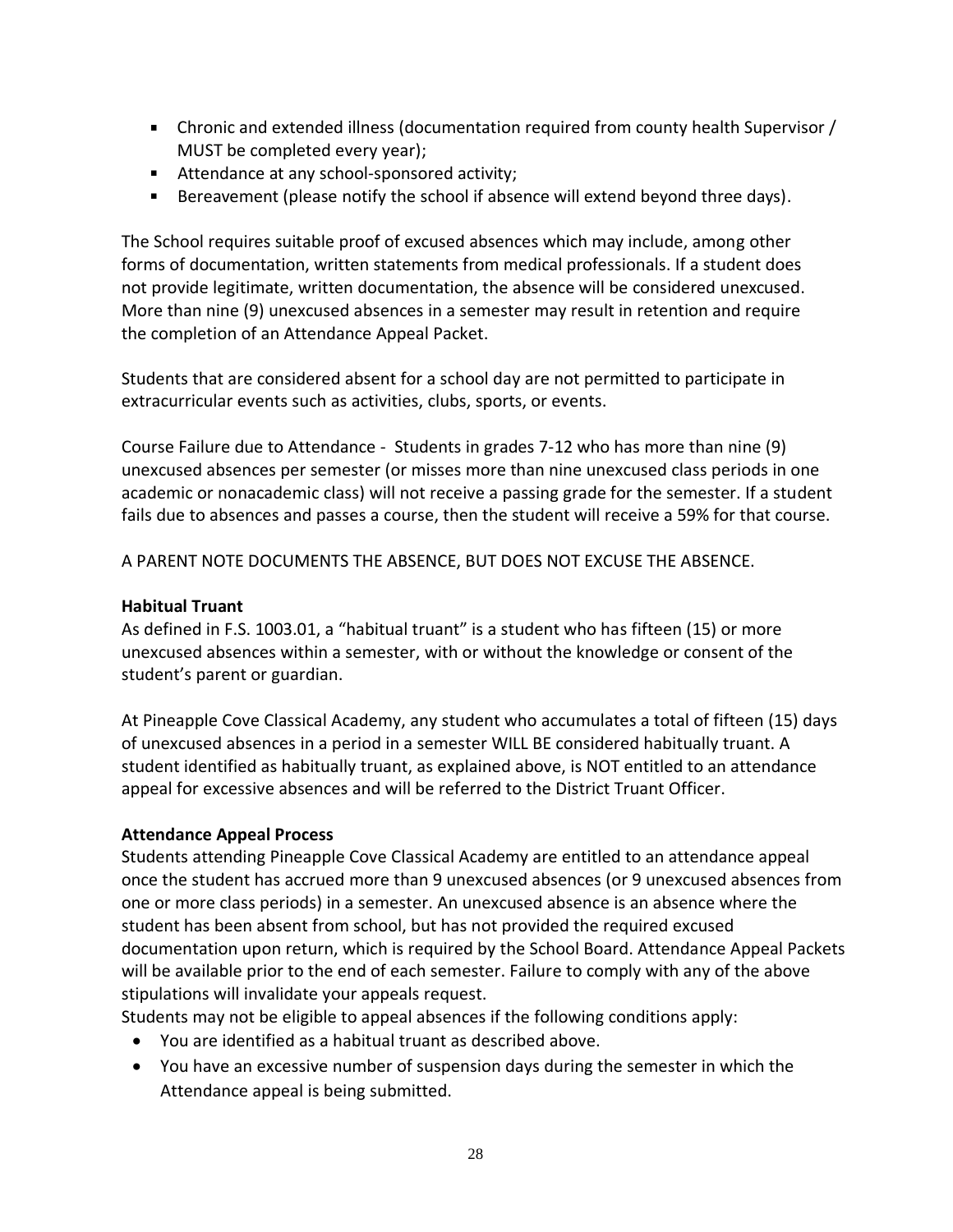- Chronic and extended illness (documentation required from county health Supervisor / MUST be completed every year);
- Attendance at any school-sponsored activity;
- Bereavement (please notify the school if absence will extend beyond three days).

The School requires suitable proof of excused absences which may include, among other forms of documentation, written statements from medical professionals. If a student does not provide legitimate, written documentation, the absence will be considered unexcused. More than nine (9) unexcused absences in a semester may result in retention and require the completion of an Attendance Appeal Packet.

Students that are considered absent for a school day are not permitted to participate in extracurricular events such as activities, clubs, sports, or events.

Course Failure due to Attendance - Students in grades 7-12 who has more than nine (9) unexcused absences per semester (or misses more than nine unexcused class periods in one academic or nonacademic class) will not receive a passing grade for the semester. If a student fails due to absences and passes a course, then the student will receive a 59% for that course.

A PARENT NOTE DOCUMENTS THE ABSENCE, BUT DOES NOT EXCUSE THE ABSENCE.

**Habitual Truant**

As defined in F.S. 1003.01, a "habitual truant" is a student who has fifteen (15) or more unexcused absences within a semester, with or without the knowledge or consent of the student's parent or guardian.

At Pineapple Cove Classical Academy, any student who accumulates a total of fifteen (15) days of unexcused absences in a period in a semester WILL BE considered habitually truant. A student identified as habitually truant, as explained above, is NOT entitled to an attendance appeal for excessive absences and will be referred to the District Truant Officer.

**Attendance Appeal Process**

Students attending Pineapple Cove Classical Academy are entitled to an attendance appeal once the student has accrued more than 9 unexcused absences (or 9 unexcused absences from one or more class periods) in a semester. An unexcused absence is an absence where the student has been absent from school, but has not provided the required excused documentation upon return, which is required by the School Board. Attendance Appeal Packets will be available prior to the end of each semester. Failure to comply with any of the above stipulations will invalidate your appeals request.

Students may not be eligible to appeal absences if the following conditions apply:

- You are identified as a habitual truant as described above.
- You have an excessive number of suspension days during the semester in which the Attendance appeal is being submitted.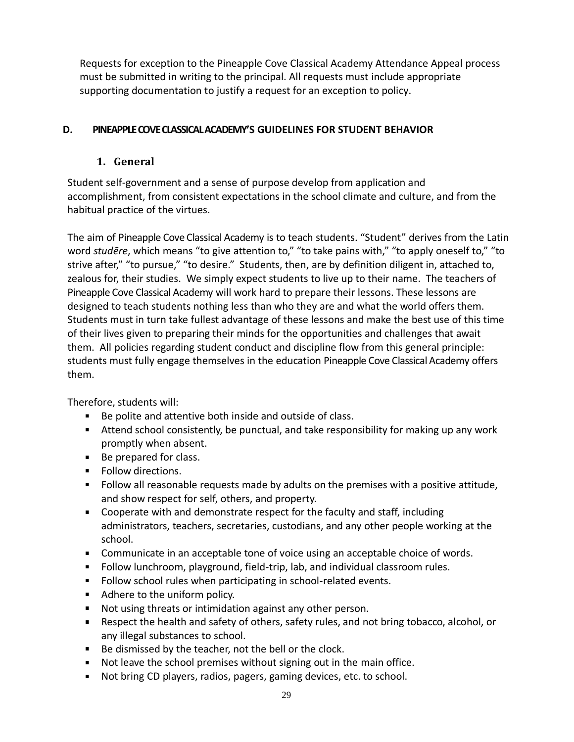Requests for exception to the Pineapple Cove Classical Academy Attendance Appeal process must be submitted in writing to the principal. All requests must include appropriate supporting documentation to justify a request for an exception to policy.

## D. PINEAPPLE COVE CLASSICAL ACADEMY'S GUIDELINES FOR STUDENT BEHAVIOR

### 1. General

Student self-government and a sense of purpose develop from application and accomplishment, from consistent expectations in the school climate and culture, and from the habitual practice of the virtues.

The aim of Pineapple Cove Classical Academy is to teach students. "Student" derives from the Latin word *studēre*, which means "to give attention to," "to take pains with," "to apply oneself to," "to strive after," "to pursue," "to desire." Students, then, are by definition diligent in, attached to, zealous for, their studies. We simply expect students to live up to their name. The teachers of Pineapple Cove Classical Academy will work hard to prepare their lessons. These lessons are designed to teach students nothing less than who they are and what the world offers them. Students must in turn take fullest advantage of these lessons and make the best use of this time of their lives given to preparing their minds for the opportunities and challenges that await them. All policies regarding student conduct and discipline flow from this general principle: students must fully engage themselves in the education Pineapple Cove Classical Academy offers them.

Therefore, students will:

- Be polite and attentive both inside and outside of class.
- Attend school consistently, be punctual, and take responsibility for making up any work promptly when absent.
- Be prepared for class.
- Follow directions.
- Follow all reasonable requests made by adults on the premises with a positive attitude, and show respect for self, others, and property.
- Cooperate with and demonstrate respect for the faculty and staff, including administrators, teachers, secretaries, custodians, and any other people working at the school.
- Communicate in an acceptable tone of voice using an acceptable choice of words.
- Follow lunchroom, playground, field-trip, lab, and individual classroom rules.
- Follow school rules when participating in school-related events.
- Adhere to the uniform policy.
- Not using threats or intimidation against any other person.
- Respect the health and safety of others, safety rules, and not bring tobacco, alcohol, or any illegal substances to school.
- Be dismissed by the teacher, not the bell or the clock.
- Not leave the school premises without signing out in the main office.
- Not bring CD players, radios, pagers, gaming devices, etc. to school.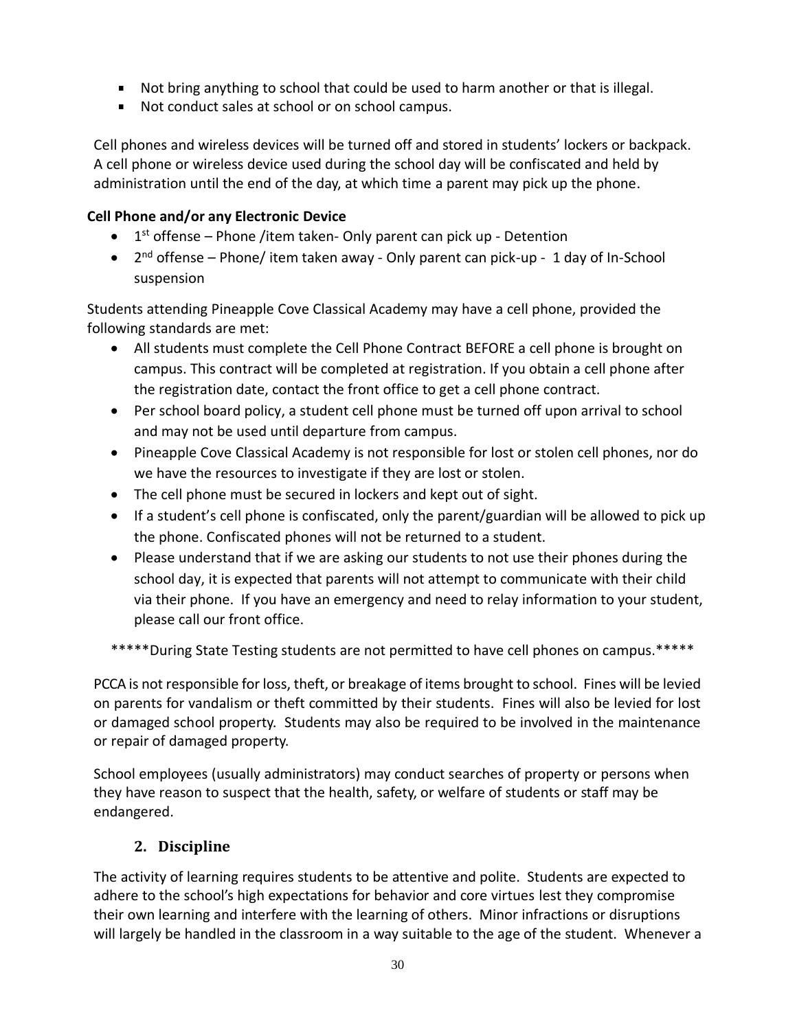- Not bring anything to school that could be used to harm another or that is illegal.
- Not conduct sales at school or on school campus.

Cell phones and wireless devices will be turned off and stored in students' lockers or backpack. A cell phone or wireless device used during the school day will be confiscated and held by administration until the end of the day, at which time a parent may pick up the phone.

**Cell Phone and/or any Electronic Device**

- 1st offense – Phone /item taken- Only parent can pick up - Detention
- 2nd offense – Phone/ item taken away - Only parent can pick-up - 1 day of In-School suspension

Students attending Pineapple Cove Classical Academy may have a cell phone, provided the following standards are met:

- All students must complete the Cell Phone Contract BEFORE a cell phone is brought on campus. This contract will be completed at registration. If you obtain a cell phone after the registration date, contact the front office to get a cell phone contract.
- Per school board policy, a student cell phone must be turned off upon arrival to school and may not be used until departure from campus.
- Pineapple Cove Classical Academy is not responsible for lost or stolen cell phones, nor do we have the resources to investigate if they are lost or stolen.
- The cell phone must be secured in lockers and kept out of sight.
- If a student's cell phone is confiscated, only the parent/guardian will be allowed to pick up the phone. Confiscated phones will not be returned to a student.
- Please understand that if we are asking our students to not use their phones during the school day, it is expected that parents will not attempt to communicate with their child via their phone. If you have an emergency and need to relay information to your student, please call our front office.

*****During State Testing students are not permitted to have cell phones on campus.*****

PCCA is not responsible for loss, theft, or breakage of items brought to school. Fines will be levied on parents for vandalism or theft committed by their students. Fines will also be levied for lost or damaged school property. Students may also be required to be involved in the maintenance or repair of damaged property.

School employees (usually administrators) may conduct searches of property or persons when they have reason to suspect that the health, safety, or welfare of students or staff may be endangered.

## 2. Discipline

The activity of learning requires students to be attentive and polite. Students are expected to adhere to the school's high expectations for behavior and core virtues lest they compromise their own learning and interfere with the learning of others. Minor infractions or disruptions will largely be handled in the classroom in a way suitable to the age of the student. Whenever a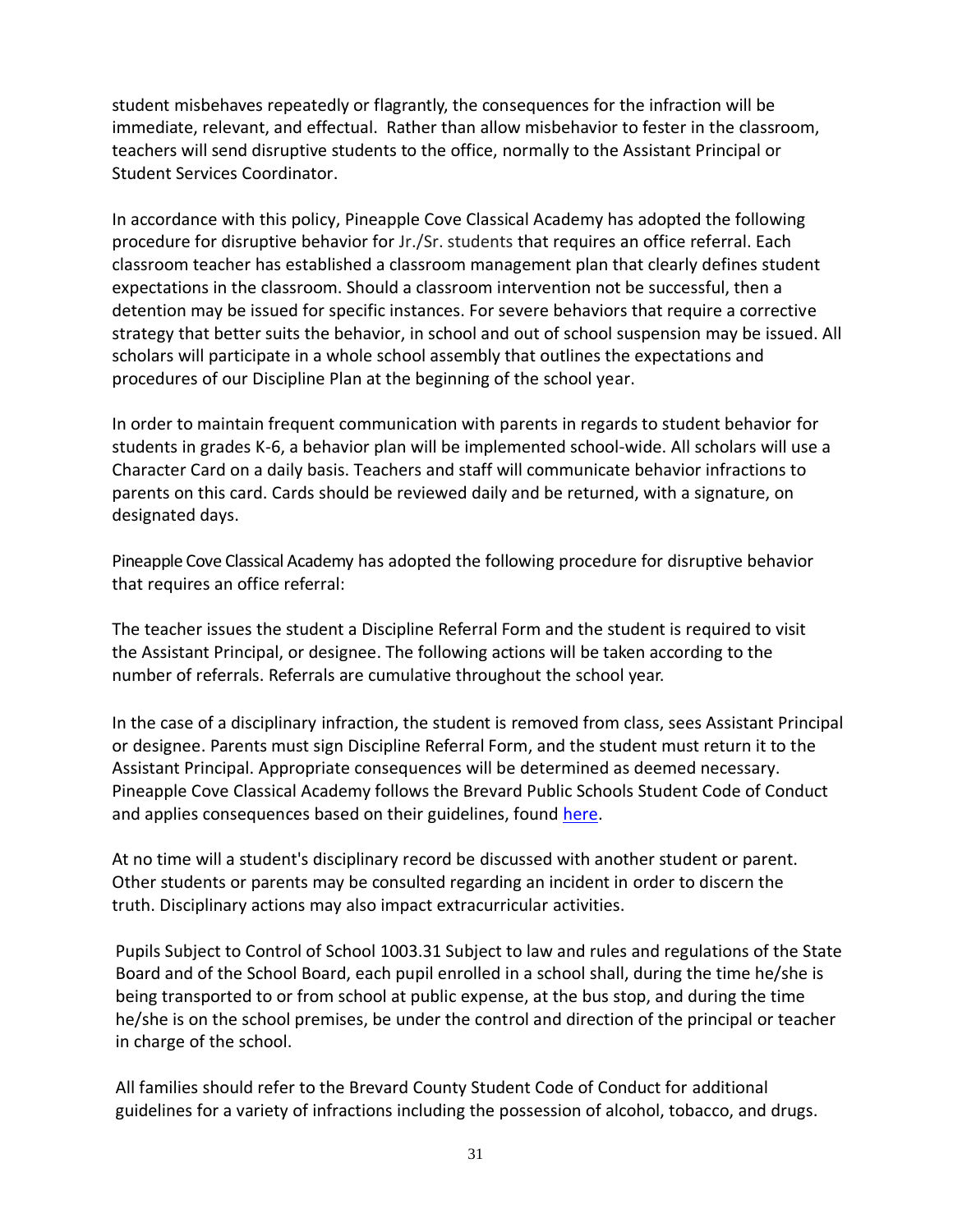student misbehaves repeatedly or flagrantly, the consequences for the infraction will be immediate, relevant, and effectual. Rather than allow misbehavior to fester in the classroom, teachers will send disruptive students to the office, normally to the Assistant Principal or Student Services Coordinator.

In accordance with this policy, Pineapple Cove Classical Academy has adopted the following procedure for disruptive behavior for Jr./Sr. students that requires an office referral. Each classroom teacher has established a classroom management plan that clearly defines student expectations in the classroom. Should a classroom intervention not be successful, then a detention may be issued for specific instances. For severe behaviors that require a corrective strategy that better suits the behavior, in school and out of school suspension may be issued. All scholars will participate in a whole school assembly that outlines the expectations and procedures of our Discipline Plan at the beginning of the school year.

In order to maintain frequent communication with parents in regards to student behavior for students in grades K-6, a behavior plan will be implemented school-wide. All scholars will use a Character Card on a daily basis. Teachers and staff will communicate behavior infractions to parents on this card. Cards should be reviewed daily and be returned, with a signature, on designated days.

Pineapple Cove Classical Academy has adopted the following procedure for disruptive behavior that requires an office referral:

The teacher issues the student a Discipline Referral Form and the student is required to visit the Assistant Principal, or designee. The following actions will be taken according to the number of referrals. Referrals are cumulative throughout the school year.

In the case of a disciplinary infraction, the student is removed from class, sees Assistant Principal or designee. Parents must sign Discipline Referral Form, and the student must return it to the Assistant Principal. Appropriate consequences will be determined as deemed necessary. Pineapple Cove Classical Academy follows the Brevard Public Schools Student Code of Conduct and applies consequences based on their guidelines, found here.

At no time will a student's disciplinary record be discussed with another student or parent. Other students or parents may be consulted regarding an incident in order to discern the truth. Disciplinary actions may also impact extracurricular activities.

Pupils Subject to Control of School 1003.31 Subject to law and rules and regulations of the State Board and of the School Board, each pupil enrolled in a school shall, during the time he/she is being transported to or from school at public expense, at the bus stop, and during the time he/she is on the school premises, be under the control and direction of the principal or teacher in charge of the school.

All families should refer to the Brevard County Student Code of Conduct for additional guidelines for a variety of infractions including the possession of alcohol, tobacco, and drugs.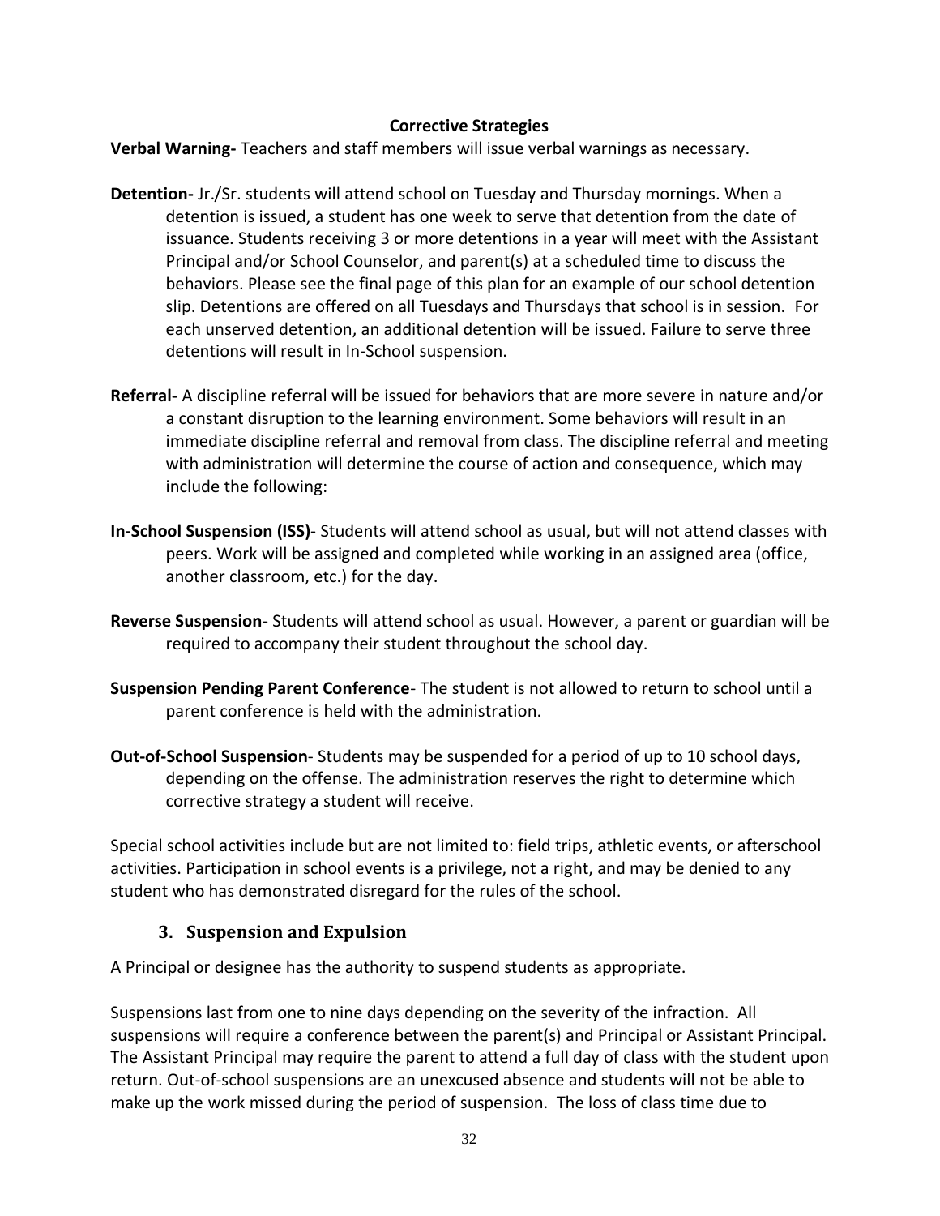**Corrective Strategies**

**Verbal Warning-** Teachers and staff members will issue verbal warnings as necessary.

**Detention-** Jr./Sr. students will attend school on Tuesday and Thursday mornings. When a detention is issued, a student has one week to serve that detention from the date of issuance. Students receiving 3 or more detentions in a year will meet with the Assistant Principal and/or School Counselor, and parent(s) at a scheduled time to discuss the behaviors. Please see the final page of this plan for an example of our school detention slip. Detentions are offered on all Tuesdays and Thursdays that school is in session. For each unserved detention, an additional detention will be issued. Failure to serve three detentions will result in In-School suspension.

**Referral-** A discipline referral will be issued for behaviors that are more severe in nature and/or a constant disruption to the learning environment. Some behaviors will result in an immediate discipline referral and removal from class. The discipline referral and meeting with administration will determine the course of action and consequence, which may include the following:

**In-School Suspension (ISS)**- Students will attend school as usual, but will not attend classes with peers. Work will be assigned and completed while working in an assigned area (office, another classroom, etc.) for the day.

**Reverse Suspension**- Students will attend school as usual. However, a parent or guardian will be required to accompany their student throughout the school day.

**Suspension Pending Parent Conference**- The student is not allowed to return to school until a parent conference is held with the administration.

**Out-of-School Suspension**- Students may be suspended for a period of up to 10 school days, depending on the offense. The administration reserves the right to determine which corrective strategy a student will receive.

Special school activities include but are not limited to: field trips, athletic events, or afterschool activities. Participation in school events is a privilege, not a right, and may be denied to any student who has demonstrated disregard for the rules of the school.

### 3. Suspension and Expulsion

A Principal or designee has the authority to suspend students as appropriate.

Suspensions last from one to nine days depending on the severity of the infraction. All suspensions will require a conference between the parent(s) and Principal or Assistant Principal. The Assistant Principal may require the parent to attend a full day of class with the student upon return. Out-of-school suspensions are an unexcused absence and students will not be able to make up the work missed during the period of suspension. The loss of class time due to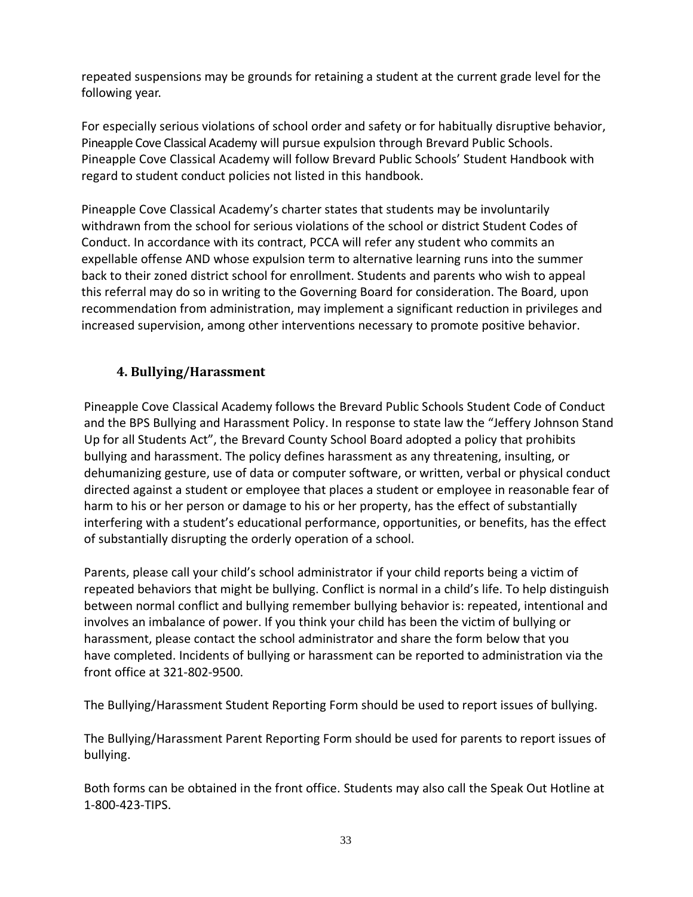repeated suspensions may be grounds for retaining a student at the current grade level for the following year.

For especially serious violations of school order and safety or for habitually disruptive behavior, Pineapple Cove Classical Academy will pursue expulsion through Brevard Public Schools. Pineapple Cove Classical Academy will follow Brevard Public Schools' Student Handbook with regard to student conduct policies not listed in this handbook.

Pineapple Cove Classical Academy's charter states that students may be involuntarily withdrawn from the school for serious violations of the school or district Student Codes of Conduct. In accordance with its contract, PCCA will refer any student who commits an expellable offense AND whose expulsion term to alternative learning runs into the summer back to their zoned district school for enrollment. Students and parents who wish to appeal this referral may do so in writing to the Governing Board for consideration. The Board, upon recommendation from administration, may implement a significant reduction in privileges and increased supervision, among other interventions necessary to promote positive behavior.

### 4. Bullying/Harassment

Pineapple Cove Classical Academy follows the Brevard Public Schools Student Code of Conduct and the BPS Bullying and Harassment Policy. In response to state law the "Jeffery Johnson Stand Up for all Students Act", the Brevard County School Board adopted a policy that prohibits bullying and harassment. The policy defines harassment as any threatening, insulting, or dehumanizing gesture, use of data or computer software, or written, verbal or physical conduct directed against a student or employee that places a student or employee in reasonable fear of harm to his or her person or damage to his or her property, has the effect of substantially interfering with a student's educational performance, opportunities, or benefits, has the effect of substantially disrupting the orderly operation of a school.

Parents, please call your child's school administrator if your child reports being a victim of repeated behaviors that might be bullying. Conflict is normal in a child's life. To help distinguish between normal conflict and bullying remember bullying behavior is: repeated, intentional and involves an imbalance of power. If you think your child has been the victim of bullying or harassment, please contact the school administrator and share the form below that you have completed. Incidents of bullying or harassment can be reported to administration via the front office at 321-802-9500.

The Bullying/Harassment Student Reporting Form should be used to report issues of bullying.

The Bullying/Harassment Parent Reporting Form should be used for parents to report issues of bullying.

Both forms can be obtained in the front office. Students may also call the Speak Out Hotline at 1-800-423-TIPS.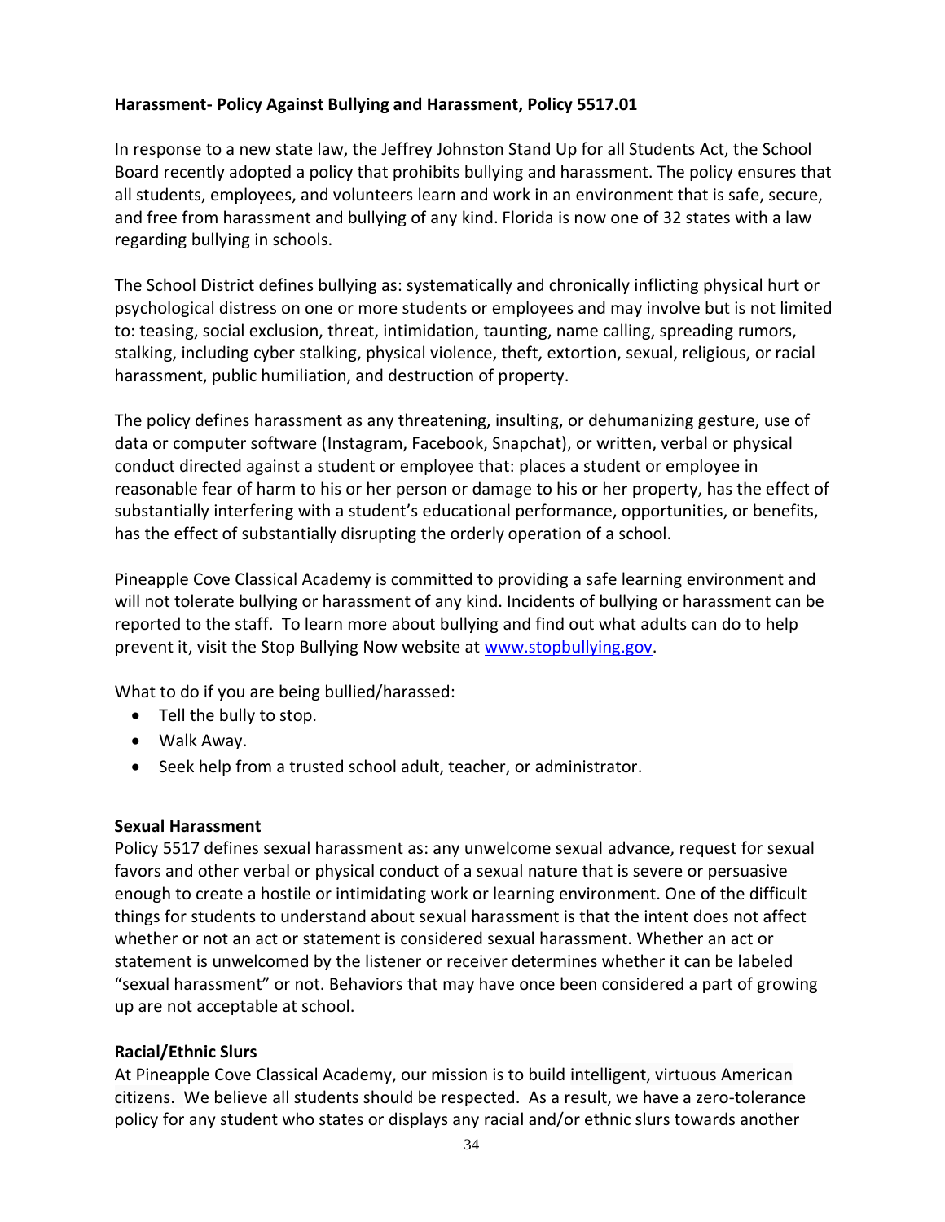**Harassment- Policy Against Bullying and Harassment, Policy 5517.01**

In response to a new state law, the Jeffrey Johnston Stand Up for all Students Act, the School Board recently adopted a policy that prohibits bullying and harassment. The policy ensures that all students, employees, and volunteers learn and work in an environment that is safe, secure, and free from harassment and bullying of any kind. Florida is now one of 32 states with a law regarding bullying in schools.

The School District defines bullying as: systematically and chronically inflicting physical hurt or psychological distress on one or more students or employees and may involve but is not limited to: teasing, social exclusion, threat, intimidation, taunting, name calling, spreading rumors, stalking, including cyber stalking, physical violence, theft, extortion, sexual, religious, or racial harassment, public humiliation, and destruction of property.

The policy defines harassment as any threatening, insulting, or dehumanizing gesture, use of data or computer software (Instagram, Facebook, Snapchat), or written, verbal or physical conduct directed against a student or employee that: places a student or employee in reasonable fear of harm to his or her person or damage to his or her property, has the effect of substantially interfering with a student's educational performance, opportunities, or benefits, has the effect of substantially disrupting the orderly operation of a school.

Pineapple Cove Classical Academy is committed to providing a safe learning environment and will not tolerate bullying or harassment of any kind. Incidents of bullying or harassment can be reported to the staff. To learn more about bullying and find out what adults can do to help prevent it, visit the Stop Bullying Now website at [www.stopbullying.gov](http://www.stopbullying.gov).

What to do if you are being bullied/harassed:

- Tell the bully to stop.
- Walk Away.
- Seek help from a trusted school adult, teacher, or administrator.

**Sexual Harassment**

Policy 5517 defines sexual harassment as: any unwelcome sexual advance, request for sexual favors and other verbal or physical conduct of a sexual nature that is severe or persuasive enough to create a hostile or intimidating work or learning environment. One of the difficult things for students to understand about sexual harassment is that the intent does not affect whether or not an act or statement is considered sexual harassment. Whether an act or statement is unwelcomed by the listener or receiver determines whether it can be labeled "sexual harassment" or not. Behaviors that may have once been considered a part of growing up are not acceptable at school.

**Racial/Ethnic Slurs**

At Pineapple Cove Classical Academy, our mission is to build intelligent, virtuous American citizens. We believe all students should be respected. As a result, we have a zero-tolerance policy for any student who states or displays any racial and/or ethnic slurs towards another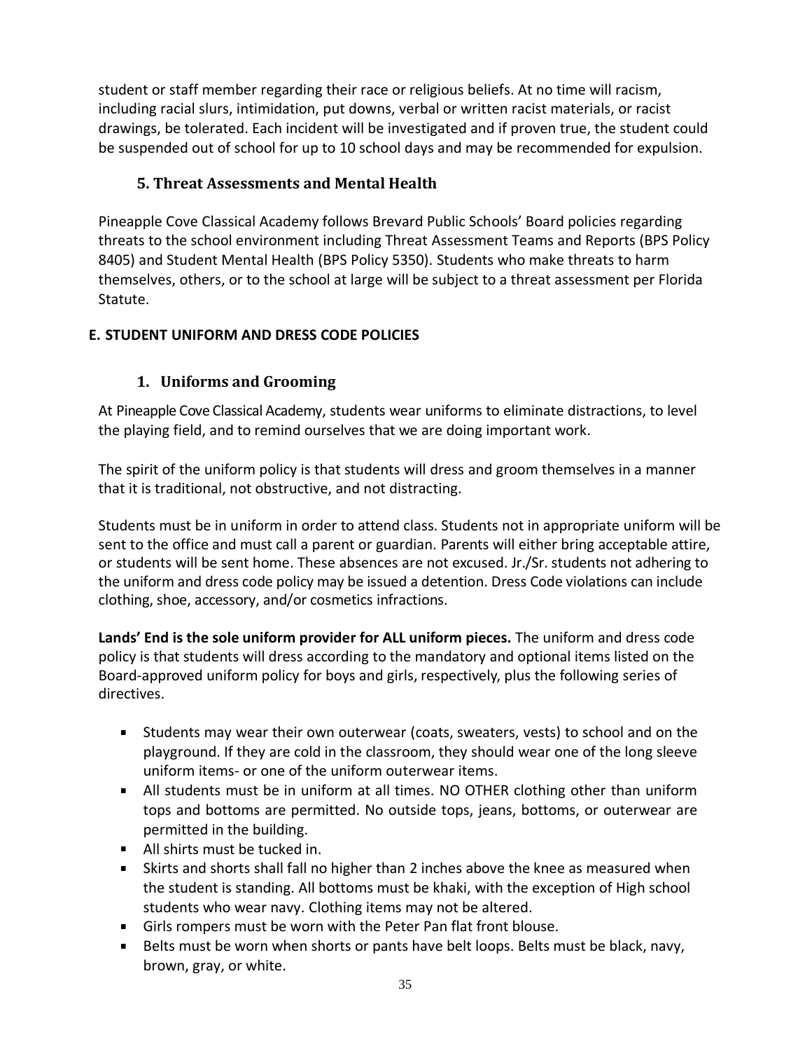student or staff member regarding their race or religious beliefs. At no time will racism, including racial slurs, intimidation, put downs, verbal or written racist materials, or racist drawings, be tolerated. Each incident will be investigated and if proven true, the student could be suspended out of school for up to 10 school days and may be recommended for expulsion.

### 5. Threat Assessments and Mental Health

Pineapple Cove Classical Academy follows Brevard Public Schools' Board policies regarding threats to the school environment including Threat Assessment Teams and Reports (BPS Policy 8405) and Student Mental Health (BPS Policy 5350). Students who make threats to harm themselves, others, or to the school at large will be subject to a threat assessment per Florida Statute.

## E. STUDENT UNIFORM AND DRESS CODE POLICIES

### 1. Uniforms and Grooming

At Pineapple Cove Classical Academy, students wear uniforms to eliminate distractions, to level the playing field, and to remind ourselves that we are doing important work.

The spirit of the uniform policy is that students will dress and groom themselves in a manner that it is traditional, not obstructive, and not distracting.

Students must be in uniform in order to attend class. Students not in appropriate uniform will be sent to the office and must call a parent or guardian. Parents will either bring acceptable attire, or students will be sent home. These absences are not excused. Jr./Sr. students not adhering to the uniform and dress code policy may be issued a detention. Dress Code violations can include clothing, shoe, accessory, and/or cosmetics infractions.

**Lands' End is the sole uniform provider for ALL uniform pieces.** The uniform and dress code policy is that students will dress according to the mandatory and optional items listed on the Board-approved uniform policy for boys and girls, respectively, plus the following series of directives.

- Students may wear their own outerwear (coats, sweaters, vests) to school and on the playground. If they are cold in the classroom, they should wear one of the long sleeve uniform items- or one of the uniform outerwear items.
- All students must be in uniform at all times. NO OTHER clothing other than uniform tops and bottoms are permitted. No outside tops, jeans, bottoms, or outerwear are permitted in the building.
- All shirts must be tucked in.
- Skirts and shorts shall fall no higher than 2 inches above the knee as measured when the student is standing. All bottoms must be khaki, with the exception of High school students who wear navy. Clothing items may not be altered.
- Girls rompers must be worn with the Peter Pan flat front blouse.
- Belts must be worn when shorts or pants have belt loops. Belts must be black, navy, brown, gray, or white.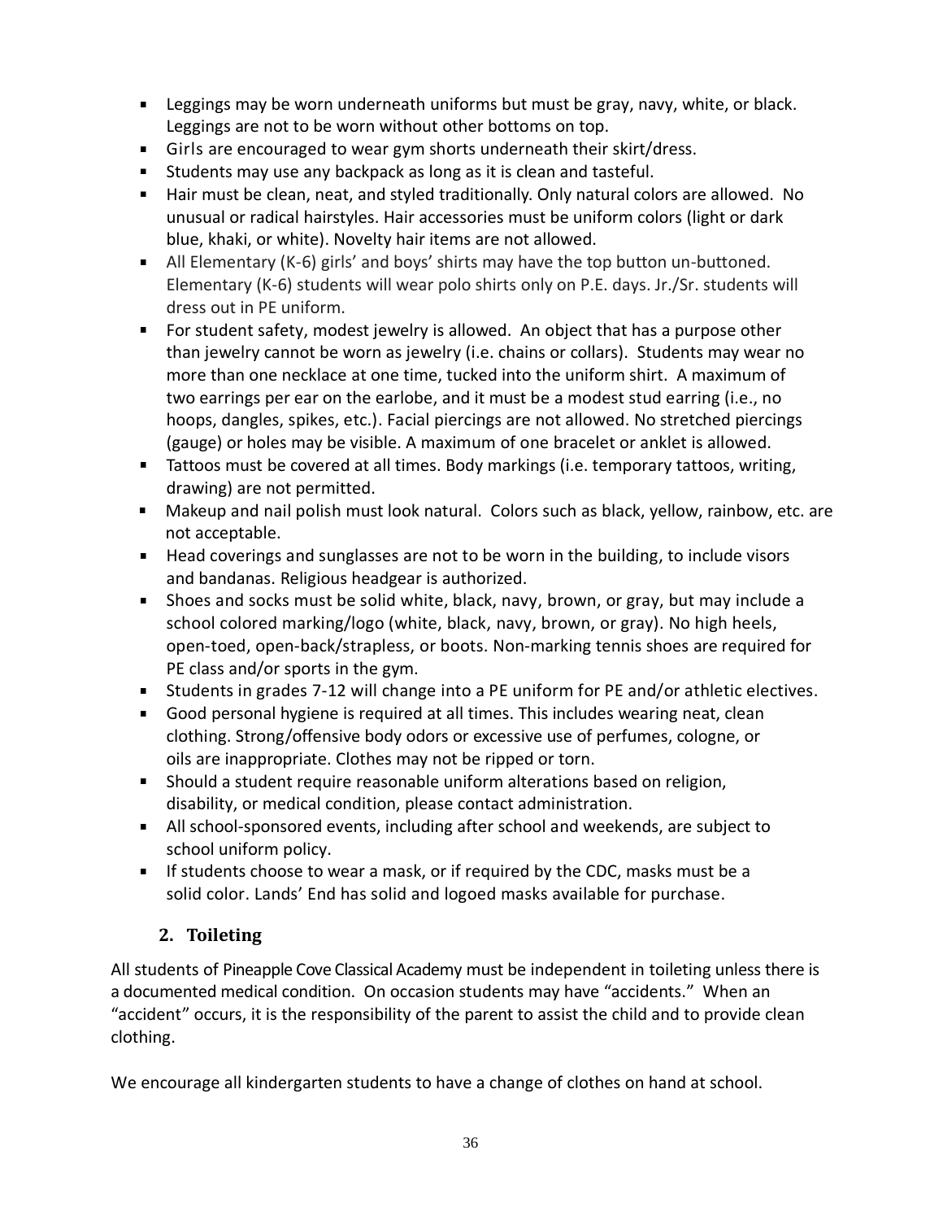- Leggings may be worn underneath uniforms but must be gray, navy, white, or black. Leggings are not to be worn without other bottoms on top.
- Girls are encouraged to wear gym shorts underneath their skirt/dress.
- Students may use any backpack as long as it is clean and tasteful.
- Hair must be clean, neat, and styled traditionally. Only natural colors are allowed. No unusual or radical hairstyles. Hair accessories must be uniform colors (light or dark blue, khaki, or white). Novelty hair items are not allowed.
- All Elementary (K-6) girls' and boys' shirts may have the top button un-buttoned. Elementary (K-6) students will wear polo shirts only on P.E. days. Jr./Sr. students will dress out in PE uniform.
- For student safety, modest jewelry is allowed. An object that has a purpose other than jewelry cannot be worn as jewelry (i.e. chains or collars). Students may wear no more than one necklace at one time, tucked into the uniform shirt. A maximum of two earrings per ear on the earlobe, and it must be a modest stud earring (i.e., no hoops, dangles, spikes, etc.). Facial piercings are not allowed. No stretched piercings (gauge) or holes may be visible. A maximum of one bracelet or anklet is allowed.
- Tattoos must be covered at all times. Body markings (i.e. temporary tattoos, writing, drawing) are not permitted.
- Makeup and nail polish must look natural. Colors such as black, yellow, rainbow, etc. are not acceptable.
- Head coverings and sunglasses are not to be worn in the building, to include visors and bandanas. Religious headgear is authorized.
- Shoes and socks must be solid white, black, navy, brown, or gray, but may include a school colored marking/logo (white, black, navy, brown, or gray). No high heels, open-toed, open-back/strapless, or boots. Non-marking tennis shoes are required for PE class and/or sports in the gym.
- Students in grades 7-12 will change into a PE uniform for PE and/or athletic electives.
- Good personal hygiene is required at all times. This includes wearing neat, clean clothing. Strong/offensive body odors or excessive use of perfumes, cologne, or oils are inappropriate. Clothes may not be ripped or torn.
- Should a student require reasonable uniform alterations based on religion, disability, or medical condition, please contact administration.
- All school-sponsored events, including after school and weekends, are subject to school uniform policy.
- If students choose to wear a mask, or if required by the CDC, masks must be a solid color. Lands' End has solid and logoed masks available for purchase.

### 2. Toileting

All students of Pineapple Cove Classical Academy must be independent in toileting unless there is a documented medical condition. On occasion students may have "accidents." When an "accident" occurs, it is the responsibility of the parent to assist the child and to provide clean clothing.

We encourage all kindergarten students to have a change of clothes on hand at school.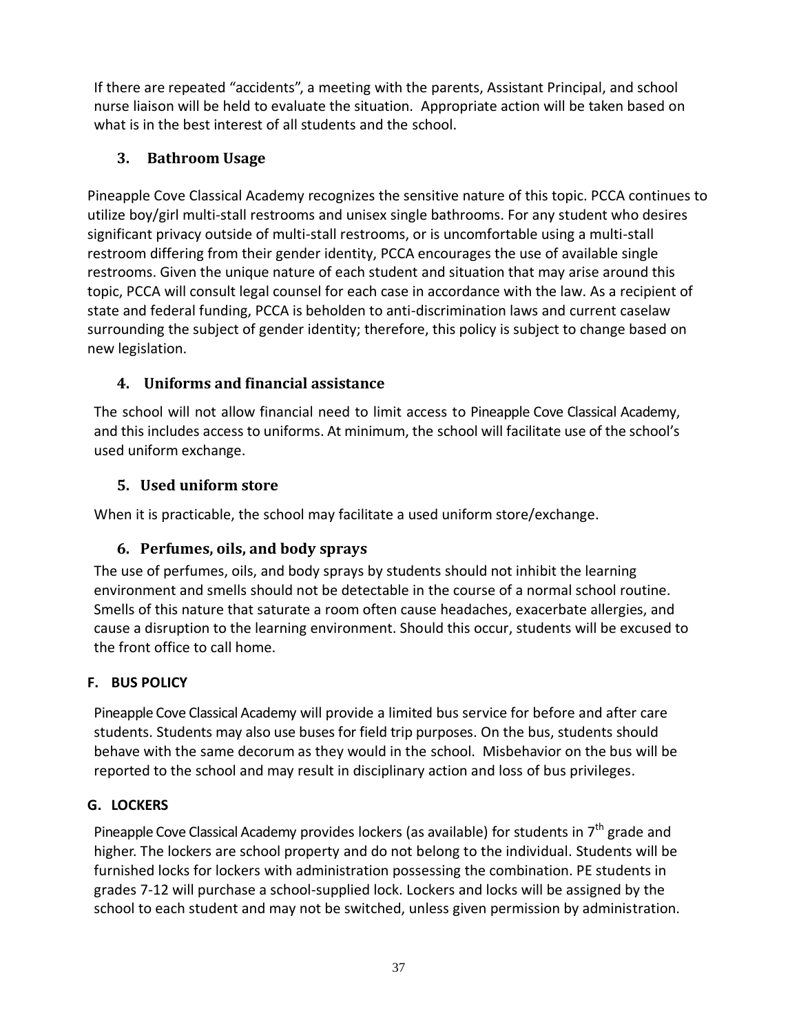If there are repeated “accidents”, a meeting with the parents, Assistant Principal, and school nurse liaison will be held to evaluate the situation. Appropriate action will be taken based on what is in the best interest of all students and the school.

### 3. Bathroom Usage

Pineapple Cove Classical Academy recognizes the sensitive nature of this topic. PCCA continues to utilize boy/girl multi-stall restrooms and unisex single bathrooms. For any student who desires significant privacy outside of multi-stall restrooms, or is uncomfortable using a multi-stall restroom differing from their gender identity, PCCA encourages the use of available single restrooms. Given the unique nature of each student and situation that may arise around this topic, PCCA will consult legal counsel for each case in accordance with the law. As a recipient of state and federal funding, PCCA is beholden to anti-discrimination laws and current caselaw surrounding the subject of gender identity; therefore, this policy is subject to change based on new legislation.

### 4. Uniforms and financial assistance

The school will not allow financial need to limit access to Pineapple Cove Classical Academy, and this includes access to uniforms. At minimum, the school will facilitate use of the school’s used uniform exchange.

### 5. Used uniform store

When it is practicable, the school may facilitate a used uniform store/exchange.

### 6. Perfumes, oils, and body sprays

The use of perfumes, oils, and body sprays by students should not inhibit the learning environment and smells should not be detectable in the course of a normal school routine. Smells of this nature that saturate a room often cause headaches, exacerbate allergies, and cause a disruption to the learning environment. Should this occur, students will be excused to the front office to call home.

## F. BUS POLICY

Pineapple Cove Classical Academy will provide a limited bus service for before and after care students. Students may also use buses for field trip purposes. On the bus, students should behave with the same decorum as they would in the school. Misbehavior on the bus will be reported to the school and may result in disciplinary action and loss of bus privileges.

## G. LOCKERS

Pineapple Cove Classical Academy provides lockers (as available) for students in 7th grade and higher. The lockers are school property and do not belong to the individual. Students will be furnished locks for lockers with administration possessing the combination. PE students in grades 7-12 will purchase a school-supplied lock. Lockers and locks will be assigned by the school to each student and may not be switched, unless given permission by administration.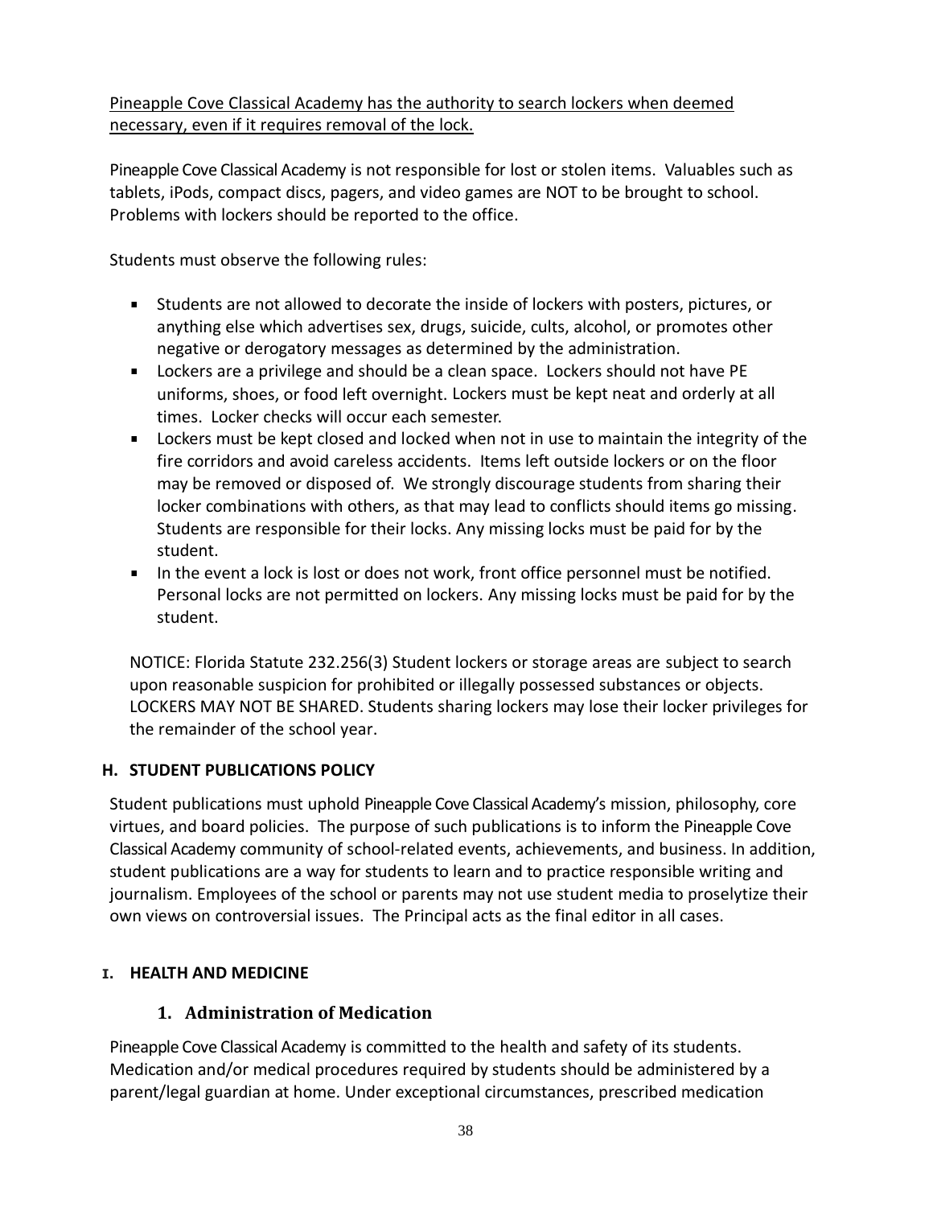Pineapple Cove Classical Academy has the authority to search lockers when deemed necessary, even if it requires removal of the lock.

Pineapple Cove Classical Academy is not responsible for lost or stolen items. Valuables such as tablets, iPods, compact discs, pagers, and video games are NOT to be brought to school. Problems with lockers should be reported to the office.

Students must observe the following rules:

- Students are not allowed to decorate the inside of lockers with posters, pictures, or anything else which advertises sex, drugs, suicide, cults, alcohol, or promotes other negative or derogatory messages as determined by the administration.
- Lockers are a privilege and should be a clean space. Lockers should not have PE uniforms, shoes, or food left overnight. Lockers must be kept neat and orderly at all times. Locker checks will occur each semester.
- Lockers must be kept closed and locked when not in use to maintain the integrity of the fire corridors and avoid careless accidents. Items left outside lockers or on the floor may be removed or disposed of. We strongly discourage students from sharing their locker combinations with others, as that may lead to conflicts should items go missing. Students are responsible for their locks. Any missing locks must be paid for by the student.
- In the event a lock is lost or does not work, front office personnel must be notified. Personal locks are not permitted on lockers. Any missing locks must be paid for by the student.

NOTICE: Florida Statute 232.256(3) Student lockers or storage areas are subject to search upon reasonable suspicion for prohibited or illegally possessed substances or objects. LOCKERS MAY NOT BE SHARED. Students sharing lockers may lose their locker privileges for the remainder of the school year.

## H. STUDENT PUBLICATIONS POLICY

Student publications must uphold Pineapple Cove Classical Academy's mission, philosophy, core virtues, and board policies. The purpose of such publications is to inform the Pineapple Cove Classical Academy community of school-related events, achievements, and business. In addition, student publications are a way for students to learn and to practice responsible writing and journalism. Employees of the school or parents may not use student media to proselytize their own views on controversial issues. The Principal acts as the final editor in all cases.

## I. HEALTH AND MEDICINE

### 1. Administration of Medication

Pineapple Cove Classical Academy is committed to the health and safety of its students. Medication and/or medical procedures required by students should be administered by a parent/legal guardian at home. Under exceptional circumstances, prescribed medication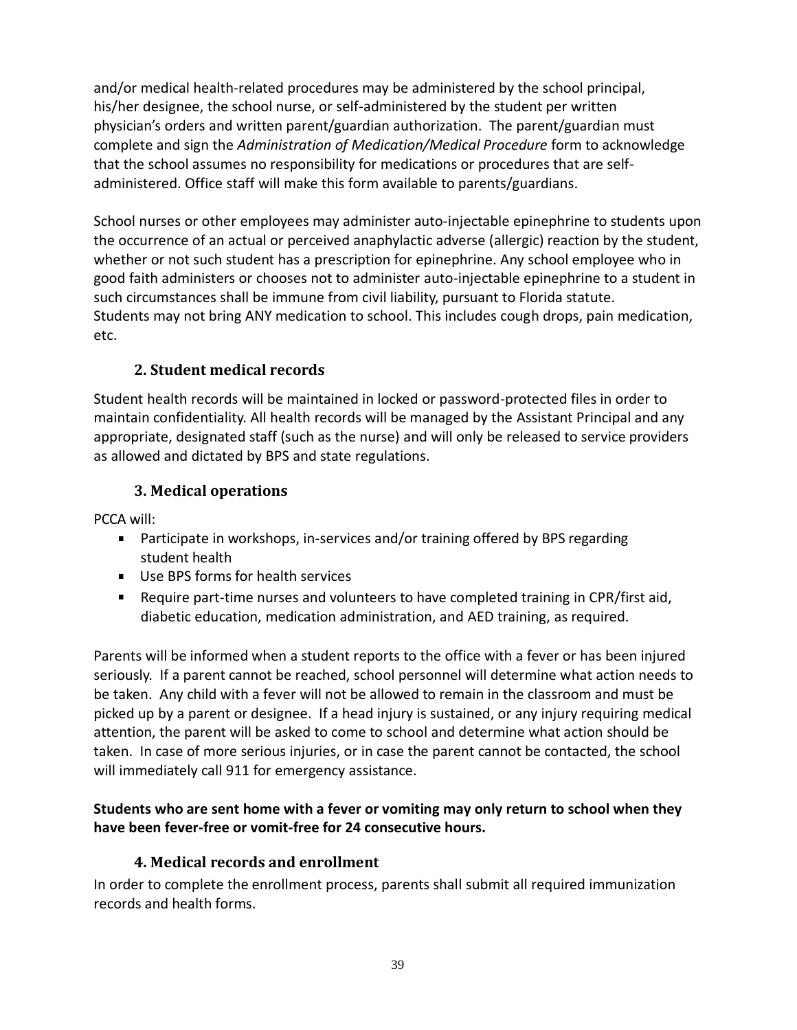and/or medical health-related procedures may be administered by the school principal, his/her designee, the school nurse, or self-administered by the student per written physician's orders and written parent/guardian authorization. The parent/guardian must complete and sign the *Administration of Medication/Medical Procedure* form to acknowledge that the school assumes no responsibility for medications or procedures that are self-administered. Office staff will make this form available to parents/guardians.

School nurses or other employees may administer auto-injectable epinephrine to students upon the occurrence of an actual or perceived anaphylactic adverse (allergic) reaction by the student, whether or not such student has a prescription for epinephrine. Any school employee who in good faith administers or chooses not to administer auto-injectable epinephrine to a student in such circumstances shall be immune from civil liability, pursuant to Florida statute. Students may not bring ANY medication to school. This includes cough drops, pain medication, etc.

### 2. Student medical records

Student health records will be maintained in locked or password-protected files in order to maintain confidentiality. All health records will be managed by the Assistant Principal and any appropriate, designated staff (such as the nurse) and will only be released to service providers as allowed and dictated by BPS and state regulations.

### 3. Medical operations

PCCA will:

- Participate in workshops, in-services and/or training offered by BPS regarding student health
- Use BPS forms for health services
- Require part-time nurses and volunteers to have completed training in CPR/first aid, diabetic education, medication administration, and AED training, as required.

Parents will be informed when a student reports to the office with a fever or has been injured seriously. If a parent cannot be reached, school personnel will determine what action needs to be taken. Any child with a fever will not be allowed to remain in the classroom and must be picked up by a parent or designee. If a head injury is sustained, or any injury requiring medical attention, the parent will be asked to come to school and determine what action should be taken. In case of more serious injuries, or in case the parent cannot be contacted, the school will immediately call 911 for emergency assistance.

**Students who are sent home with a fever or vomiting may only return to school when they have been fever-free or vomit-free for 24 consecutive hours.**

### 4. Medical records and enrollment

In order to complete the enrollment process, parents shall submit all required immunization records and health forms.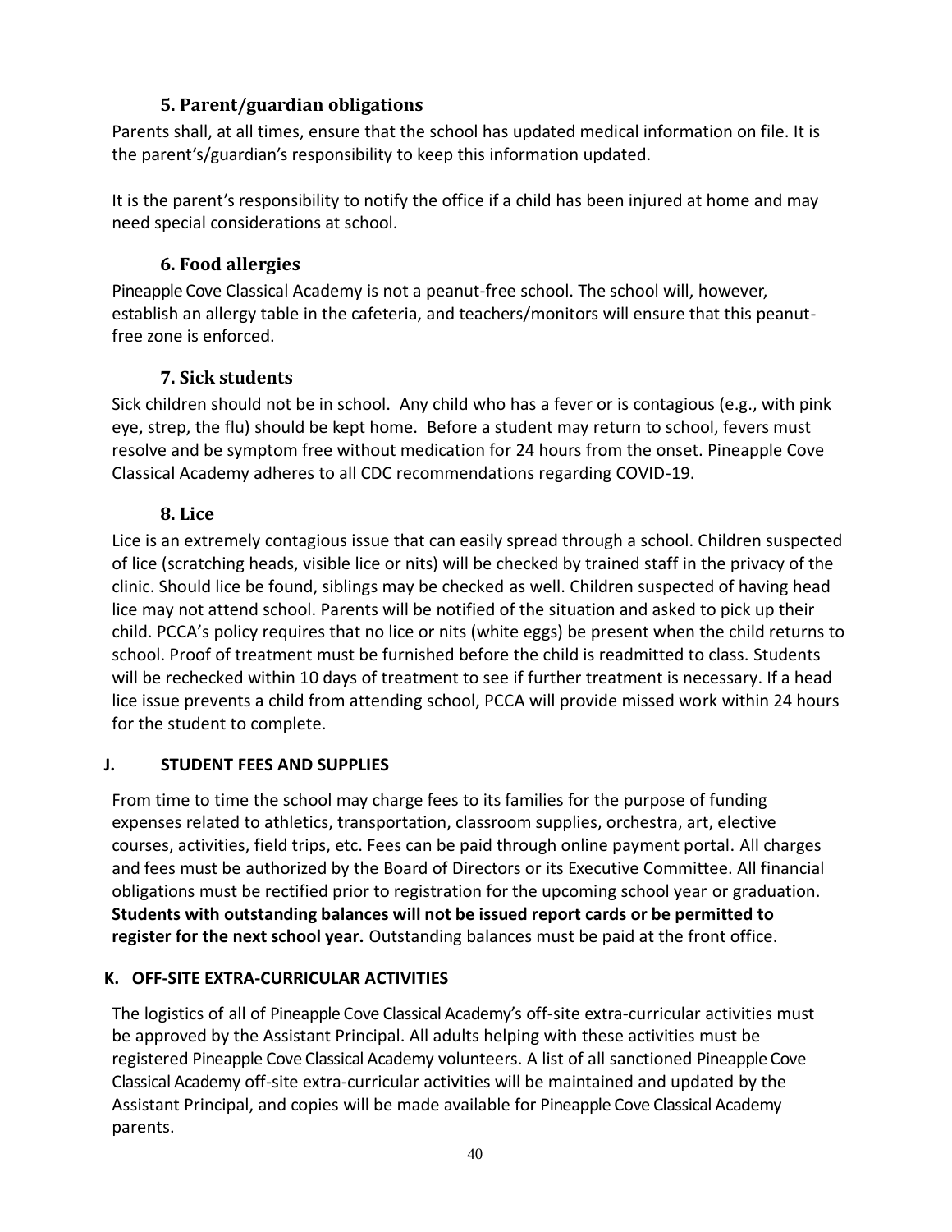### 5. Parent/guardian obligations

Parents shall, at all times, ensure that the school has updated medical information on file. It is the parent's/guardian's responsibility to keep this information updated.

It is the parent's responsibility to notify the office if a child has been injured at home and may need special considerations at school.

### 6. Food allergies

Pineapple Cove Classical Academy is not a peanut-free school. The school will, however, establish an allergy table in the cafeteria, and teachers/monitors will ensure that this peanut-free zone is enforced.

### 7. Sick students

Sick children should not be in school. Any child who has a fever or is contagious (e.g., with pink eye, strep, the flu) should be kept home. Before a student may return to school, fevers must resolve and be symptom free without medication for 24 hours from the onset. Pineapple Cove Classical Academy adheres to all CDC recommendations regarding COVID-19.

### 8. Lice

Lice is an extremely contagious issue that can easily spread through a school. Children suspected of lice (scratching heads, visible lice or nits) will be checked by trained staff in the privacy of the clinic. Should lice be found, siblings may be checked as well. Children suspected of having head lice may not attend school. Parents will be notified of the situation and asked to pick up their child. PCCA's policy requires that no lice or nits (white eggs) be present when the child returns to school. Proof of treatment must be furnished before the child is readmitted to class. Students will be rechecked within 10 days of treatment to see if further treatment is necessary. If a head lice issue prevents a child from attending school, PCCA will provide missed work within 24 hours for the student to complete.

## J. STUDENT FEES AND SUPPLIES

From time to time the school may charge fees to its families for the purpose of funding expenses related to athletics, transportation, classroom supplies, orchestra, art, elective courses, activities, field trips, etc. Fees can be paid through online payment portal. All charges and fees must be authorized by the Board of Directors or its Executive Committee. All financial obligations must be rectified prior to registration for the upcoming school year or graduation. **Students with outstanding balances will not be issued report cards or be permitted to register for the next school year.** Outstanding balances must be paid at the front office.

## K. OFF-SITE EXTRA-CURRICULAR ACTIVITIES

The logistics of all of Pineapple Cove Classical Academy's off-site extra-curricular activities must be approved by the Assistant Principal. All adults helping with these activities must be registered Pineapple Cove Classical Academy volunteers. A list of all sanctioned Pineapple Cove Classical Academy off-site extra-curricular activities will be maintained and updated by the Assistant Principal, and copies will be made available for Pineapple Cove Classical Academy parents.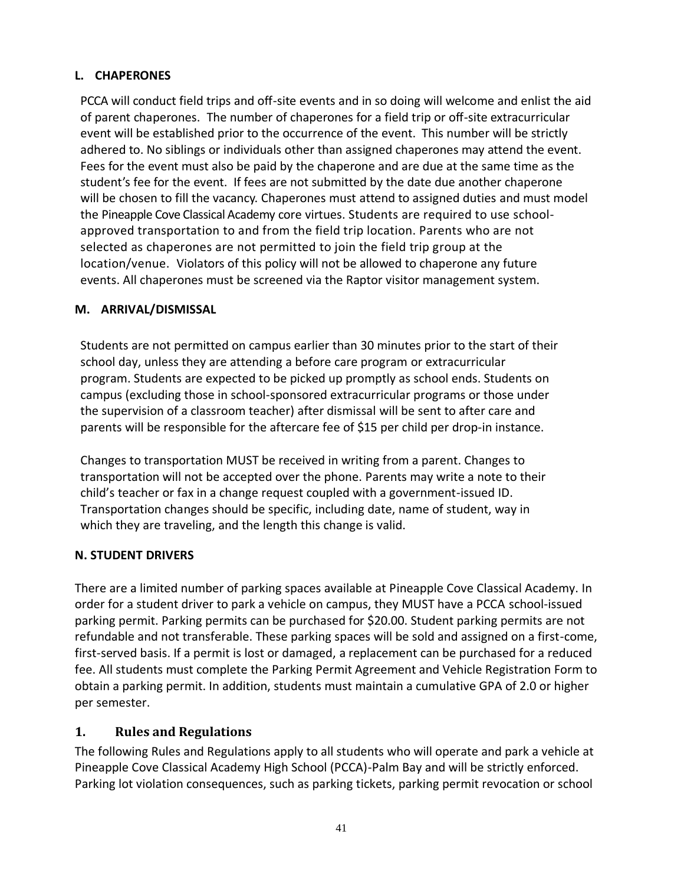### L. CHAPERONES

PCCA will conduct field trips and off-site events and in so doing will welcome and enlist the aid of parent chaperones. The number of chaperones for a field trip or off-site extracurricular event will be established prior to the occurrence of the event. This number will be strictly adhered to. No siblings or individuals other than assigned chaperones may attend the event. Fees for the event must also be paid by the chaperone and are due at the same time as the student's fee for the event. If fees are not submitted by the date due another chaperone will be chosen to fill the vacancy. Chaperones must attend to assigned duties and must model the Pineapple Cove Classical Academy core virtues. Students are required to use school-approved transportation to and from the field trip location. Parents who are not selected as chaperones are not permitted to join the field trip group at the location/venue. Violators of this policy will not be allowed to chaperone any future events. All chaperones must be screened via the Raptor visitor management system.

### M. ARRIVAL/DISMISSAL

Students are not permitted on campus earlier than 30 minutes prior to the start of their school day, unless they are attending a before care program or extracurricular program. Students are expected to be picked up promptly as school ends. Students on campus (excluding those in school-sponsored extracurricular programs or those under the supervision of a classroom teacher) after dismissal will be sent to after care and parents will be responsible for the aftercare fee of $15 per child per drop-in instance.

Changes to transportation MUST be received in writing from a parent. Changes to transportation will not be accepted over the phone. Parents may write a note to their child's teacher or fax in a change request coupled with a government-issued ID. Transportation changes should be specific, including date, name of student, way in which they are traveling, and the length this change is valid.

### N. STUDENT DRIVERS

There are a limited number of parking spaces available at Pineapple Cove Classical Academy. In order for a student driver to park a vehicle on campus, they MUST have a PCCA school-issued parking permit. Parking permits can be purchased for $20.00. Student parking permits are not refundable and not transferable. These parking spaces will be sold and assigned on a first-come, first-served basis. If a permit is lost or damaged, a replacement can be purchased for a reduced fee. All students must complete the Parking Permit Agreement and Vehicle Registration Form to obtain a parking permit. In addition, students must maintain a cumulative GPA of 2.0 or higher per semester.

#### 1. Rules and Regulations

The following Rules and Regulations apply to all students who will operate and park a vehicle at Pineapple Cove Classical Academy High School (PCCA)-Palm Bay and will be strictly enforced. Parking lot violation consequences, such as parking tickets, parking permit revocation or school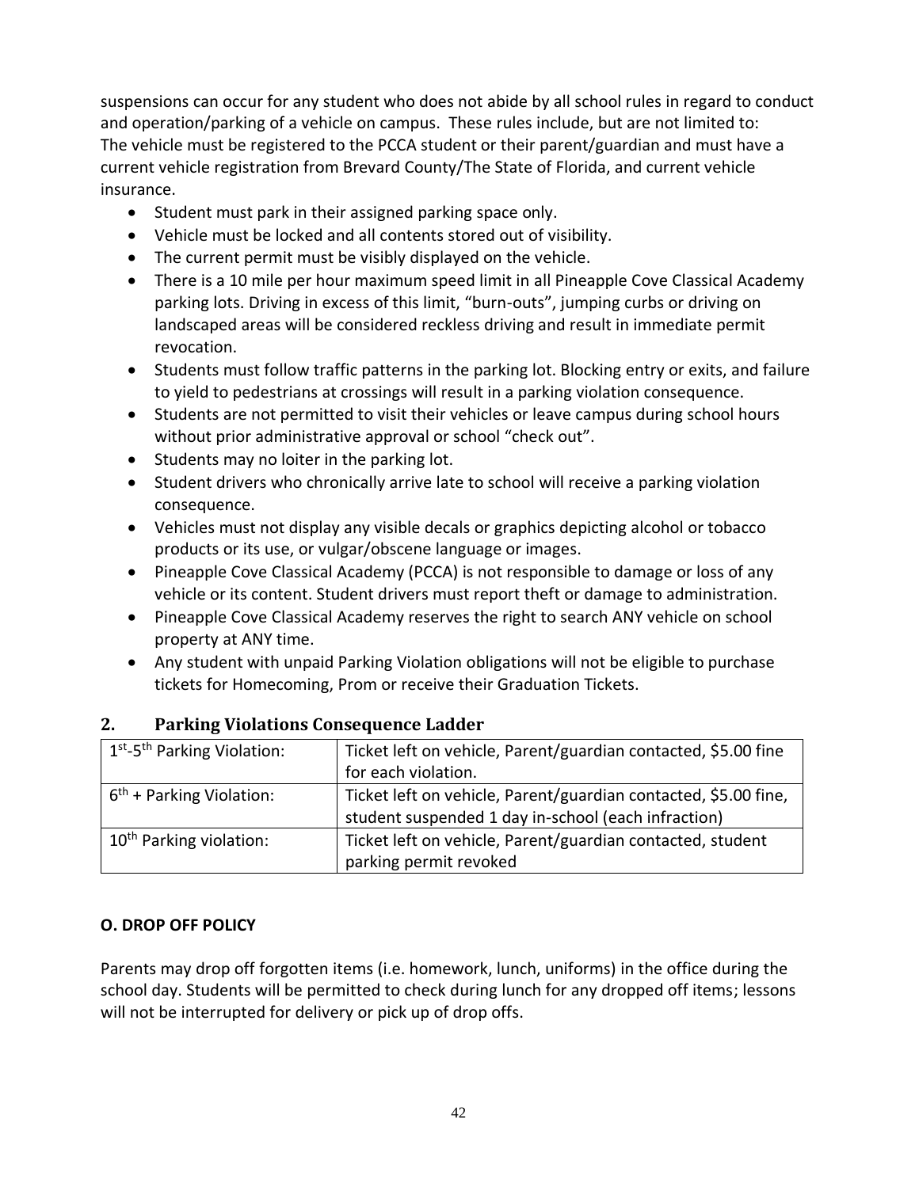suspensions can occur for any student who does not abide by all school rules in regard to conduct and operation/parking of a vehicle on campus. These rules include, but are not limited to:
The vehicle must be registered to the PCCA student or their parent/guardian and must have a current vehicle registration from Brevard County/The State of Florida, and current vehicle insurance.

- Student must park in their assigned parking space only.
- Vehicle must be locked and all contents stored out of visibility.
- The current permit must be visibly displayed on the vehicle.
- There is a 10 mile per hour maximum speed limit in all Pineapple Cove Classical Academy parking lots. Driving in excess of this limit, "burn-outs", jumping curbs or driving on landscaped areas will be considered reckless driving and result in immediate permit revocation.
- Students must follow traffic patterns in the parking lot. Blocking entry or exits, and failure to yield to pedestrians at crossings will result in a parking violation consequence.
- Students are not permitted to visit their vehicles or leave campus during school hours without prior administrative approval or school "check out".
- Students may no loiter in the parking lot.
- Student drivers who chronically arrive late to school will receive a parking violation consequence.
- Vehicles must not display any visible decals or graphics depicting alcohol or tobacco products or its use, or vulgar/obscene language or images.
- Pineapple Cove Classical Academy (PCCA) is not responsible to damage or loss of any vehicle or its content. Student drivers must report theft or damage to administration.
- Pineapple Cove Classical Academy reserves the right to search ANY vehicle on school property at ANY time.
- Any student with unpaid Parking Violation obligations will not be eligible to purchase tickets for Homecoming, Prom or receive their Graduation Tickets.

## 2. Parking Violations Consequence Ladder

| 1st-5th Parking Violation: | Ticket left on vehicle, Parent/guardian contacted, $5.00 fine for each violation. |
|---|---|
| 6th + Parking Violation: | Ticket left on vehicle, Parent/guardian contacted, $5.00 fine, student suspended 1 day in-school (each infraction) |
| 10th Parking violation: | Ticket left on vehicle, Parent/guardian contacted, student parking permit revoked |

## O. DROP OFF POLICY

Parents may drop off forgotten items (i.e. homework, lunch, uniforms) in the office during the school day. Students will be permitted to check during lunch for any dropped off items; lessons will not be interrupted for delivery or pick up of drop offs.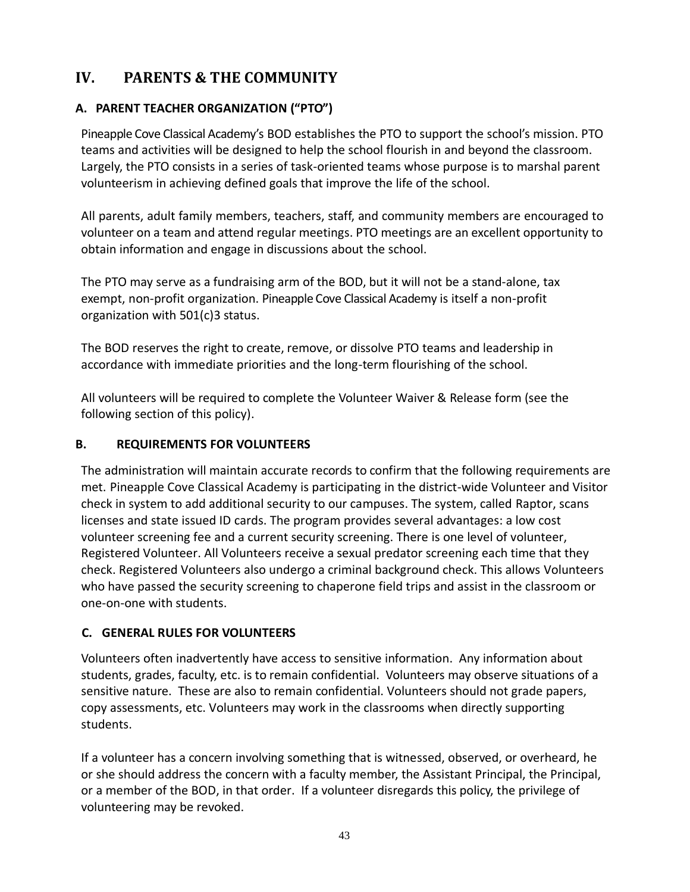# IV. PARENTS & THE COMMUNITY

## A. PARENT TEACHER ORGANIZATION ("PTO")

Pineapple Cove Classical Academy's BOD establishes the PTO to support the school's mission. PTO teams and activities will be designed to help the school flourish in and beyond the classroom. Largely, the PTO consists in a series of task-oriented teams whose purpose is to marshal parent volunteerism in achieving defined goals that improve the life of the school.

All parents, adult family members, teachers, staff, and community members are encouraged to volunteer on a team and attend regular meetings. PTO meetings are an excellent opportunity to obtain information and engage in discussions about the school.

The PTO may serve as a fundraising arm of the BOD, but it will not be a stand-alone, tax exempt, non-profit organization. Pineapple Cove Classical Academy is itself a non-profit organization with 501(c)3 status.

The BOD reserves the right to create, remove, or dissolve PTO teams and leadership in accordance with immediate priorities and the long-term flourishing of the school.

All volunteers will be required to complete the Volunteer Waiver & Release form (see the following section of this policy).

## B. REQUIREMENTS FOR VOLUNTEERS

The administration will maintain accurate records to confirm that the following requirements are met. Pineapple Cove Classical Academy is participating in the district-wide Volunteer and Visitor check in system to add additional security to our campuses. The system, called Raptor, scans licenses and state issued ID cards. The program provides several advantages: a low cost volunteer screening fee and a current security screening. There is one level of volunteer, Registered Volunteer. All Volunteers receive a sexual predator screening each time that they check. Registered Volunteers also undergo a criminal background check. This allows Volunteers who have passed the security screening to chaperone field trips and assist in the classroom or one-on-one with students.

## C. GENERAL RULES FOR VOLUNTEERS

Volunteers often inadvertently have access to sensitive information. Any information about students, grades, faculty, etc. is to remain confidential. Volunteers may observe situations of a sensitive nature. These are also to remain confidential. Volunteers should not grade papers, copy assessments, etc. Volunteers may work in the classrooms when directly supporting students.

If a volunteer has a concern involving something that is witnessed, observed, or overheard, he or she should address the concern with a faculty member, the Assistant Principal, the Principal, or a member of the BOD, in that order. If a volunteer disregards this policy, the privilege of volunteering may be revoked.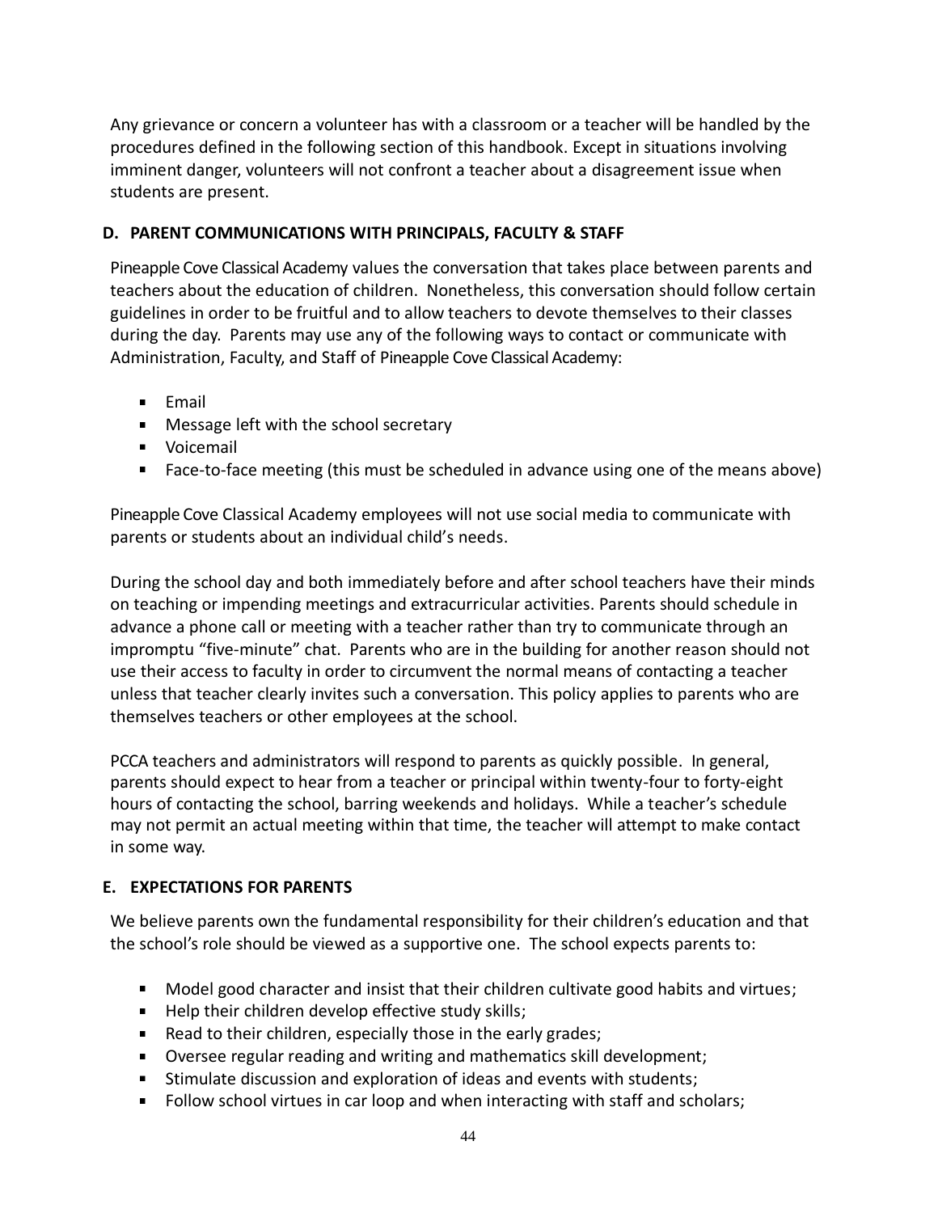Any grievance or concern a volunteer has with a classroom or a teacher will be handled by the procedures defined in the following section of this handbook. Except in situations involving imminent danger, volunteers will not confront a teacher about a disagreement issue when students are present.

### D. PARENT COMMUNICATIONS WITH PRINCIPALS, FACULTY & STAFF

Pineapple Cove Classical Academy values the conversation that takes place between parents and teachers about the education of children. Nonetheless, this conversation should follow certain guidelines in order to be fruitful and to allow teachers to devote themselves to their classes during the day. Parents may use any of the following ways to contact or communicate with Administration, Faculty, and Staff of Pineapple Cove Classical Academy:

- Email
- Message left with the school secretary
- Voicemail
- Face-to-face meeting (this must be scheduled in advance using one of the means above)

Pineapple Cove Classical Academy employees will not use social media to communicate with parents or students about an individual child's needs.

During the school day and both immediately before and after school teachers have their minds on teaching or impending meetings and extracurricular activities. Parents should schedule in advance a phone call or meeting with a teacher rather than try to communicate through an impromptu "five-minute" chat. Parents who are in the building for another reason should not use their access to faculty in order to circumvent the normal means of contacting a teacher unless that teacher clearly invites such a conversation. This policy applies to parents who are themselves teachers or other employees at the school.

PCCA teachers and administrators will respond to parents as quickly possible. In general, parents should expect to hear from a teacher or principal within twenty-four to forty-eight hours of contacting the school, barring weekends and holidays. While a teacher's schedule may not permit an actual meeting within that time, the teacher will attempt to make contact in some way.

### E. EXPECTATIONS FOR PARENTS

We believe parents own the fundamental responsibility for their children's education and that the school's role should be viewed as a supportive one. The school expects parents to:

- Model good character and insist that their children cultivate good habits and virtues;
- Help their children develop effective study skills;
- Read to their children, especially those in the early grades;
- Oversee regular reading and writing and mathematics skill development;
- Stimulate discussion and exploration of ideas and events with students;
- Follow school virtues in car loop and when interacting with staff and scholars;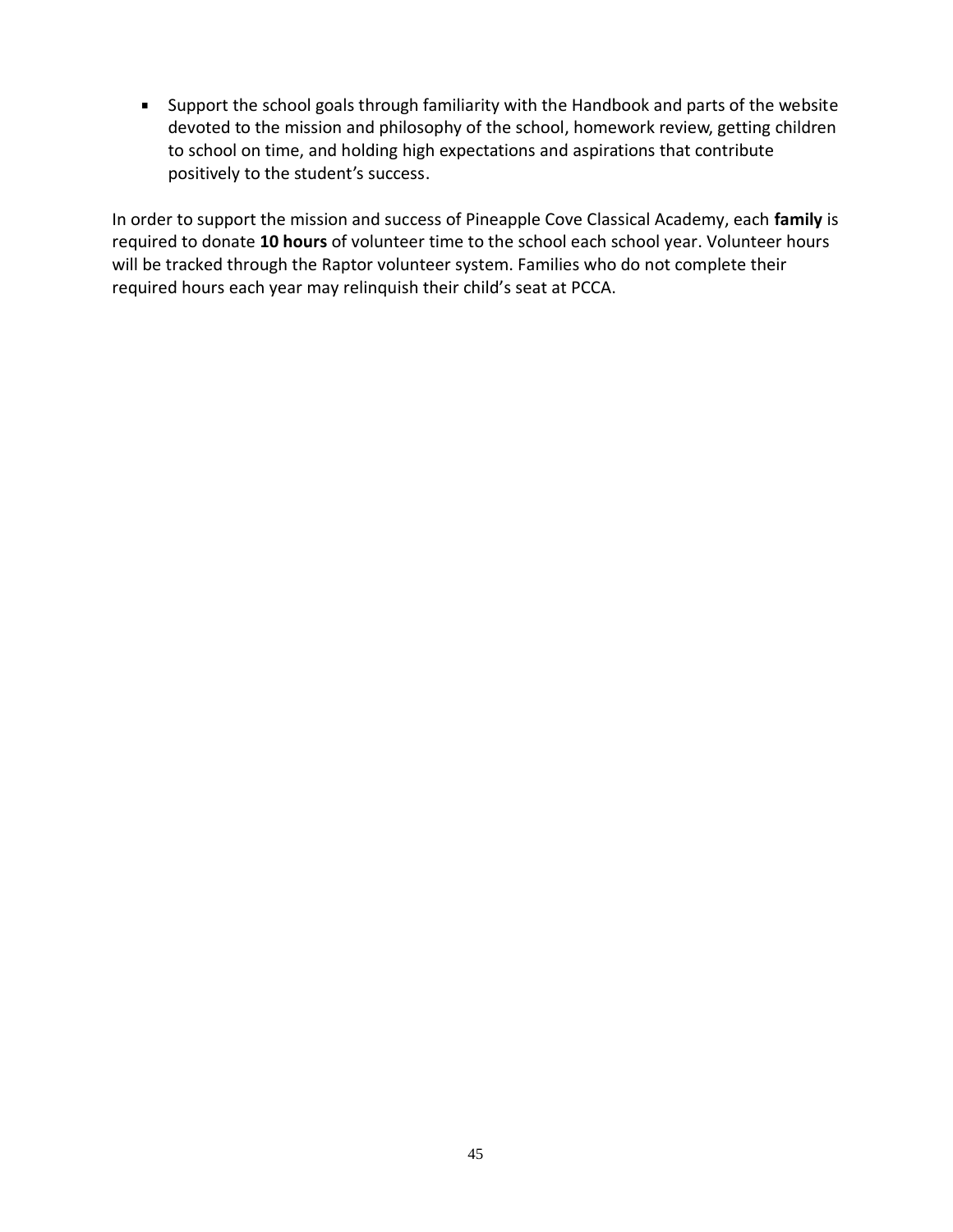- Support the school goals through familiarity with the Handbook and parts of the website devoted to the mission and philosophy of the school, homework review, getting children to school on time, and holding high expectations and aspirations that contribute positively to the student's success.

In order to support the mission and success of Pineapple Cove Classical Academy, each **family** is required to donate **10 hours** of volunteer time to the school each school year. Volunteer hours will be tracked through the Raptor volunteer system. Families who do not complete their required hours each year may relinquish their child's seat at PCCA.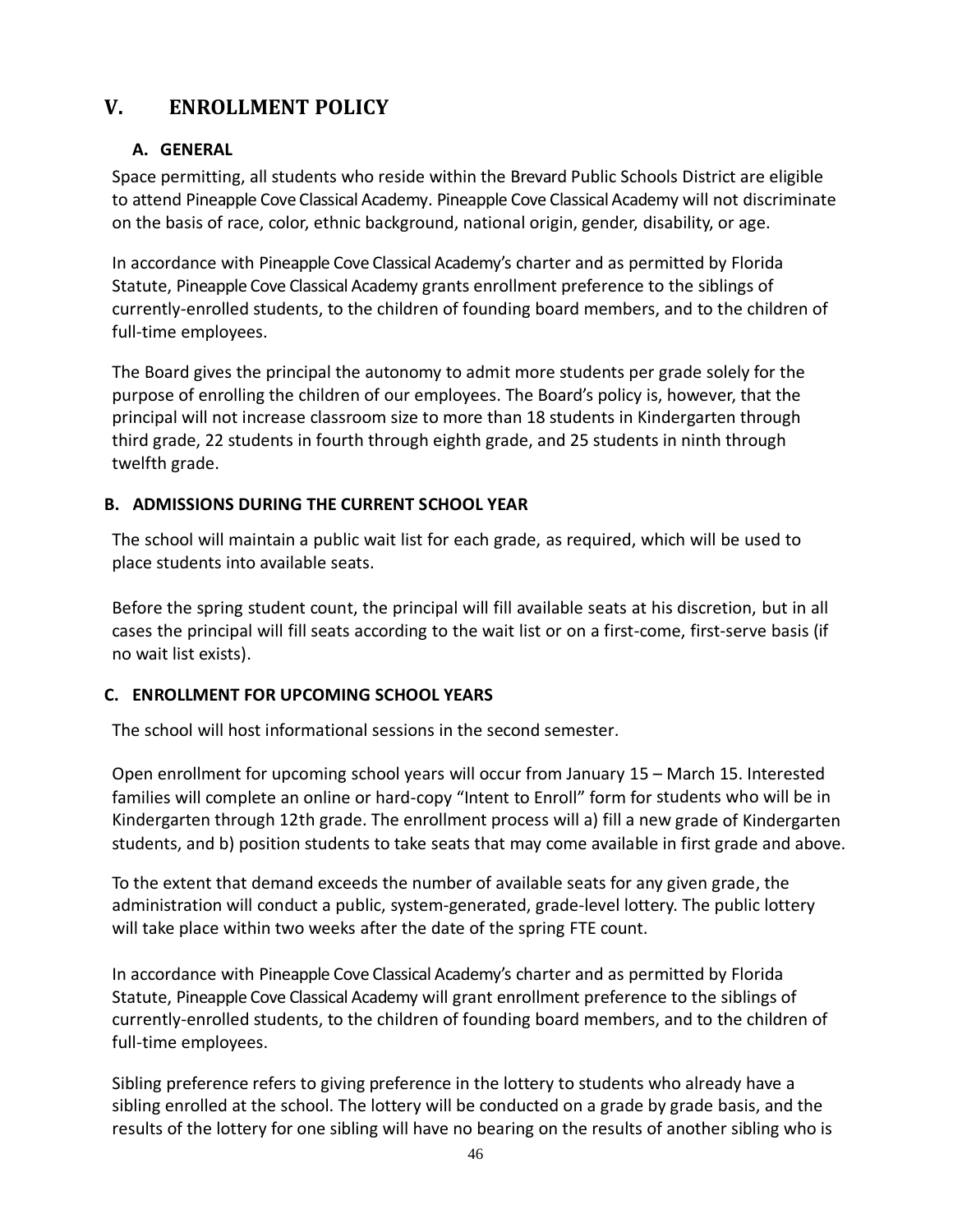# V. ENROLLMENT POLICY

## A. GENERAL

Space permitting, all students who reside within the Brevard Public Schools District are eligible to attend Pineapple Cove Classical Academy. Pineapple Cove Classical Academy will not discriminate on the basis of race, color, ethnic background, national origin, gender, disability, or age.

In accordance with Pineapple Cove Classical Academy's charter and as permitted by Florida Statute, Pineapple Cove Classical Academy grants enrollment preference to the siblings of currently-enrolled students, to the children of founding board members, and to the children of full-time employees.

The Board gives the principal the autonomy to admit more students per grade solely for the purpose of enrolling the children of our employees. The Board's policy is, however, that the principal will not increase classroom size to more than 18 students in Kindergarten through third grade, 22 students in fourth through eighth grade, and 25 students in ninth through twelfth grade.

## B. ADMISSIONS DURING THE CURRENT SCHOOL YEAR

The school will maintain a public wait list for each grade, as required, which will be used to place students into available seats.

Before the spring student count, the principal will fill available seats at his discretion, but in all cases the principal will fill seats according to the wait list or on a first-come, first-serve basis (if no wait list exists).

## C. ENROLLMENT FOR UPCOMING SCHOOL YEARS

The school will host informational sessions in the second semester.

Open enrollment for upcoming school years will occur from January 15 – March 15. Interested families will complete an online or hard-copy "Intent to Enroll" form for students who will be in Kindergarten through 12th grade. The enrollment process will a) fill a new grade of Kindergarten students, and b) position students to take seats that may come available in first grade and above.

To the extent that demand exceeds the number of available seats for any given grade, the administration will conduct a public, system-generated, grade-level lottery. The public lottery will take place within two weeks after the date of the spring FTE count.

In accordance with Pineapple Cove Classical Academy's charter and as permitted by Florida Statute, Pineapple Cove Classical Academy will grant enrollment preference to the siblings of currently-enrolled students, to the children of founding board members, and to the children of full-time employees.

Sibling preference refers to giving preference in the lottery to students who already have a sibling enrolled at the school. The lottery will be conducted on a grade by grade basis, and the results of the lottery for one sibling will have no bearing on the results of another sibling who is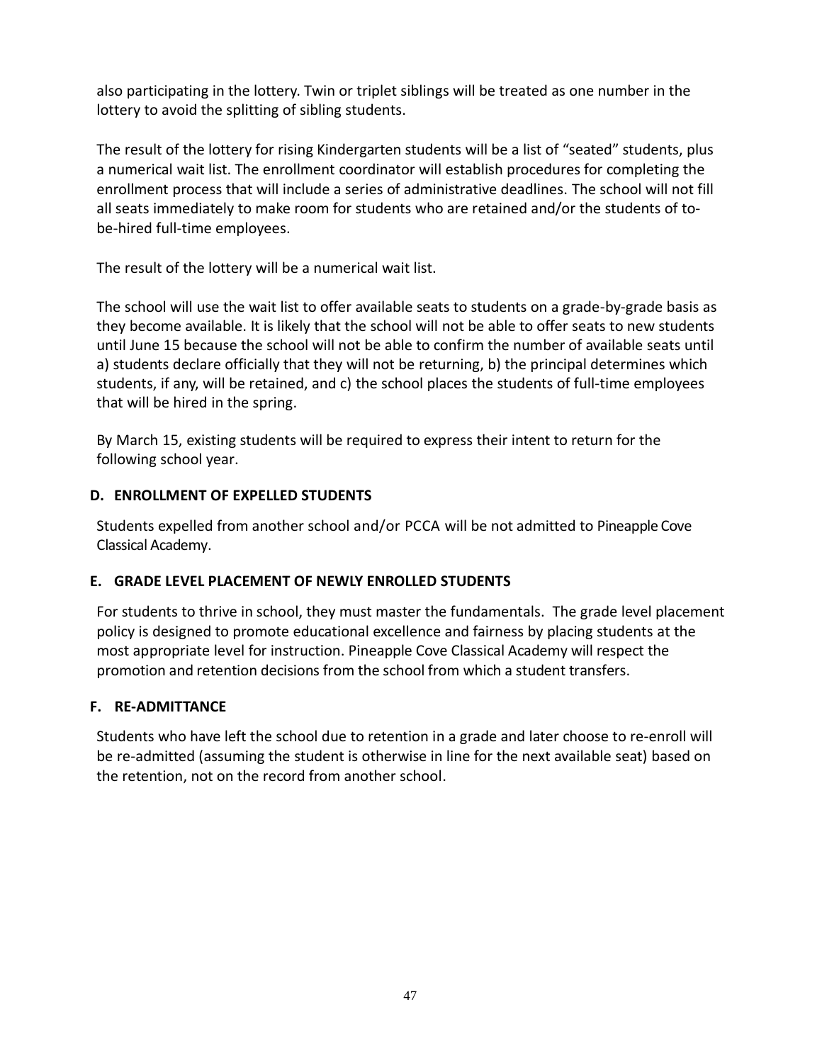also participating in the lottery. Twin or triplet siblings will be treated as one number in the lottery to avoid the splitting of sibling students.

The result of the lottery for rising Kindergarten students will be a list of "seated" students, plus a numerical wait list. The enrollment coordinator will establish procedures for completing the enrollment process that will include a series of administrative deadlines. The school will not fill all seats immediately to make room for students who are retained and/or the students of to-be-hired full-time employees.

The result of the lottery will be a numerical wait list.

The school will use the wait list to offer available seats to students on a grade-by-grade basis as they become available. It is likely that the school will not be able to offer seats to new students until June 15 because the school will not be able to confirm the number of available seats until a) students declare officially that they will not be returning, b) the principal determines which students, if any, will be retained, and c) the school places the students of full-time employees that will be hired in the spring.

By March 15, existing students will be required to express their intent to return for the following school year.

### D. ENROLLMENT OF EXPELLED STUDENTS

Students expelled from another school and/or PCCA will be not admitted to Pineapple Cove Classical Academy.

### E. GRADE LEVEL PLACEMENT OF NEWLY ENROLLED STUDENTS

For students to thrive in school, they must master the fundamentals. The grade level placement policy is designed to promote educational excellence and fairness by placing students at the most appropriate level for instruction. Pineapple Cove Classical Academy will respect the promotion and retention decisions from the school from which a student transfers.

### F. RE-ADMITTANCE

Students who have left the school due to retention in a grade and later choose to re-enroll will be re-admitted (assuming the student is otherwise in line for the next available seat) based on the retention, not on the record from another school.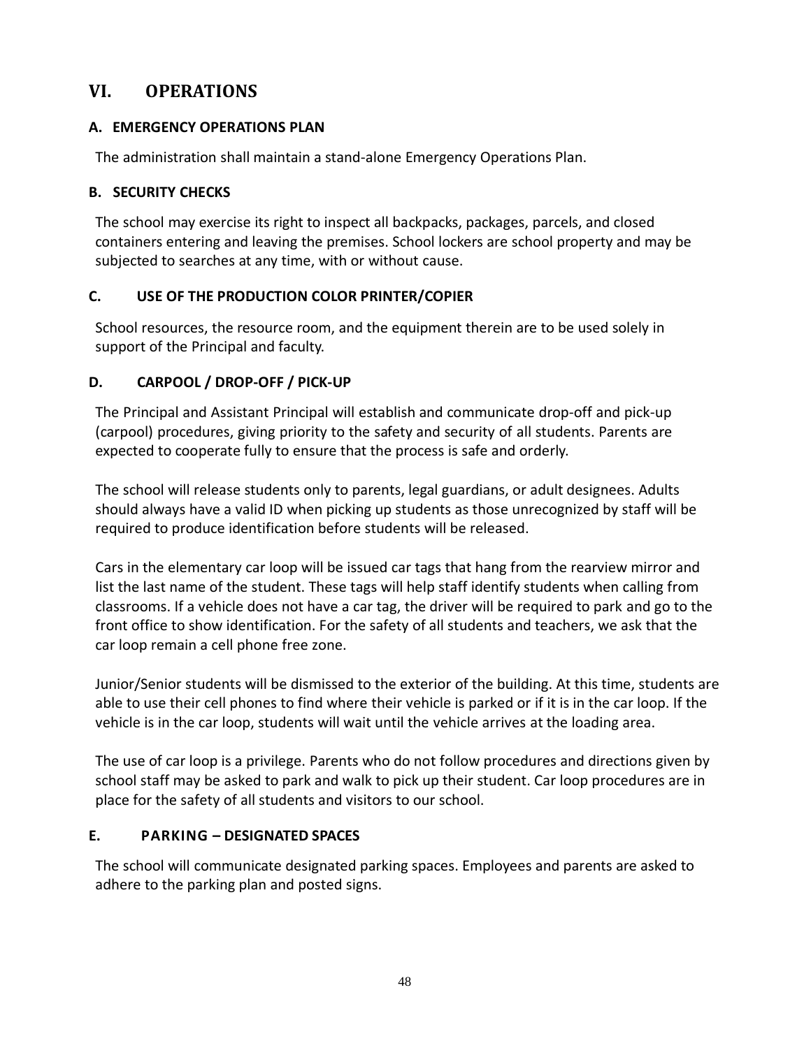## VI. OPERATIONS

### A. EMERGENCY OPERATIONS PLAN

The administration shall maintain a stand-alone Emergency Operations Plan.

### B. SECURITY CHECKS

The school may exercise its right to inspect all backpacks, packages, parcels, and closed containers entering and leaving the premises. School lockers are school property and may be subjected to searches at any time, with or without cause.

### C. USE OF THE PRODUCTION COLOR PRINTER/COPIER

School resources, the resource room, and the equipment therein are to be used solely in support of the Principal and faculty.

### D. CARPOOL / DROP-OFF / PICK-UP

The Principal and Assistant Principal will establish and communicate drop-off and pick-up (carpool) procedures, giving priority to the safety and security of all students. Parents are expected to cooperate fully to ensure that the process is safe and orderly.

The school will release students only to parents, legal guardians, or adult designees. Adults should always have a valid ID when picking up students as those unrecognized by staff will be required to produce identification before students will be released.

Cars in the elementary car loop will be issued car tags that hang from the rearview mirror and list the last name of the student. These tags will help staff identify students when calling from classrooms. If a vehicle does not have a car tag, the driver will be required to park and go to the front office to show identification. For the safety of all students and teachers, we ask that the car loop remain a cell phone free zone.

Junior/Senior students will be dismissed to the exterior of the building. At this time, students are able to use their cell phones to find where their vehicle is parked or if it is in the car loop. If the vehicle is in the car loop, students will wait until the vehicle arrives at the loading area.

The use of car loop is a privilege. Parents who do not follow procedures and directions given by school staff may be asked to park and walk to pick up their student. Car loop procedures are in place for the safety of all students and visitors to our school.

### E. PARKING – DESIGNATED SPACES

The school will communicate designated parking spaces. Employees and parents are asked to adhere to the parking plan and posted signs.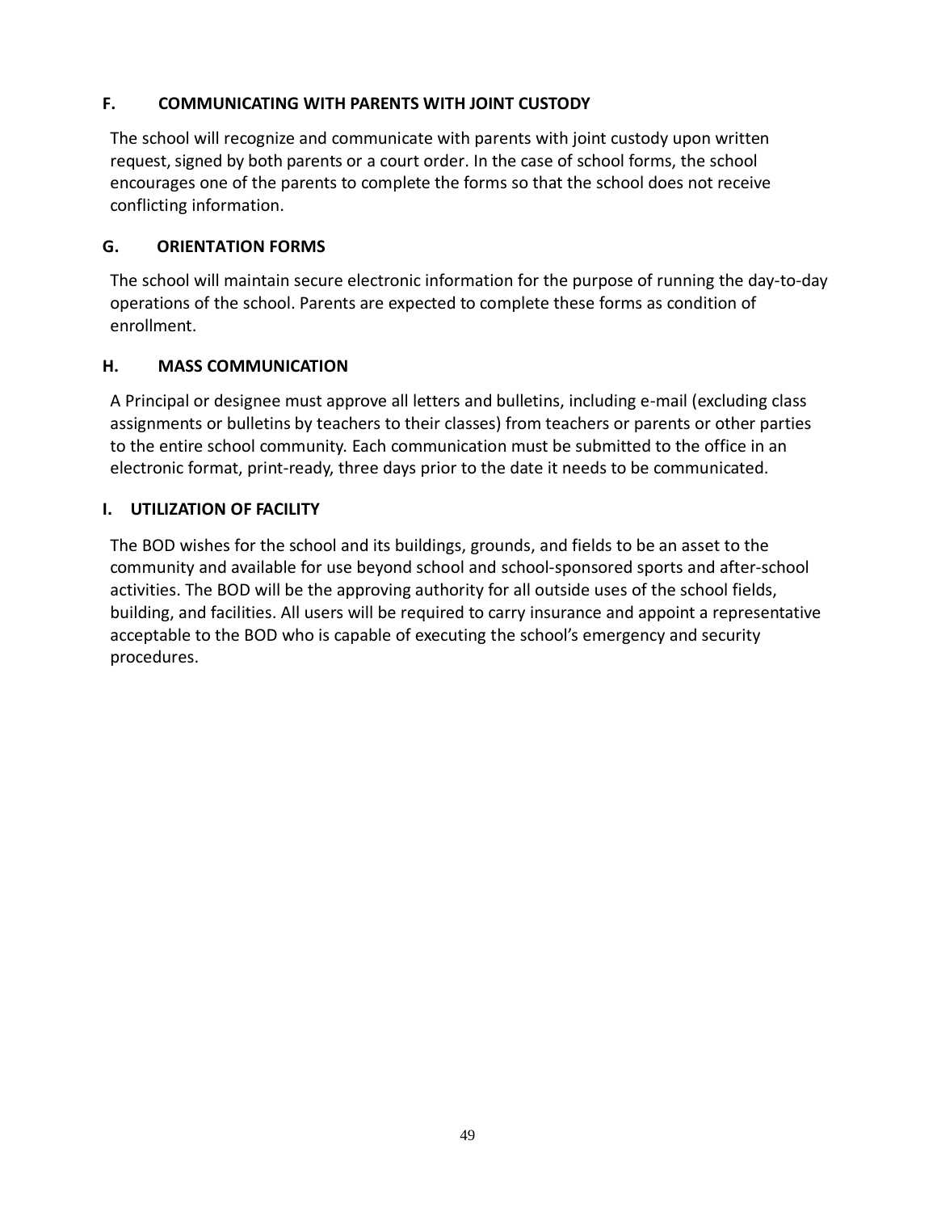### F. COMMUNICATING WITH PARENTS WITH JOINT CUSTODY

The school will recognize and communicate with parents with joint custody upon written request, signed by both parents or a court order. In the case of school forms, the school encourages one of the parents to complete the forms so that the school does not receive conflicting information.

### G. ORIENTATION FORMS

The school will maintain secure electronic information for the purpose of running the day-to-day operations of the school. Parents are expected to complete these forms as condition of enrollment.

### H. MASS COMMUNICATION

A Principal or designee must approve all letters and bulletins, including e-mail (excluding class assignments or bulletins by teachers to their classes) from teachers or parents or other parties to the entire school community. Each communication must be submitted to the office in an electronic format, print-ready, three days prior to the date it needs to be communicated.

### I. UTILIZATION OF FACILITY

The BOD wishes for the school and its buildings, grounds, and fields to be an asset to the community and available for use beyond school and school-sponsored sports and after-school activities. The BOD will be the approving authority for all outside uses of the school fields, building, and facilities. All users will be required to carry insurance and appoint a representative acceptable to the BOD who is capable of executing the school's emergency and security procedures.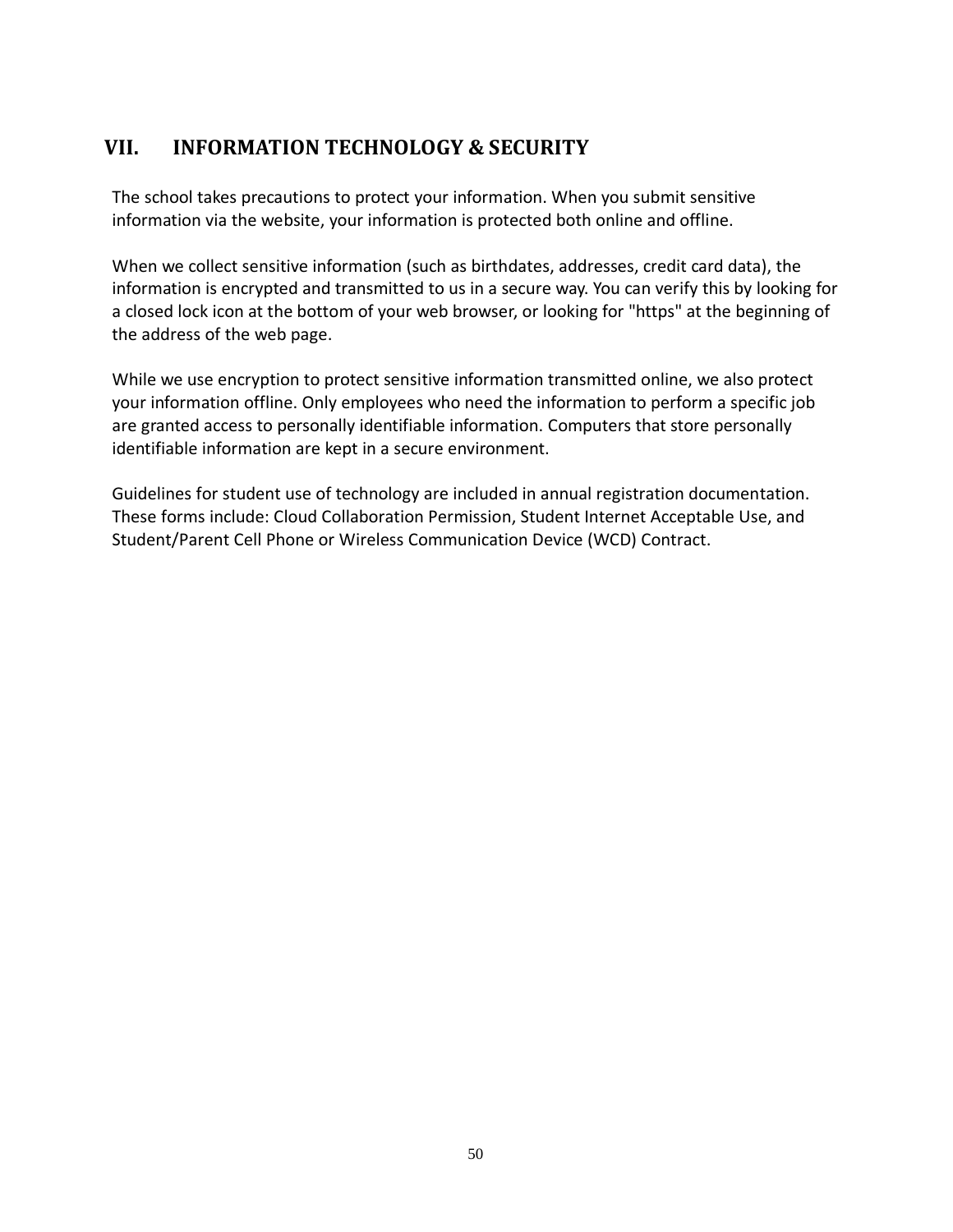## VII. INFORMATION TECHNOLOGY & SECURITY

The school takes precautions to protect your information. When you submit sensitive information via the website, your information is protected both online and offline.

When we collect sensitive information (such as birthdates, addresses, credit card data), the information is encrypted and transmitted to us in a secure way. You can verify this by looking for a closed lock icon at the bottom of your web browser, or looking for "https" at the beginning of the address of the web page.

While we use encryption to protect sensitive information transmitted online, we also protect your information offline. Only employees who need the information to perform a specific job are granted access to personally identifiable information. Computers that store personally identifiable information are kept in a secure environment.

Guidelines for student use of technology are included in annual registration documentation. These forms include: Cloud Collaboration Permission, Student Internet Acceptable Use, and Student/Parent Cell Phone or Wireless Communication Device (WCD) Contract.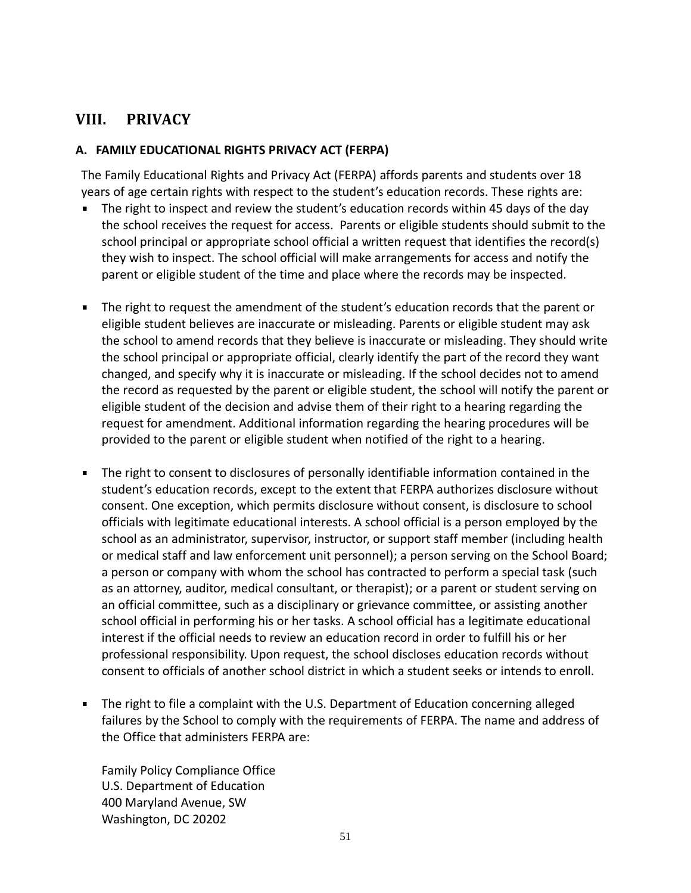# VIII. PRIVACY

## A. FAMILY EDUCATIONAL RIGHTS PRIVACY ACT (FERPA)

The Family Educational Rights and Privacy Act (FERPA) affords parents and students over 18 years of age certain rights with respect to the student's education records. These rights are:

- The right to inspect and review the student's education records within 45 days of the day the school receives the request for access. Parents or eligible students should submit to the school principal or appropriate school official a written request that identifies the record(s) they wish to inspect. The school official will make arrangements for access and notify the parent or eligible student of the time and place where the records may be inspected.

- The right to request the amendment of the student's education records that the parent or eligible student believes are inaccurate or misleading. Parents or eligible student may ask the school to amend records that they believe is inaccurate or misleading. They should write the school principal or appropriate official, clearly identify the part of the record they want changed, and specify why it is inaccurate or misleading. If the school decides not to amend the record as requested by the parent or eligible student, the school will notify the parent or eligible student of the decision and advise them of their right to a hearing regarding the request for amendment. Additional information regarding the hearing procedures will be provided to the parent or eligible student when notified of the right to a hearing.

- The right to consent to disclosures of personally identifiable information contained in the student's education records, except to the extent that FERPA authorizes disclosure without consent. One exception, which permits disclosure without consent, is disclosure to school officials with legitimate educational interests. A school official is a person employed by the school as an administrator, supervisor, instructor, or support staff member (including health or medical staff and law enforcement unit personnel); a person serving on the School Board; a person or company with whom the school has contracted to perform a special task (such as an attorney, auditor, medical consultant, or therapist); or a parent or student serving on an official committee, such as a disciplinary or grievance committee, or assisting another school official in performing his or her tasks. A school official has a legitimate educational interest if the official needs to review an education record in order to fulfill his or her professional responsibility. Upon request, the school discloses education records without consent to officials of another school district in which a student seeks or intends to enroll.

- The right to file a complaint with the U.S. Department of Education concerning alleged failures by the School to comply with the requirements of FERPA. The name and address of the Office that administers FERPA are:

  Family Policy Compliance Office
  U.S. Department of Education
  400 Maryland Avenue, SW
  Washington, DC 20202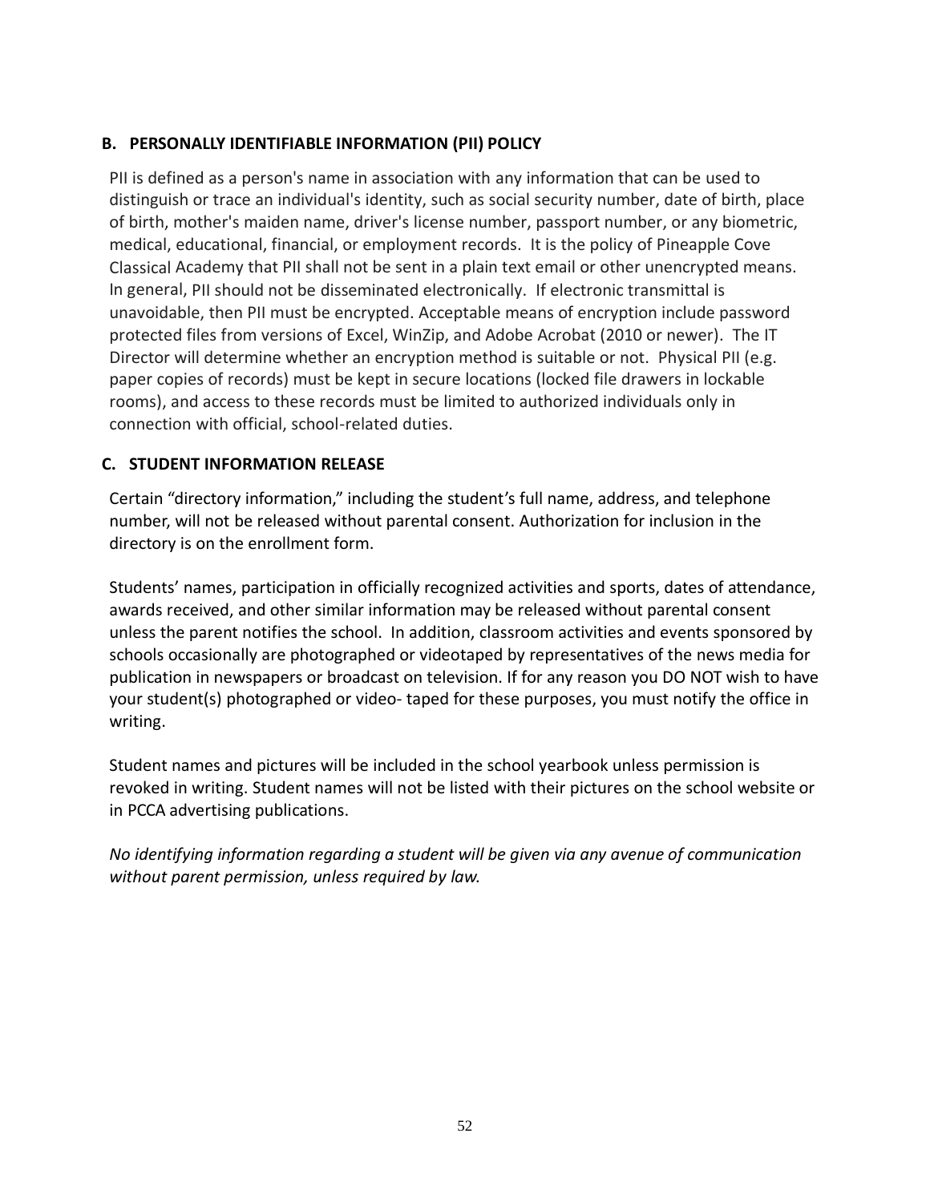### B. PERSONALLY IDENTIFIABLE INFORMATION (PII) POLICY

PII is defined as a person's name in association with any information that can be used to distinguish or trace an individual's identity, such as social security number, date of birth, place of birth, mother's maiden name, driver's license number, passport number, or any biometric, medical, educational, financial, or employment records. It is the policy of Pineapple Cove Classical Academy that PII shall not be sent in a plain text email or other unencrypted means. In general, PII should not be disseminated electronically. If electronic transmittal is unavoidable, then PII must be encrypted. Acceptable means of encryption include password protected files from versions of Excel, WinZip, and Adobe Acrobat (2010 or newer). The IT Director will determine whether an encryption method is suitable or not. Physical PII (e.g. paper copies of records) must be kept in secure locations (locked file drawers in lockable rooms), and access to these records must be limited to authorized individuals only in connection with official, school-related duties.

### C. STUDENT INFORMATION RELEASE

Certain "directory information," including the student's full name, address, and telephone number, will not be released without parental consent. Authorization for inclusion in the directory is on the enrollment form.

Students' names, participation in officially recognized activities and sports, dates of attendance, awards received, and other similar information may be released without parental consent unless the parent notifies the school. In addition, classroom activities and events sponsored by schools occasionally are photographed or videotaped by representatives of the news media for publication in newspapers or broadcast on television. If for any reason you DO NOT wish to have your student(s) photographed or video- taped for these purposes, you must notify the office in writing.

Student names and pictures will be included in the school yearbook unless permission is revoked in writing. Student names will not be listed with their pictures on the school website or in PCCA advertising publications.

*No identifying information regarding a student will be given via any avenue of communication without parent permission, unless required by law.*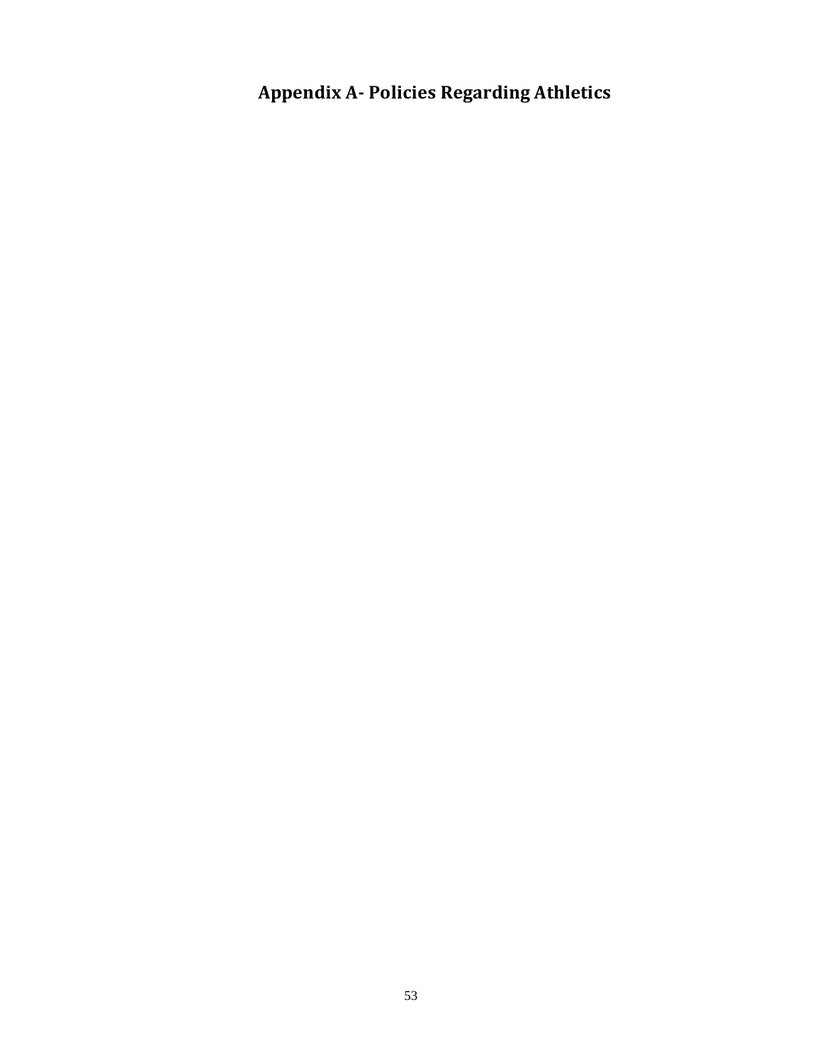# Appendix A- Policies Regarding Athletics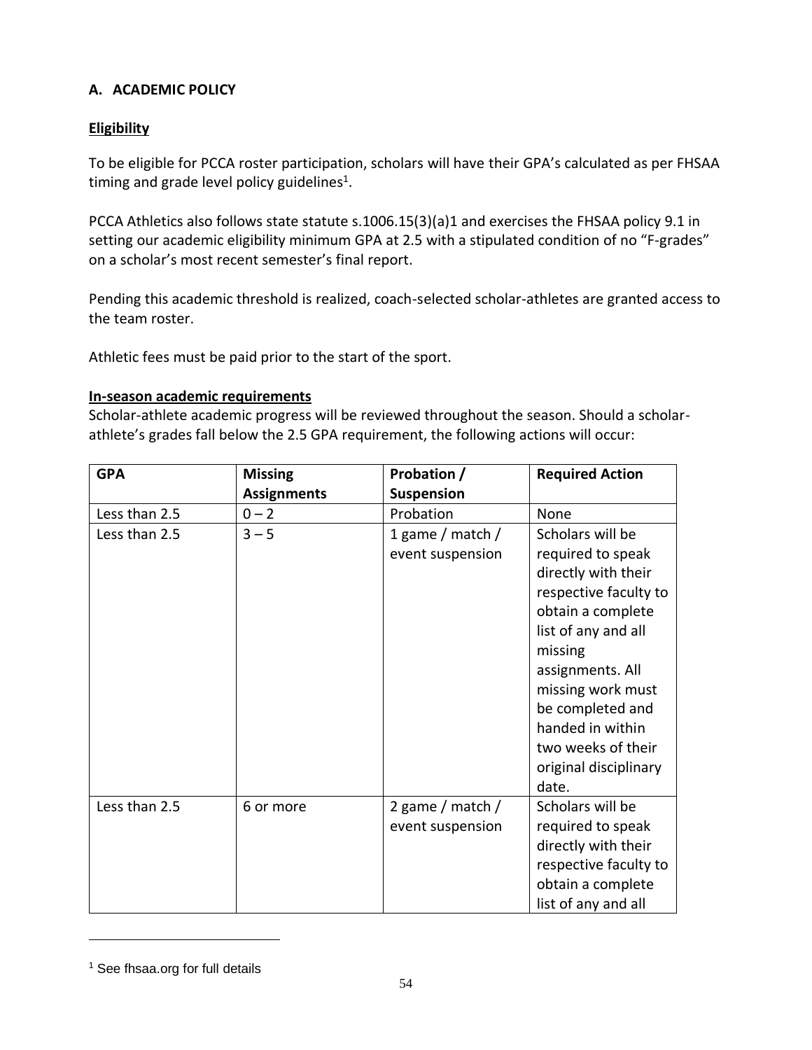## A. ACADEMIC POLICY

**Eligibility**

To be eligible for PCCA roster participation, scholars will have their GPA's calculated as per FHSAA timing and grade level policy guidelines[1].

PCCA Athletics also follows state statute s.1006.15(3)(a)1 and exercises the FHSAA policy 9.1 in setting our academic eligibility minimum GPA at 2.5 with a stipulated condition of no "F-grades" on a scholar's most recent semester's final report.

Pending this academic threshold is realized, coach-selected scholar-athletes are granted access to the team roster.

Athletic fees must be paid prior to the start of the sport.

**In-season academic requirements**

Scholar-athlete academic progress will be reviewed throughout the season. Should a scholar-athlete's grades fall below the 2.5 GPA requirement, the following actions will occur:

| GPA | Missing Assignments | Probation / Suspension | Required Action |
|---|---|---|---|
| Less than 2.5 | 0 – 2 | Probation | None |
| Less than 2.5 | 3 – 5 | 1 game / match / event suspension | Scholars will be required to speak directly with their respective faculty to obtain a complete list of any and all missing assignments. All missing work must be completed and handed in within two weeks of their original disciplinary date. |
| Less than 2.5 | 6 or more | 2 game / match / event suspension | Scholars will be required to speak directly with their respective faculty to obtain a complete list of any and all |

[1] See fhsaa.org for full details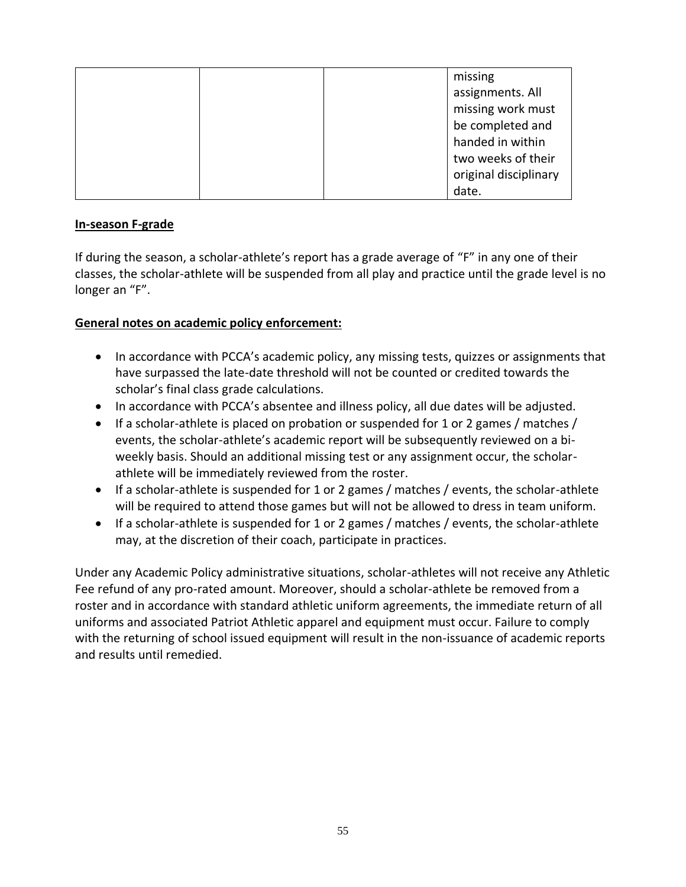| | | | missing assignments. All missing work must be completed and handed in within two weeks of their original disciplinary date. |
|---|---|---|---|

**In-season F-grade**

If during the season, a scholar-athlete's report has a grade average of "F" in any one of their classes, the scholar-athlete will be suspended from all play and practice until the grade level is no longer an "F".

**General notes on academic policy enforcement:**

- In accordance with PCCA's academic policy, any missing tests, quizzes or assignments that have surpassed the late-date threshold will not be counted or credited towards the scholar's final class grade calculations.
- In accordance with PCCA's absentee and illness policy, all due dates will be adjusted.
- If a scholar-athlete is placed on probation or suspended for 1 or 2 games / matches / events, the scholar-athlete's academic report will be subsequently reviewed on a bi-weekly basis. Should an additional missing test or any assignment occur, the scholar-athlete will be immediately reviewed from the roster.
- If a scholar-athlete is suspended for 1 or 2 games / matches / events, the scholar-athlete will be required to attend those games but will not be allowed to dress in team uniform.
- If a scholar-athlete is suspended for 1 or 2 games / matches / events, the scholar-athlete may, at the discretion of their coach, participate in practices.

Under any Academic Policy administrative situations, scholar-athletes will not receive any Athletic Fee refund of any pro-rated amount. Moreover, should a scholar-athlete be removed from a roster and in accordance with standard athletic uniform agreements, the immediate return of all uniforms and associated Patriot Athletic apparel and equipment must occur. Failure to comply with the returning of school issued equipment will result in the non-issuance of academic reports and results until remedied.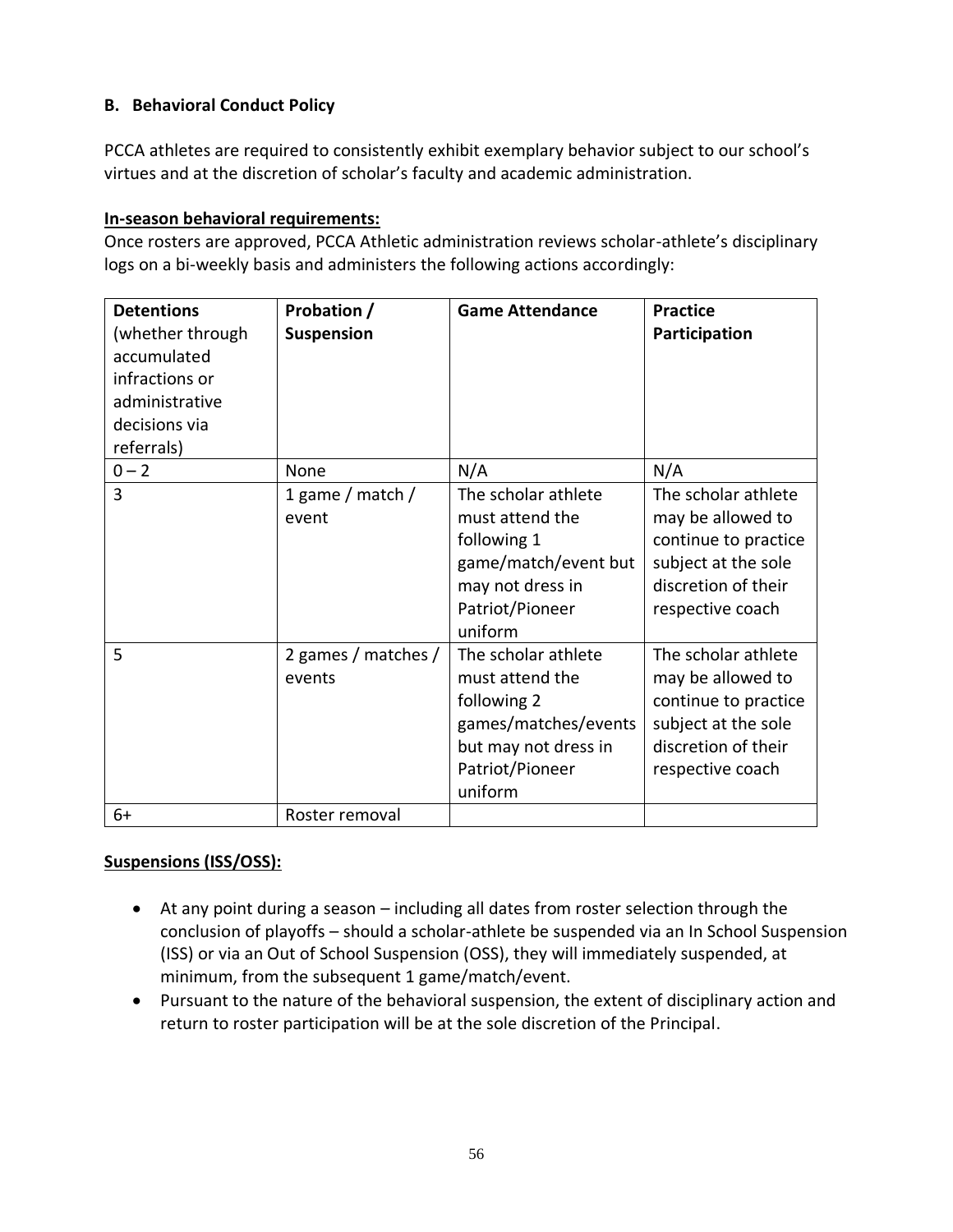### B. Behavioral Conduct Policy

PCCA athletes are required to consistently exhibit exemplary behavior subject to our school's virtues and at the discretion of scholar's faculty and academic administration.

**In-season behavioral requirements:**

Once rosters are approved, PCCA Athletic administration reviews scholar-athlete's disciplinary logs on a bi-weekly basis and administers the following actions accordingly:

| **Detentions** (whether through accumulated infractions or administrative decisions via referrals) | **Probation / Suspension** | **Game Attendance** | **Practice Participation** |
|---|---|---|---|
| 0 – 2 | None | N/A | N/A |
| 3 | 1 game / match / event | The scholar athlete must attend the following 1 game/match/event but may not dress in Patriot/Pioneer uniform | The scholar athlete may be allowed to continue to practice subject at the sole discretion of their respective coach |
| 5 | 2 games / matches / events | The scholar athlete must attend the following 2 games/matches/events but may not dress in Patriot/Pioneer uniform | The scholar athlete may be allowed to continue to practice subject at the sole discretion of their respective coach |
| 6+ | Roster removal | | |

**Suspensions (ISS/OSS):**

- At any point during a season – including all dates from roster selection through the conclusion of playoffs – should a scholar-athlete be suspended via an In School Suspension (ISS) or via an Out of School Suspension (OSS), they will immediately suspended, at minimum, from the subsequent 1 game/match/event.
- Pursuant to the nature of the behavioral suspension, the extent of disciplinary action and return to roster participation will be at the sole discretion of the Principal.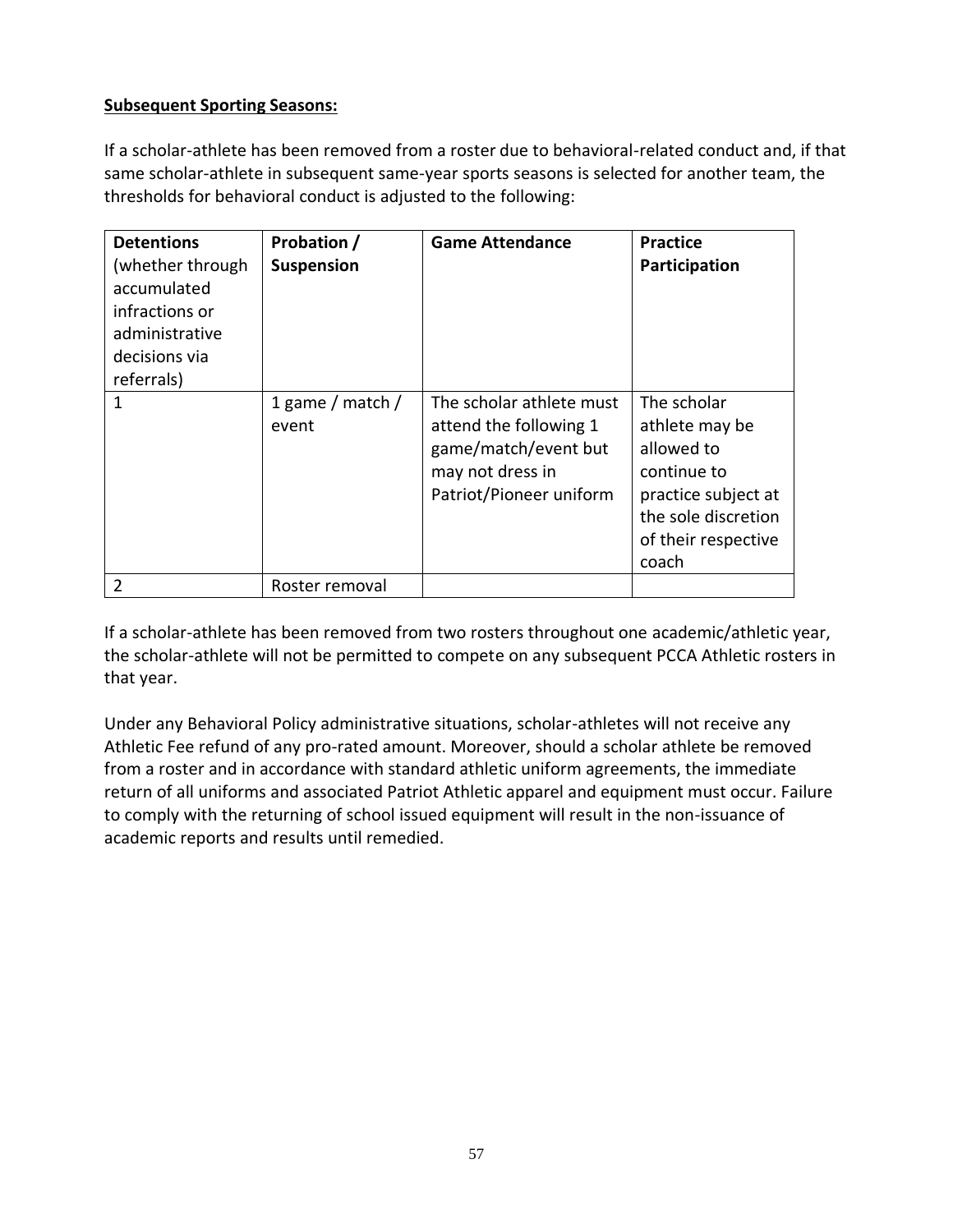**Subsequent Sporting Seasons:**

If a scholar-athlete has been removed from a roster due to behavioral-related conduct and, if that same scholar-athlete in subsequent same-year sports seasons is selected for another team, the thresholds for behavioral conduct is adjusted to the following:

| **Detentions** (whether through accumulated infractions or administrative decisions via referrals) | **Probation / Suspension** | **Game Attendance** | **Practice Participation** |
|---|---|---|---|
| 1 | 1 game / match / event | The scholar athlete must attend the following 1 game/match/event but may not dress in Patriot/Pioneer uniform | The scholar athlete may be allowed to continue to practice subject at the sole discretion of their respective coach |
| 2 | Roster removal | | |

If a scholar-athlete has been removed from two rosters throughout one academic/athletic year, the scholar-athlete will not be permitted to compete on any subsequent PCCA Athletic rosters in that year.

Under any Behavioral Policy administrative situations, scholar-athletes will not receive any Athletic Fee refund of any pro-rated amount. Moreover, should a scholar athlete be removed from a roster and in accordance with standard athletic uniform agreements, the immediate return of all uniforms and associated Patriot Athletic apparel and equipment must occur. Failure to comply with the returning of school issued equipment will result in the non-issuance of academic reports and results until remedied.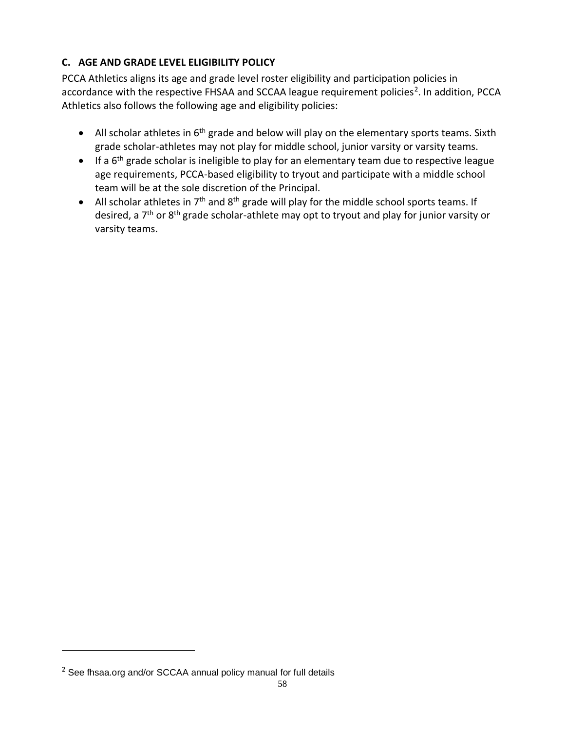### C. AGE AND GRADE LEVEL ELIGIBILITY POLICY

PCCA Athletics aligns its age and grade level roster eligibility and participation policies in accordance with the respective FHSAA and SCCAA league requirement policies[2]. In addition, PCCA Athletics also follows the following age and eligibility policies:

- All scholar athletes in 6th grade and below will play on the elementary sports teams. Sixth grade scholar-athletes may not play for middle school, junior varsity or varsity teams.
- If a 6th grade scholar is ineligible to play for an elementary team due to respective league age requirements, PCCA-based eligibility to tryout and participate with a middle school team will be at the sole discretion of the Principal.
- All scholar athletes in 7th and 8th grade will play for the middle school sports teams. If desired, a 7th or 8th grade scholar-athlete may opt to tryout and play for junior varsity or varsity teams.

---

[2] See fhsaa.org and/or SCCAA annual policy manual for full details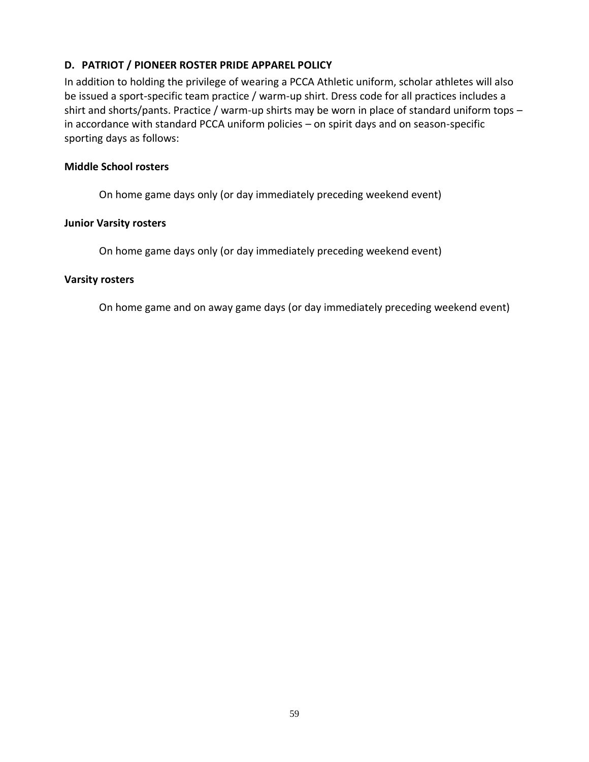### D. PATRIOT / PIONEER ROSTER PRIDE APPAREL POLICY

In addition to holding the privilege of wearing a PCCA Athletic uniform, scholar athletes will also be issued a sport-specific team practice / warm-up shirt. Dress code for all practices includes a shirt and shorts/pants. Practice / warm-up shirts may be worn in place of standard uniform tops – in accordance with standard PCCA uniform policies – on spirit days and on season-specific sporting days as follows:

**Middle School rosters**

On home game days only (or day immediately preceding weekend event)

**Junior Varsity rosters**

On home game days only (or day immediately preceding weekend event)

**Varsity rosters**

On home game and on away game days (or day immediately preceding weekend event)